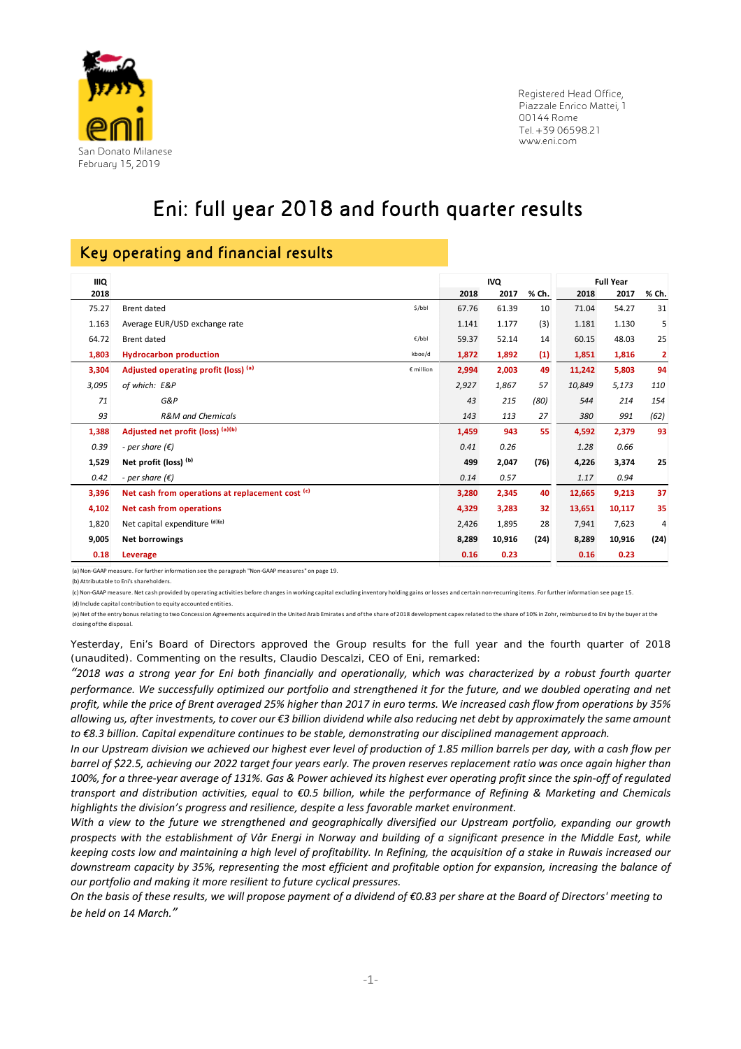San Donato Milanese
February 15, 2019

Registered Head Office,
Piazzale Enrico Mattei, 1
00144 Rome
Tel. +39 06598.21
www.eni.com

# Eni: full year 2018 and fourth quarter results

## Key operating and financial results

| IIIQ 2018 | | | IVQ 2018 | IVQ 2017 | % Ch. | Full Year 2018 | Full Year 2017 | % Ch. |
|---|---|---|---|---|---|---|---|---|
| 75.27 | Brent dated | $/bbl | 67.76 | 61.39 | 10 | 71.04 | 54.27 | 31 |
| 1.163 | Average EUR/USD exchange rate | | 1.141 | 1.177 | (3) | 1.181 | 1.130 | 5 |
| 64.72 | Brent dated | €/bbl | 59.37 | 52.14 | 14 | 60.15 | 48.03 | 25 |
| **1,803** | **Hydrocarbon production** | kboe/d | **1,872** | **1,892** | **(1)** | **1,851** | **1,816** | **2** |
| **3,304** | **Adjusted operating profit (loss)** [(a)] | € million | **2,994** | **2,003** | **49** | **11,242** | **5,803** | **94** |
| *3,095* | *of which: E&P* | | *2,927* | *1,867* | *57* | *10,849* | *5,173* | *110* |
| *71* | *G&P* | | *43* | *215* | *(80)* | *544* | *214* | *154* |
| *93* | *R&M and Chemicals* | | *143* | *113* | *27* | *380* | *991* | *(62)* |
| **1,388** | **Adjusted net profit (loss)** [(a)(b)] | | **1,459** | **943** | **55** | **4,592** | **2,379** | **93** |
| *0.39* | *- per share (€)* | | *0.41* | *0.26* | | *1.28* | *0.66* | |
| **1,529** | **Net profit (loss)** [(b)] | | **499** | **2,047** | **(76)** | **4,226** | **3,374** | **25** |
| *0.42* | *- per share (€)* | | *0.14* | *0.57* | | *1.17* | *0.94* | |
| **3,396** | **Net cash from operations at replacement cost** [(c)] | | **3,280** | **2,345** | **40** | **12,665** | **9,213** | **37** |
| **4,102** | **Net cash from operations** | | **4,329** | **3,283** | **32** | **13,651** | **10,117** | **35** |
| 1,820 | Net capital expenditure [(d)(e)] | | 2,426 | 1,895 | 28 | 7,941 | 7,623 | 4 |
| **9,005** | **Net borrowings** | | **8,289** | **10,916** | **(24)** | **8,289** | **10,916** | **(24)** |
| **0.18** | **Leverage** | | **0.16** | **0.23** | | **0.16** | **0.23** | |

(a) Non-GAAP measure. For further information see the paragraph "Non-GAAP measures" on page 19.
(b) Attributable to Eni's shareholders.
(c) Non-GAAP measure. Net cash provided by operating activities before changes in working capital excluding inventory holding gains or losses and certain non-recurring items. For further information see page 15.
(d) Include capital contribution to equity accounted entities.
(e) Net of the entry bonus relating to two Concession Agreements acquired in the United Arab Emirates and of the share of 2018 development capex related to the share of 10% in Zohr, reimbursed to Eni by the buyer at the closing of the disposal.

Yesterday, Eni's Board of Directors approved the Group results for the full year and the fourth quarter of 2018 (unaudited). Commenting on the results, Claudio Descalzi, CEO of Eni, remarked:

*"2018 was a strong year for Eni both financially and operationally, which was characterized by a robust fourth quarter performance. We successfully optimized our portfolio and strengthened it for the future, and we doubled operating and net profit, while the price of Brent averaged 25% higher than 2017 in euro terms. We increased cash flow from operations by 35% allowing us, after investments, to cover our €3 billion dividend while also reducing net debt by approximately the same amount to €8.3 billion. Capital expenditure continues to be stable, demonstrating our disciplined management approach.*

*In our Upstream division we achieved our highest ever level of production of 1.85 million barrels per day, with a cash flow per barrel of $22.5, achieving our 2022 target four years early. The proven reserves replacement ratio was once again higher than 100%, for a three-year average of 131%. Gas & Power achieved its highest ever operating profit since the spin-off of regulated transport and distribution activities, equal to €0.5 billion, while the performance of Refining & Marketing and Chemicals highlights the division's progress and resilience, despite a less favorable market environment.*

*With a view to the future we strengthened and geographically diversified our Upstream portfolio, expanding our growth prospects with the establishment of Vår Energi in Norway and building of a significant presence in the Middle East, while keeping costs low and maintaining a high level of profitability. In Refining, the acquisition of a stake in Ruwais increased our downstream capacity by 35%, representing the most efficient and profitable option for expansion, increasing the balance of our portfolio and making it more resilient to future cyclical pressures.*

*On the basis of these results, we will propose payment of a dividend of €0.83 per share at the Board of Directors' meeting to be held on 14 March."*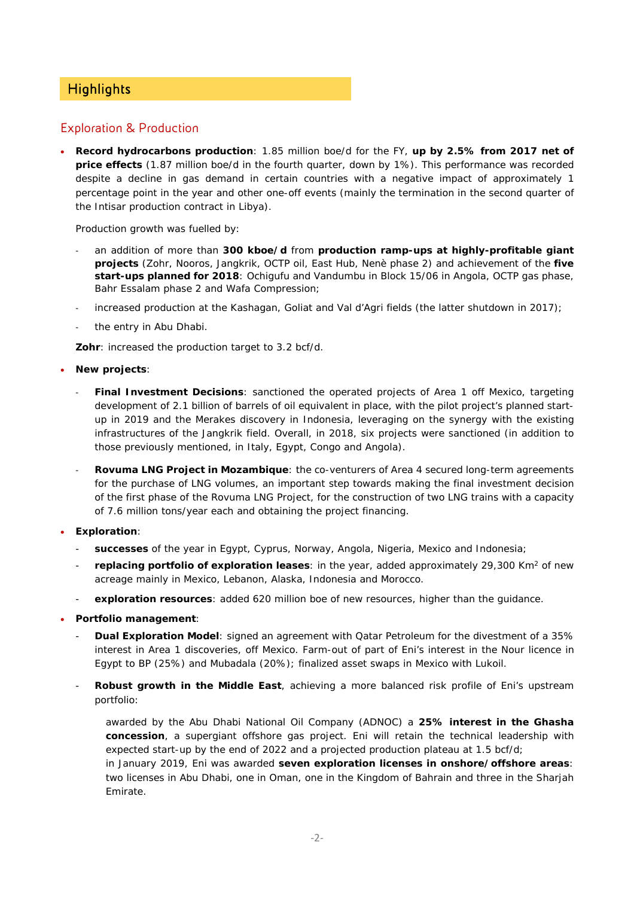# Highlights

## Exploration & Production

- **Record hydrocarbons production**: 1.85 million boe/d for the FY, **up by 2.5% from 2017 net of price effects** (1.87 million boe/d in the fourth quarter, down by 1%). This performance was recorded despite a decline in gas demand in certain countries with a negative impact of approximately 1 percentage point in the year and other one-off events (mainly the termination in the second quarter of the Intisar production contract in Libya).

  Production growth was fuelled by:

  - an addition of more than **300 kboe/d** from **production ramp-ups at highly-profitable giant projects** (Zohr, Nooros, Jangkrik, OCTP oil, East Hub, Nenè phase 2) and achievement of the **five start-ups planned for 2018**: Ochigufu and Vandumbu in Block 15/06 in Angola, OCTP gas phase, Bahr Essalam phase 2 and Wafa Compression;
  - increased production at the Kashagan, Goliat and Val d'Agri fields (the latter shutdown in 2017);
  - the entry in Abu Dhabi.

  **Zohr**: increased the production target to 3.2 bcf/d.

- **New projects**:
  - **Final Investment Decisions**: sanctioned the operated projects of Area 1 off Mexico, targeting development of 2.1 billion of barrels of oil equivalent in place, with the pilot project's planned start-up in 2019 and the Merakes discovery in Indonesia, leveraging on the synergy with the existing infrastructures of the Jangkrik field. Overall, in 2018, six projects were sanctioned (in addition to those previously mentioned, in Italy, Egypt, Congo and Angola).
  - **Rovuma LNG Project in Mozambique**: the co-venturers of Area 4 secured long-term agreements for the purchase of LNG volumes, an important step towards making the final investment decision of the first phase of the Rovuma LNG Project, for the construction of two LNG trains with a capacity of 7.6 million tons/year each and obtaining the project financing.

- **Exploration**:
  - **successes** of the year in Egypt, Cyprus, Norway, Angola, Nigeria, Mexico and Indonesia;
  - **replacing portfolio of exploration leases**: in the year, added approximately 29,300 $Km^2$ of new acreage mainly in Mexico, Lebanon, Alaska, Indonesia and Morocco.
  - **exploration resources**: added 620 million boe of new resources, higher than the guidance.

- **Portfolio management**:
  - **Dual Exploration Model**: signed an agreement with Qatar Petroleum for the divestment of a 35% interest in Area 1 discoveries, off Mexico. Farm-out of part of Eni's interest in the Nour licence in Egypt to BP (25%) and Mubadala (20%); finalized asset swaps in Mexico with Lukoil.
  - **Robust growth in the Middle East**, achieving a more balanced risk profile of Eni's upstream portfolio:

    awarded by the Abu Dhabi National Oil Company (ADNOC) a **25% interest in the Ghasha concession**, a supergiant offshore gas project. Eni will retain the technical leadership with expected start-up by the end of 2022 and a projected production plateau at 1.5 bcf/d;

    in January 2019, Eni was awarded **seven exploration licenses in onshore/offshore areas**: two licenses in Abu Dhabi, one in Oman, one in the Kingdom of Bahrain and three in the Sharjah Emirate.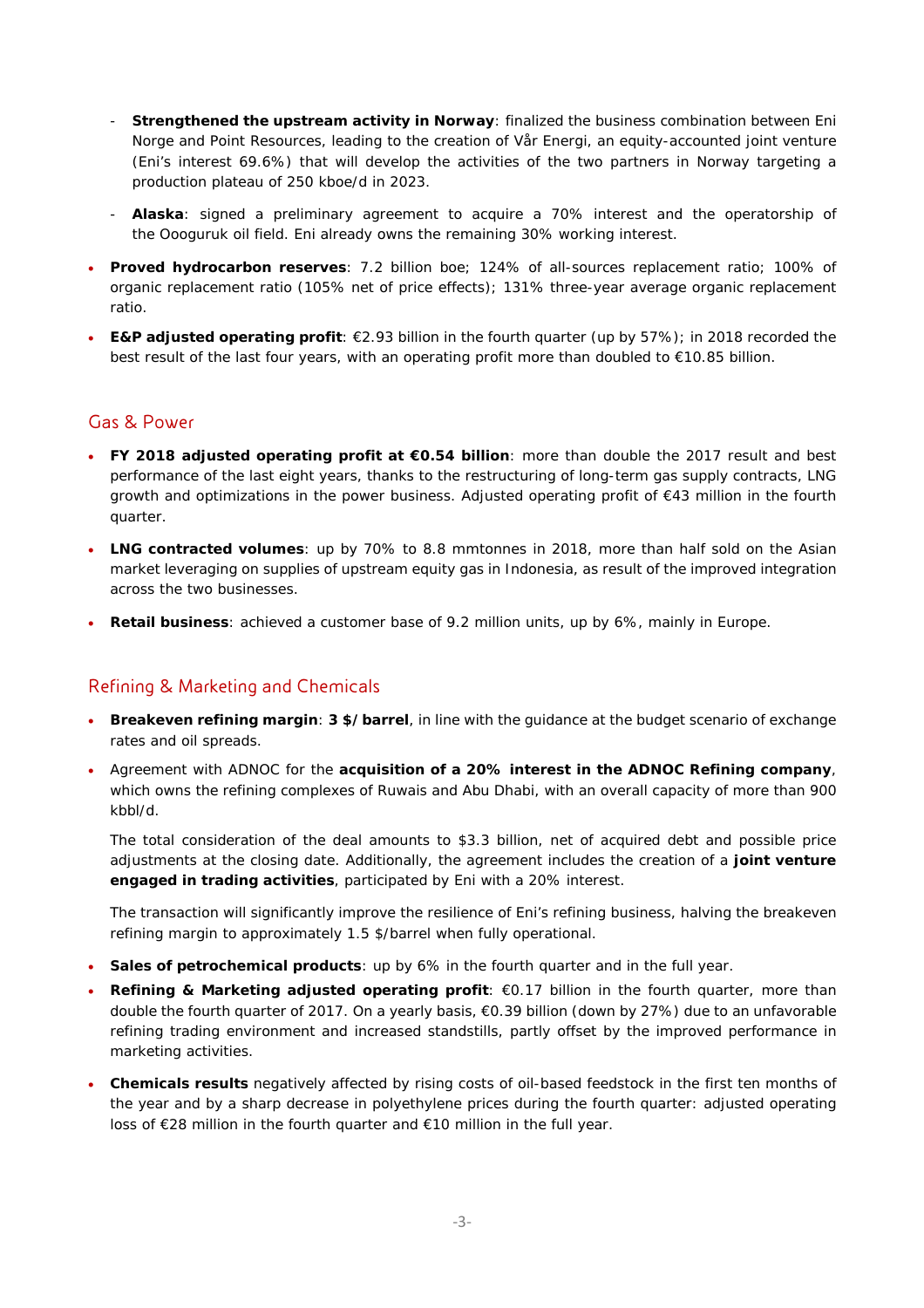- **Strengthened the upstream activity in Norway**: finalized the business combination between Eni Norge and Point Resources, leading to the creation of Vår Energi, an equity-accounted joint venture (Eni's interest 69.6%) that will develop the activities of the two partners in Norway targeting a production plateau of 250 kboe/d in 2023.
  - **Alaska**: signed a preliminary agreement to acquire a 70% interest and the operatorship of the Oooguruk oil field. Eni already owns the remaining 30% working interest.

- **Proved hydrocarbon reserves**: 7.2 billion boe; 124% of all-sources replacement ratio; 100% of organic replacement ratio (105% net of price effects); 131% three-year average organic replacement ratio.
- **E&P adjusted operating profit**: €2.93 billion in the fourth quarter (up by 57%); in 2018 recorded the best result of the last four years, with an operating profit more than doubled to €10.85 billion.

## Gas & Power

- **FY 2018 adjusted operating profit at €0.54 billion**: more than double the 2017 result and best performance of the last eight years, thanks to the restructuring of long-term gas supply contracts, LNG growth and optimizations in the power business. Adjusted operating profit of €43 million in the fourth quarter.
- **LNG contracted volumes**: up by 70% to 8.8 mmtonnes in 2018, more than half sold on the Asian market leveraging on supplies of upstream equity gas in Indonesia, as result of the improved integration across the two businesses.
- **Retail business**: achieved a customer base of 9.2 million units, up by 6%, mainly in Europe.

## Refining & Marketing and Chemicals

- **Breakeven refining margin**: **3 $/barrel**, in line with the guidance at the budget scenario of exchange rates and oil spreads.
- Agreement with ADNOC for the **acquisition of a 20% interest in the ADNOC Refining company**, which owns the refining complexes of Ruwais and Abu Dhabi, with an overall capacity of more than 900 kbbl/d.

  The total consideration of the deal amounts to $3.3 billion, net of acquired debt and possible price adjustments at the closing date. Additionally, the agreement includes the creation of a **joint venture engaged in trading activities**, participated by Eni with a 20% interest.

  The transaction will significantly improve the resilience of Eni's refining business, halving the breakeven refining margin to approximately 1.5 $/barrel when fully operational.

- **Sales of petrochemical products**: up by 6% in the fourth quarter and in the full year.
- **Refining & Marketing adjusted operating profit**: €0.17 billion in the fourth quarter, more than double the fourth quarter of 2017. On a yearly basis, €0.39 billion (down by 27%) due to an unfavorable refining trading environment and increased standstills, partly offset by the improved performance in marketing activities.
- **Chemicals results** negatively affected by rising costs of oil-based feedstock in the first ten months of the year and by a sharp decrease in polyethylene prices during the fourth quarter: adjusted operating loss of €28 million in the fourth quarter and €10 million in the full year.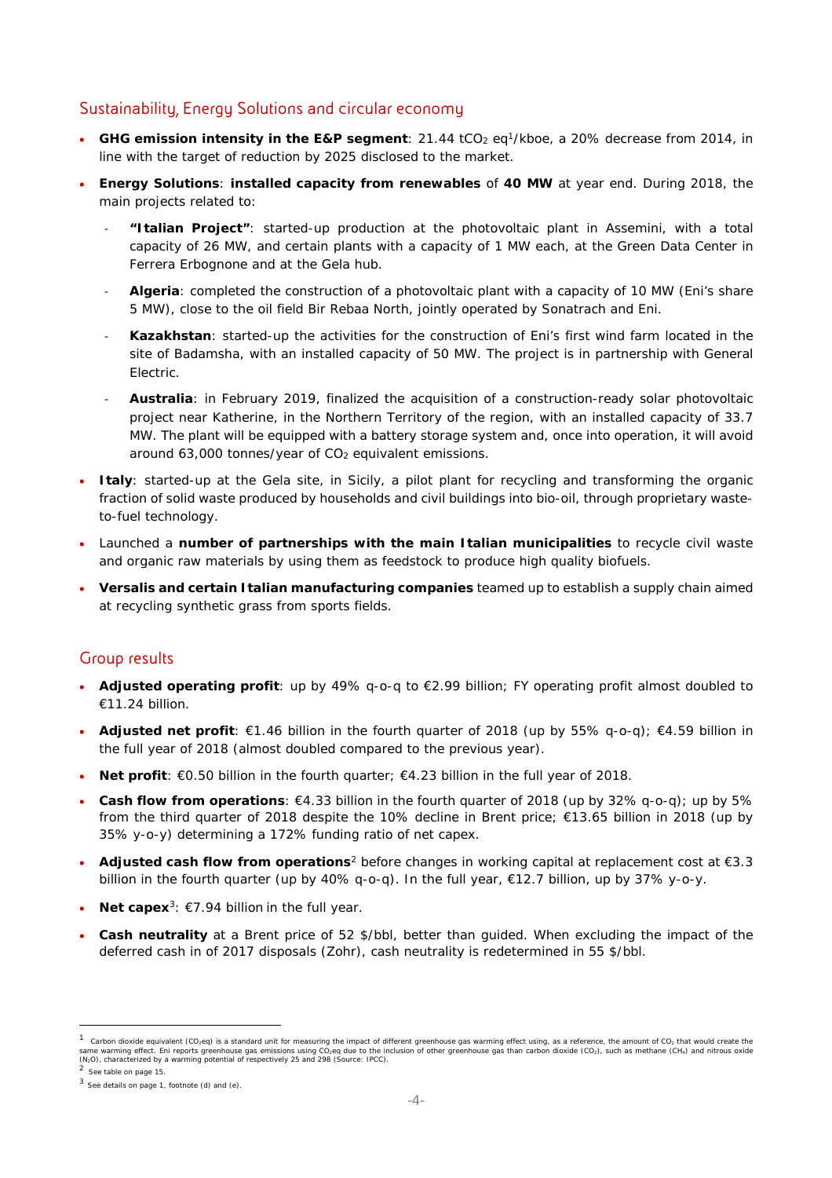## Sustainability, Energy Solutions and circular economy

- **GHG emission intensity in the E&P segment**: 21.44 $tCO_2$ eq[1]/kboe, a 20% decrease from 2014, in line with the target of reduction by 2025 disclosed to the market.
- **Energy Solutions**: **installed capacity from renewables** of **40 MW** at year end. During 2018, the main projects related to:
  - **"Italian Project"**: started-up production at the photovoltaic plant in Assemini, with a total capacity of 26 MW, and certain plants with a capacity of 1 MW each, at the Green Data Center in Ferrera Erbognone and at the Gela hub.
  - **Algeria**: completed the construction of a photovoltaic plant with a capacity of 10 MW (Eni's share 5 MW), close to the oil field Bir Rebaa North, jointly operated by Sonatrach and Eni.
  - **Kazakhstan**: started-up the activities for the construction of Eni's first wind farm located in the site of Badamsha, with an installed capacity of 50 MW. The project is in partnership with General Electric.
  - **Australia**: in February 2019, finalized the acquisition of a construction-ready solar photovoltaic project near Katherine, in the Northern Territory of the region, with an installed capacity of 33.7 MW. The plant will be equipped with a battery storage system and, once into operation, it will avoid around 63,000 tonnes/year of $CO_2$ equivalent emissions.
- **Italy**: started-up at the Gela site, in Sicily, a pilot plant for recycling and transforming the organic fraction of solid waste produced by households and civil buildings into bio-oil, through proprietary waste-to-fuel technology.
- Launched a **number of partnerships with the main Italian municipalities** to recycle civil waste and organic raw materials by using them as feedstock to produce high quality biofuels.
- **Versalis and certain Italian manufacturing companies** teamed up to establish a supply chain aimed at recycling synthetic grass from sports fields.

## Group results

- **Adjusted operating profit**: up by 49% q-o-q to €2.99 billion; FY operating profit almost doubled to €11.24 billion.
- **Adjusted net profit**: €1.46 billion in the fourth quarter of 2018 (up by 55% q-o-q); €4.59 billion in the full year of 2018 (almost doubled compared to the previous year).
- **Net profit**: €0.50 billion in the fourth quarter; €4.23 billion in the full year of 2018.
- **Cash flow from operations**: €4.33 billion in the fourth quarter of 2018 (up by 32% q-o-q); up by 5% from the third quarter of 2018 despite the 10% decline in Brent price; €13.65 billion in 2018 (up by 35% y-o-y) determining a 172% funding ratio of net capex.
- **Adjusted cash flow from operations**[2] before changes in working capital at replacement cost at €3.3 billion in the fourth quarter (up by 40% q-o-q). In the full year, €12.7 billion, up by 37% y-o-y.
- **Net capex**[3]: €7.94 billion in the full year.
- **Cash neutrality** at a Brent price of 52 $/bbl, better than guided. When excluding the impact of the deferred cash in of 2017 disposals (Zohr), cash neutrality is redetermined in 55 $/bbl.

---

[1] Carbon dioxide equivalent ($CO_2$eq) is a standard unit for measuring the impact of different greenhouse gas warming effect using, as a reference, the amount of $CO_2$ that would create the same warming effect. Eni reports greenhouse gas emissions using $CO_2$eq due to the inclusion of other greenhouse gas than carbon dioxide ($CO_2$), such as methane ($CH_4$) and nitrous oxide ($N_2O$), characterized by a warming potential of respectively 25 and 298 (Source: IPCC).

[2] See table on page 15.

[3] See details on page 1, footnote (d) and (e).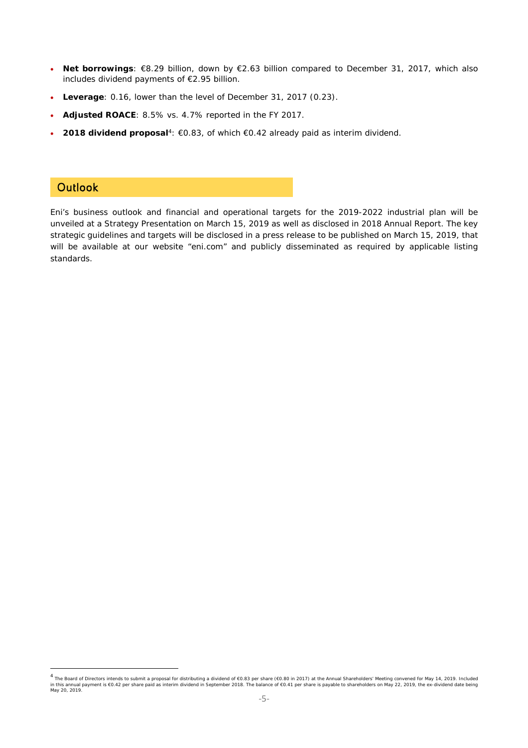- **Net borrowings**: €8.29 billion, down by €2.63 billion compared to December 31, 2017, which also includes dividend payments of €2.95 billion.
- **Leverage**: 0.16, lower than the level of December 31, 2017 (0.23).
- **Adjusted ROACE**: 8.5% vs. 4.7% reported in the FY 2017.
- **2018 dividend proposal**[4]: €0.83, of which €0.42 already paid as interim dividend.

## Outlook

Eni's business outlook and financial and operational targets for the 2019-2022 industrial plan will be unveiled at a Strategy Presentation on March 15, 2019 as well as disclosed in 2018 Annual Report. The key strategic guidelines and targets will be disclosed in a press release to be published on March 15, 2019, that will be available at our website "eni.com" and publicly disseminated as required by applicable listing standards.

---

[4] The Board of Directors intends to submit a proposal for distributing a dividend of €0.83 per share (€0.80 in 2017) at the Annual Shareholders' Meeting convened for May 14, 2019. Included in this annual payment is €0.42 per share paid as interim dividend in September 2018. The balance of €0.41 per share is payable to shareholders on May 22, 2019, the ex-dividend date being May 20, 2019.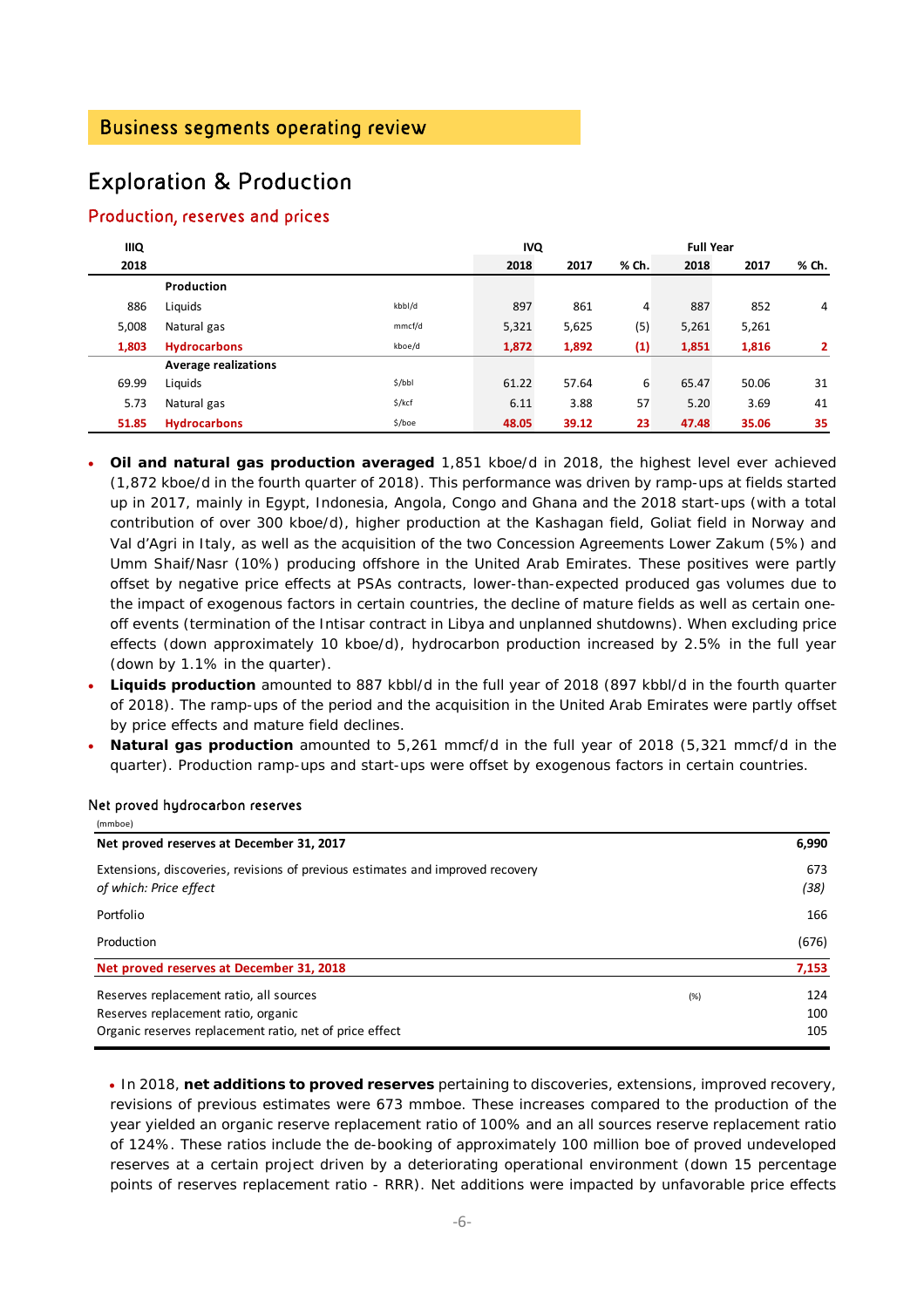## Business segments operating review

# Exploration & Production

## Production, reserves and prices

| IIIQ 2018 | | | IVQ 2018 | IVQ 2017 | IVQ % Ch. | Full Year 2018 | Full Year 2017 | Full Year % Ch. |
|---|---|---|---|---|---|---|---|---|
| | **Production** | | | | | | | |
| 886 | Liquids | kbbl/d | 897 | 861 | 4 | 887 | 852 | 4 |
| 5,008 | Natural gas | mmcf/d | 5,321 | 5,625 | (5) | 5,261 | 5,261 | |
| **1,803** | **Hydrocarbons** | kboe/d | **1,872** | **1,892** | **(1)** | **1,851** | **1,816** | **2** |
| | **Average realizations** | | | | | | | |
| 69.99 | Liquids | $/bbl | 61.22 | 57.64 | 6 | 65.47 | 50.06 | 31 |
| 5.73 | Natural gas | $/kcf | 6.11 | 3.88 | 57 | 5.20 | 3.69 | 41 |
| **51.85** | **Hydrocarbons** | $/boe | **48.05** | **39.12** | **23** | **47.48** | **35.06** | **35** |

- **Oil and natural gas production averaged** 1,851 kboe/d in 2018, the highest level ever achieved (1,872 kboe/d in the fourth quarter of 2018). This performance was driven by ramp-ups at fields started up in 2017, mainly in Egypt, Indonesia, Angola, Congo and Ghana and the 2018 start-ups (with a total contribution of over 300 kboe/d), higher production at the Kashagan field, Goliat field in Norway and Val d'Agri in Italy, as well as the acquisition of the two Concession Agreements Lower Zakum (5%) and Umm Shaif/Nasr (10%) producing offshore in the United Arab Emirates. These positives were partly offset by negative price effects at PSAs contracts, lower-than-expected produced gas volumes due to the impact of exogenous factors in certain countries, the decline of mature fields as well as certain one-off events (termination of the Intisar contract in Libya and unplanned shutdowns). When excluding price effects (down approximately 10 kboe/d), hydrocarbon production increased by 2.5% in the full year (down by 1.1% in the quarter).
- **Liquids production** amounted to 887 kbbl/d in the full year of 2018 (897 kbbl/d in the fourth quarter of 2018). The ramp-ups of the period and the acquisition in the United Arab Emirates were partly offset by price effects and mature field declines.
- **Natural gas production** amounted to 5,261 mmcf/d in the full year of 2018 (5,321 mmcf/d in the quarter). Production ramp-ups and start-ups were offset by exogenous factors in certain countries.

### Net proved hydrocarbon reserves

(mmboe)

| | | |
|---|---|---|
| **Net proved reserves at December 31, 2017** | | **6,990** |
| Extensions, discoveries, revisions of previous estimates and improved recovery | | 673 |
| *of which: Price effect* | | *(38)* |
| Portfolio | | 166 |
| Production | | (676) |
| **Net proved reserves at December 31, 2018** | | **7,153** |
| Reserves replacement ratio, all sources | (%) | 124 |
| Reserves replacement ratio, organic | | 100 |
| Organic reserves replacement ratio, net of price effect | | 105 |

- In 2018, **net additions to proved reserves** pertaining to discoveries, extensions, improved recovery, revisions of previous estimates were 673 mmboe. These increases compared to the production of the year yielded an organic reserve replacement ratio of 100% and an all sources reserve replacement ratio of 124%. These ratios include the de-booking of approximately 100 million boe of proved undeveloped reserves at a certain project driven by a deteriorating operational environment (down 15 percentage points of reserves replacement ratio - RRR). Net additions were impacted by unfavorable price effects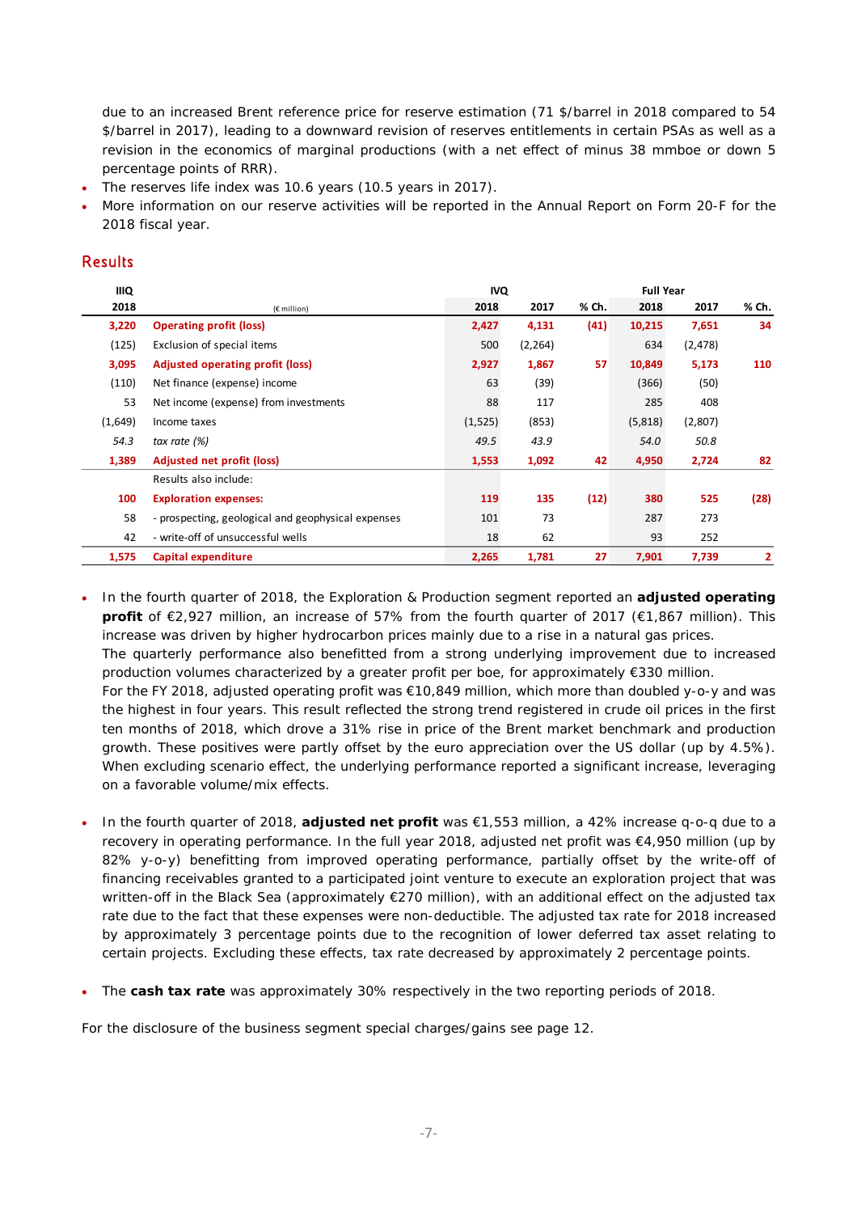due to an increased Brent reference price for reserve estimation (71 $/barrel in 2018 compared to 54 $/barrel in 2017), leading to a downward revision of reserves entitlements in certain PSAs as well as a revision in the economics of marginal productions (with a net effect of minus 38 mmboe or down 5 percentage points of RRR).

- The reserves life index was 10.6 years (10.5 years in 2017).
- More information on our reserve activities will be reported in the Annual Report on Form 20-F for the 2018 fiscal year.

## Results

| IIIQ 2018 | (€ million) | IVQ 2018 | IVQ 2017 | % Ch. | Full Year 2018 | Full Year 2017 | % Ch. |
|---|---|---|---|---|---|---|---|
| **3,220** | **Operating profit (loss)** | **2,427** | **4,131** | **(41)** | **10,215** | **7,651** | **34** |
| (125) | Exclusion of special items | 500 | (2,264) | | 634 | (2,478) | |
| **3,095** | **Adjusted operating profit (loss)** | **2,927** | **1,867** | **57** | **10,849** | **5,173** | **110** |
| (110) | Net finance (expense) income | 63 | (39) | | (366) | (50) | |
| 53 | Net income (expense) from investments | 88 | 117 | | 285 | 408 | |
| (1,649) | Income taxes | (1,525) | (853) | | (5,818) | (2,807) | |
| *54.3* | *tax rate (%)* | *49.5* | *43.9* | | *54.0* | *50.8* | |
| **1,389** | **Adjusted net profit (loss)** | **1,553** | **1,092** | **42** | **4,950** | **2,724** | **82** |
| | Results also include: | | | | | | |
| **100** | **Exploration expenses:** | **119** | **135** | **(12)** | **380** | **525** | **(28)** |
| 58 | - prospecting, geological and geophysical expenses | 101 | 73 | | 287 | 273 | |
| 42 | - write-off of unsuccessful wells | 18 | 62 | | 93 | 252 | |
| **1,575** | **Capital expenditure** | **2,265** | **1,781** | **27** | **7,901** | **7,739** | **2** |

- In the fourth quarter of 2018, the Exploration & Production segment reported an **adjusted operating profit** of €2,927 million, an increase of 57% from the fourth quarter of 2017 (€1,867 million). This increase was driven by higher hydrocarbon prices mainly due to a rise in a natural gas prices.
  The quarterly performance also benefitted from a strong underlying improvement due to increased production volumes characterized by a greater profit per boe, for approximately €330 million.
  For the FY 2018, adjusted operating profit was €10,849 million, which more than doubled y-o-y and was the highest in four years. This result reflected the strong trend registered in crude oil prices in the first ten months of 2018, which drove a 31% rise in price of the Brent market benchmark and production growth. These positives were partly offset by the euro appreciation over the US dollar (up by 4.5%). When excluding scenario effect, the underlying performance reported a significant increase, leveraging on a favorable volume/mix effects.

- In the fourth quarter of 2018, **adjusted net profit** was €1,553 million, a 42% increase q-o-q due to a recovery in operating performance. In the full year 2018, adjusted net profit was €4,950 million (up by 82% y-o-y) benefitting from improved operating performance, partially offset by the write-off of financing receivables granted to a participated joint venture to execute an exploration project that was written-off in the Black Sea (approximately €270 million), with an additional effect on the adjusted tax rate due to the fact that these expenses were non-deductible. The adjusted tax rate for 2018 increased by approximately 3 percentage points due to the recognition of lower deferred tax asset relating to certain projects. Excluding these effects, tax rate decreased by approximately 2 percentage points.

- The **cash tax rate** was approximately 30% respectively in the two reporting periods of 2018.

For the disclosure of the business segment special charges/gains see page 12.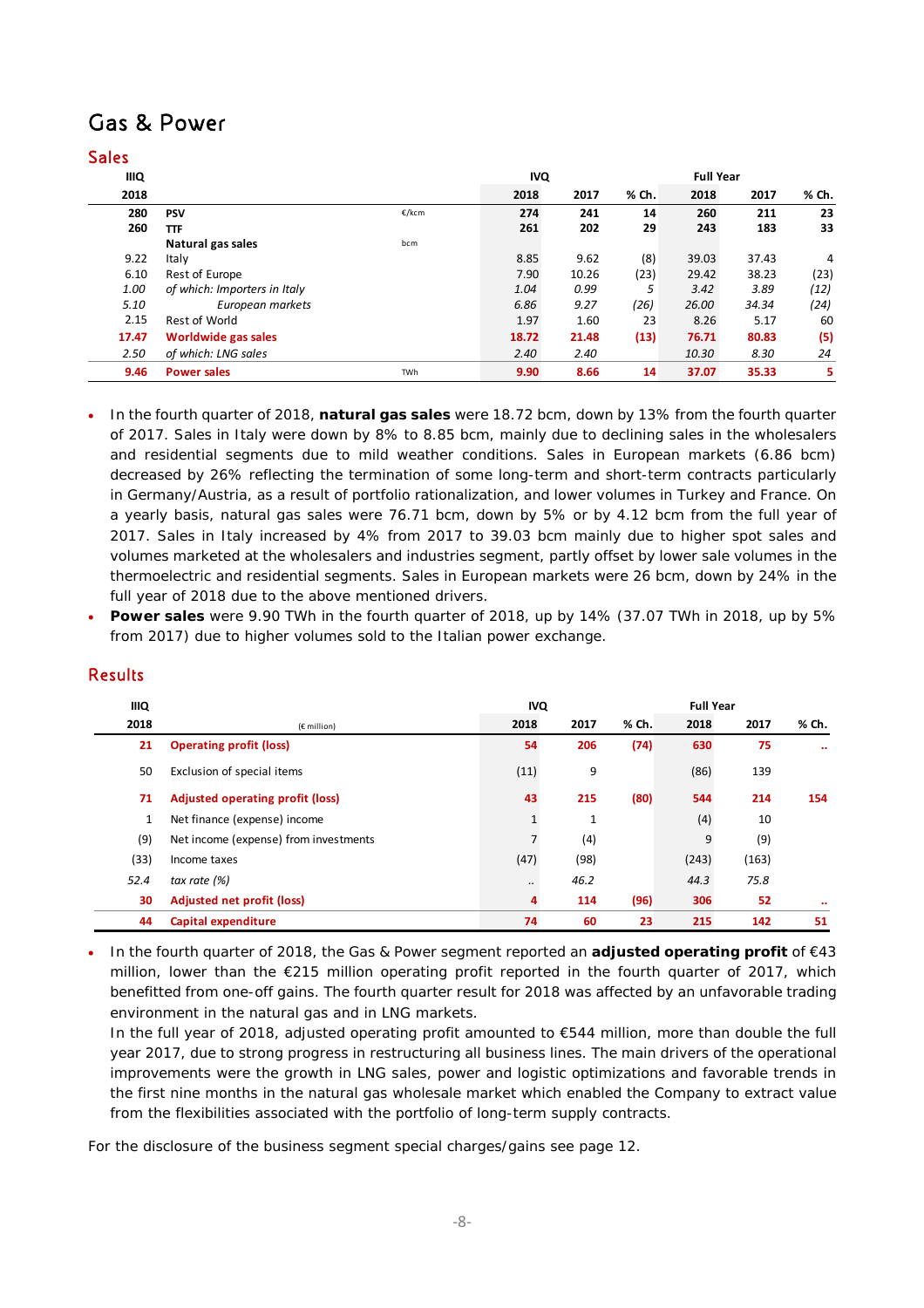# Gas & Power

## Sales

| IIIQ | | | IVQ | | | Full Year | | |
|---|---|---|---|---|---|---|---|---|
| 2018 | | | 2018 | 2017 | % Ch. | 2018 | 2017 | % Ch. |
| **280** | **PSV** | €/kcm | **274** | **241** | **14** | **260** | **211** | **23** |
| **260** | **TTF** | | **261** | **202** | **29** | **243** | **183** | **33** |
| | **Natural gas sales** | bcm | | | | | | |
| 9.22 | Italy | | 8.85 | 9.62 | (8) | 39.03 | 37.43 | 4 |
| 6.10 | Rest of Europe | | 7.90 | 10.26 | (23) | 29.42 | 38.23 | (23) |
| *1.00* | *of which: Importers in Italy* | | *1.04* | *0.99* | *5* | *3.42* | *3.89* | *(12)* |
| *5.10* | *European markets* | | *6.86* | *9.27* | *(26)* | *26.00* | *34.34* | *(24)* |
| 2.15 | Rest of World | | 1.97 | 1.60 | 23 | 8.26 | 5.17 | 60 |
| **17.47** | **Worldwide gas sales** | | **18.72** | **21.48** | **(13)** | **76.71** | **80.83** | **(5)** |
| *2.50* | *of which: LNG sales* | | *2.40* | *2.40* | | *10.30* | *8.30* | *24* |
| **9.46** | **Power sales** | TWh | **9.90** | **8.66** | **14** | **37.07** | **35.33** | **5** |

- In the fourth quarter of 2018, **natural gas sales** were 18.72 bcm, down by 13% from the fourth quarter of 2017. Sales in Italy were down by 8% to 8.85 bcm, mainly due to declining sales in the wholesalers and residential segments due to mild weather conditions. Sales in European markets (6.86 bcm) decreased by 26% reflecting the termination of some long-term and short-term contracts particularly in Germany/Austria, as a result of portfolio rationalization, and lower volumes in Turkey and France. On a yearly basis, natural gas sales were 76.71 bcm, down by 5% or by 4.12 bcm from the full year of 2017. Sales in Italy increased by 4% from 2017 to 39.03 bcm mainly due to higher spot sales and volumes marketed at the wholesalers and industries segment, partly offset by lower sale volumes in the thermoelectric and residential segments. Sales in European markets were 26 bcm, down by 24% in the full year of 2018 due to the above mentioned drivers.
- **Power sales** were 9.90 TWh in the fourth quarter of 2018, up by 14% (37.07 TWh in 2018, up by 5% from 2017) due to higher volumes sold to the Italian power exchange.

## Results

| IIIQ | | IVQ | | | Full Year | | |
|---|---|---|---|---|---|---|---|
| 2018 | (€ million) | 2018 | 2017 | % Ch. | 2018 | 2017 | % Ch. |
| **21** | **Operating profit (loss)** | **54** | **206** | **(74)** | **630** | **75** | **..** |
| 50 | Exclusion of special items | (11) | 9 | | (86) | 139 | |
| **71** | **Adjusted operating profit (loss)** | **43** | **215** | **(80)** | **544** | **214** | **154** |
| 1 | Net finance (expense) income | 1 | 1 | | (4) | 10 | |
| (9) | Net income (expense) from investments | 7 | (4) | | 9 | (9) | |
| (33) | Income taxes | (47) | (98) | | (243) | (163) | |
| *52.4* | *tax rate (%)* | *..* | *46.2* | | *44.3* | *75.8* | |
| **30** | **Adjusted net profit (loss)** | **4** | **114** | **(96)** | **306** | **52** | **..** |
| **44** | **Capital expenditure** | **74** | **60** | **23** | **215** | **142** | **51** |

- In the fourth quarter of 2018, the Gas & Power segment reported an **adjusted operating profit** of €43 million, lower than the €215 million operating profit reported in the fourth quarter of 2017, which benefitted from one-off gains. The fourth quarter result for 2018 was affected by an unfavorable trading environment in the natural gas and in LNG markets.
  In the full year of 2018, adjusted operating profit amounted to €544 million, more than double the full year 2017, due to strong progress in restructuring all business lines. The main drivers of the operational improvements were the growth in LNG sales, power and logistic optimizations and favorable trends in the first nine months in the natural gas wholesale market which enabled the Company to extract value from the flexibilities associated with the portfolio of long-term supply contracts.

For the disclosure of the business segment special charges/gains see page 12.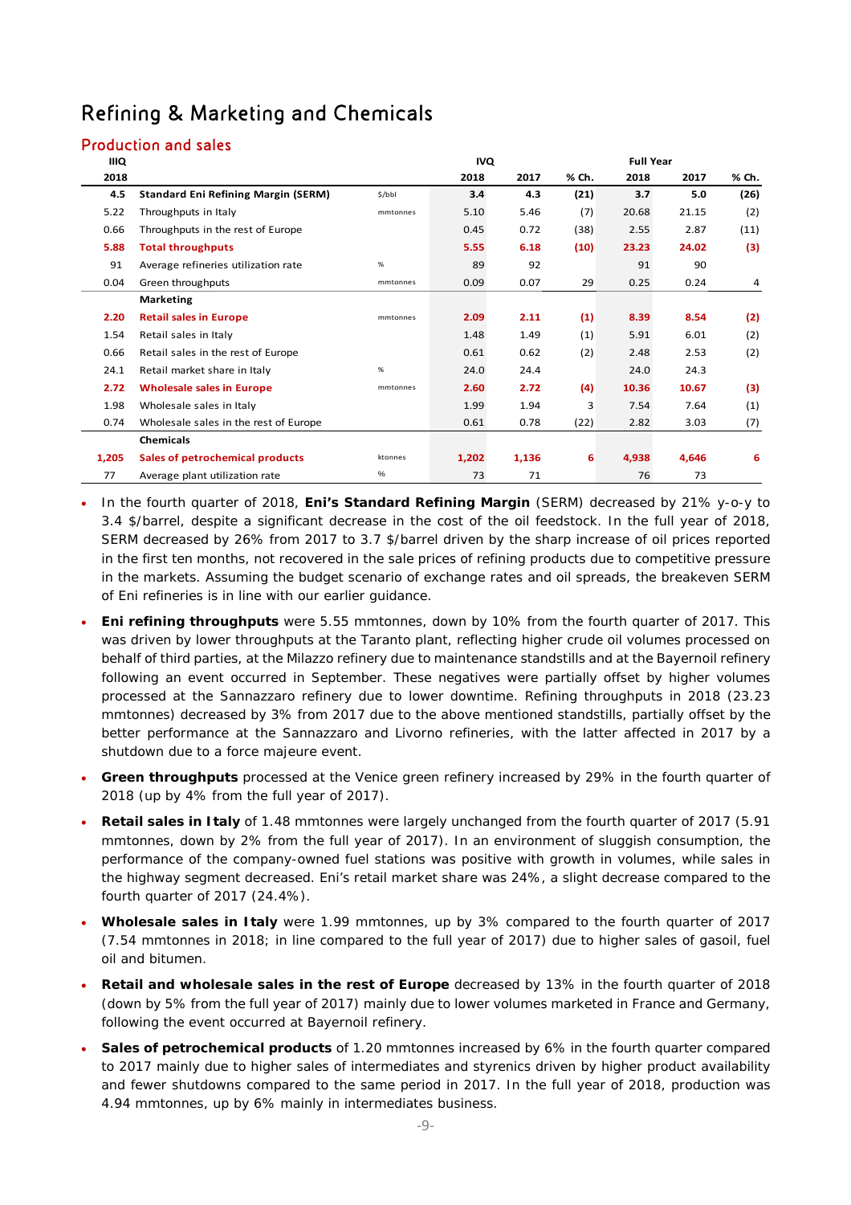# Refining & Marketing and Chemicals

## Production and sales

| IIIQ 2018 | | | IVQ 2018 | IVQ 2017 | % Ch. | Full Year 2018 | Full Year 2017 | % Ch. |
|---|---|---|---|---|---|---|---|---|
| **4.5** | **Standard Eni Refining Margin (SERM)** | $/bbl | **3.4** | **4.3** | **(21)** | **3.7** | **5.0** | **(26)** |
| 5.22 | Throughputs in Italy | mmtonnes | 5.10 | 5.46 | (7) | 20.68 | 21.15 | (2) |
| 0.66 | Throughputs in the rest of Europe | | 0.45 | 0.72 | (38) | 2.55 | 2.87 | (11) |
| **5.88** | **Total throughputs** | | **5.55** | **6.18** | **(10)** | **23.23** | **24.02** | **(3)** |
| 91 | Average refineries utilization rate | % | 89 | 92 | | 91 | 90 | |
| 0.04 | Green throughputs | mmtonnes | 0.09 | 0.07 | 29 | 0.25 | 0.24 | 4 |
| | **Marketing** | | | | | | | |
| **2.20** | **Retail sales in Europe** | mmtonnes | **2.09** | **2.11** | **(1)** | **8.39** | **8.54** | **(2)** |
| 1.54 | Retail sales in Italy | | 1.48 | 1.49 | (1) | 5.91 | 6.01 | (2) |
| 0.66 | Retail sales in the rest of Europe | | 0.61 | 0.62 | (2) | 2.48 | 2.53 | (2) |
| 24.1 | Retail market share in Italy | % | 24.0 | 24.4 | | 24.0 | 24.3 | |
| **2.72** | **Wholesale sales in Europe** | mmtonnes | **2.60** | **2.72** | **(4)** | **10.36** | **10.67** | **(3)** |
| 1.98 | Wholesale sales in Italy | | 1.99 | 1.94 | 3 | 7.54 | 7.64 | (1) |
| 0.74 | Wholesale sales in the rest of Europe | | 0.61 | 0.78 | (22) | 2.82 | 3.03 | (7) |
| | **Chemicals** | | | | | | | |
| **1,205** | **Sales of petrochemical products** | ktonnes | **1,202** | **1,136** | **6** | **4,938** | **4,646** | **6** |
| 77 | Average plant utilization rate | % | 73 | 71 | | 76 | 73 | |

- In the fourth quarter of 2018, **Eni's Standard Refining Margin** (SERM) decreased by 21% y-o-y to 3.4 $/barrel, despite a significant decrease in the cost of the oil feedstock. In the full year of 2018, SERM decreased by 26% from 2017 to 3.7 $/barrel driven by the sharp increase of oil prices reported in the first ten months, not recovered in the sale prices of refining products due to competitive pressure in the markets. Assuming the budget scenario of exchange rates and oil spreads, the breakeven SERM of Eni refineries is in line with our earlier guidance.
- **Eni refining throughputs** were 5.55 mmtonnes, down by 10% from the fourth quarter of 2017. This was driven by lower throughputs at the Taranto plant, reflecting higher crude oil volumes processed on behalf of third parties, at the Milazzo refinery due to maintenance standstills and at the Bayernoil refinery following an event occurred in September. These negatives were partially offset by higher volumes processed at the Sannazzaro refinery due to lower downtime. Refining throughputs in 2018 (23.23 mmtonnes) decreased by 3% from 2017 due to the above mentioned standstills, partially offset by the better performance at the Sannazzaro and Livorno refineries, with the latter affected in 2017 by a shutdown due to a force majeure event.
- **Green throughputs** processed at the Venice green refinery increased by 29% in the fourth quarter of 2018 (up by 4% from the full year of 2017).
- **Retail sales in Italy** of 1.48 mmtonnes were largely unchanged from the fourth quarter of 2017 (5.91 mmtonnes, down by 2% from the full year of 2017). In an environment of sluggish consumption, the performance of the company-owned fuel stations was positive with growth in volumes, while sales in the highway segment decreased. Eni's retail market share was 24%, a slight decrease compared to the fourth quarter of 2017 (24.4%).
- **Wholesale sales in Italy** were 1.99 mmtonnes, up by 3% compared to the fourth quarter of 2017 (7.54 mmtonnes in 2018; in line compared to the full year of 2017) due to higher sales of gasoil, fuel oil and bitumen.
- **Retail and wholesale sales in the rest of Europe** decreased by 13% in the fourth quarter of 2018 (down by 5% from the full year of 2017) mainly due to lower volumes marketed in France and Germany, following the event occurred at Bayernoil refinery.
- **Sales of petrochemical products** of 1.20 mmtonnes increased by 6% in the fourth quarter compared to 2017 mainly due to higher sales of intermediates and styrenics driven by higher product availability and fewer shutdowns compared to the same period in 2017. In the full year of 2018, production was 4.94 mmtonnes, up by 6% mainly in intermediates business.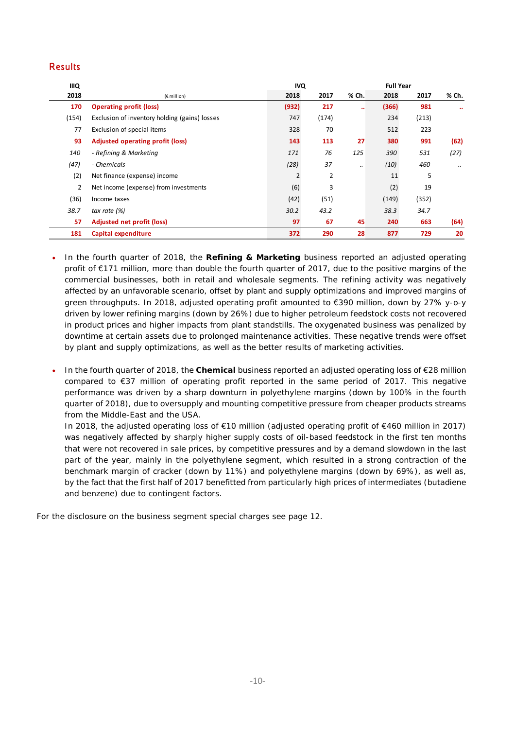## Results

| IIIQ 2018 | (€ million) | IVQ 2018 | IVQ 2017 | % Ch. | Full Year 2018 | Full Year 2017 | % Ch. |
|---|---|---|---|---|---|---|---|
| **170** | **Operating profit (loss)** | **(932)** | **217** | **..** | **(366)** | **981** | **..** |
| (154) | Exclusion of inventory holding (gains) losses | 747 | (174) | | 234 | (213) | |
| 77 | Exclusion of special items | 328 | 70 | | 512 | 223 | |
| **93** | **Adjusted operating profit (loss)** | **143** | **113** | **27** | **380** | **991** | **(62)** |
| *140* | *- Refining & Marketing* | *171* | *76* | *125* | *390* | *531* | *(27)* |
| *(47)* | *- Chemicals* | *(28)* | *37* | *..* | *(10)* | *460* | *..* |
| (2) | Net finance (expense) income | 2 | 2 | | 11 | 5 | |
| 2 | Net income (expense) from investments | (6) | 3 | | (2) | 19 | |
| (36) | Income taxes | (42) | (51) | | (149) | (352) | |
| *38.7* | *tax rate (%)* | *30.2* | *43.2* | | *38.3* | *34.7* | |
| **57** | **Adjusted net profit (loss)** | **97** | **67** | **45** | **240** | **663** | **(64)** |
| **181** | **Capital expenditure** | **372** | **290** | **28** | **877** | **729** | **20** |

- In the fourth quarter of 2018, the **Refining & Marketing** business reported an adjusted operating profit of €171 million, more than double the fourth quarter of 2017, due to the positive margins of the commercial businesses, both in retail and wholesale segments. The refining activity was negatively affected by an unfavorable scenario, offset by plant and supply optimizations and improved margins of green throughputs. In 2018, adjusted operating profit amounted to €390 million, down by 27% y-o-y driven by lower refining margins (down by 26%) due to higher petroleum feedstock costs not recovered in product prices and higher impacts from plant standstills. The oxygenated business was penalized by downtime at certain assets due to prolonged maintenance activities. These negative trends were offset by plant and supply optimizations, as well as the better results of marketing activities.

- In the fourth quarter of 2018, the **Chemical** business reported an adjusted operating loss of €28 million compared to €37 million of operating profit reported in the same period of 2017. This negative performance was driven by a sharp downturn in polyethylene margins (down by 100% in the fourth quarter of 2018), due to oversupply and mounting competitive pressure from cheaper products streams from the Middle-East and the USA.

  In 2018, the adjusted operating loss of €10 million (adjusted operating profit of €460 million in 2017) was negatively affected by sharply higher supply costs of oil-based feedstock in the first ten months that were not recovered in sale prices, by competitive pressures and by a demand slowdown in the last part of the year, mainly in the polyethylene segment, which resulted in a strong contraction of the benchmark margin of cracker (down by 11%) and polyethylene margins (down by 69%), as well as, by the fact that the first half of 2017 benefitted from particularly high prices of intermediates (butadiene and benzene) due to contingent factors.

For the disclosure on the business segment special charges see page 12.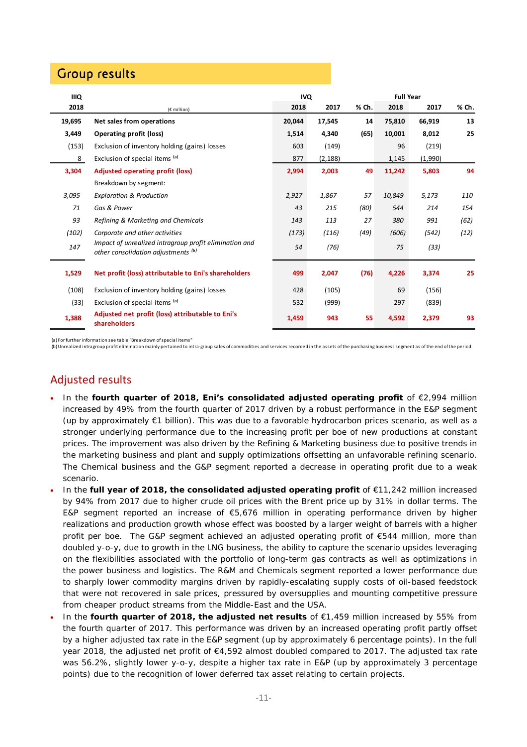## Group results

| IIIQ 2018 | (€ million) | IVQ 2018 | IVQ 2017 | % Ch. | Full Year 2018 | Full Year 2017 | % Ch. |
|---|---|---|---|---|---|---|---|
| **19,695** | **Net sales from operations** | **20,044** | **17,545** | **14** | **75,810** | **66,919** | **13** |
| **3,449** | **Operating profit (loss)** | **1,514** | **4,340** | **(65)** | **10,001** | **8,012** | **25** |
| (153) | Exclusion of inventory holding (gains) losses | 603 | (149) | | 96 | (219) | |
| 8 | Exclusion of special items [(a)] | 877 | (2,188) | | 1,145 | (1,990) | |
| **3,304** | **Adjusted operating profit (loss)** | **2,994** | **2,003** | **49** | **11,242** | **5,803** | **94** |
| | Breakdown by segment: | | | | | | |
| *3,095* | *Exploration & Production* | *2,927* | *1,867* | *57* | *10,849* | *5,173* | *110* |
| *71* | *Gas & Power* | *43* | *215* | *(80)* | *544* | *214* | *154* |
| *93* | *Refining & Marketing and Chemicals* | *143* | *113* | *27* | *380* | *991* | *(62)* |
| *(102)* | *Corporate and other activities* | *(173)* | *(116)* | *(49)* | *(606)* | *(542)* | *(12)* |
| *147* | *Impact of unrealized intragroup profit elimination and other consolidation adjustments [(b)]* | *54* | *(76)* | | *75* | *(33)* | |
| **1,529** | **Net profit (loss) attributable to Eni's shareholders** | **499** | **2,047** | **(76)** | **4,226** | **3,374** | **25** |
| (108) | Exclusion of inventory holding (gains) losses | 428 | (105) | | 69 | (156) | |
| (33) | Exclusion of special items [(a)] | 532 | (999) | | 297 | (839) | |
| **1,388** | **Adjusted net profit (loss) attributable to Eni's shareholders** | **1,459** | **943** | **55** | **4,592** | **2,379** | **93** |

(a) For further information see table "Breakdown of special items"
(b) Unrealized intragroup profit elimination mainly pertained to intra-group sales of commodities and services recorded in the assets of the purchasing business segment as of the end of the period.

## Adjusted results

- In the **fourth quarter of 2018, Eni's consolidated adjusted operating profit** of €2,994 million increased by 49% from the fourth quarter of 2017 driven by a robust performance in the E&P segment (up by approximately €1 billion). This was due to a favorable hydrocarbon prices scenario, as well as a stronger underlying performance due to the increasing profit per boe of new productions at constant prices. The improvement was also driven by the Refining & Marketing business due to positive trends in the marketing business and plant and supply optimizations offsetting an unfavorable refining scenario. The Chemical business and the G&P segment reported a decrease in operating profit due to a weak scenario.
- In the **full year of 2018, the consolidated adjusted operating profit** of €11,242 million increased by 94% from 2017 due to higher crude oil prices with the Brent price up by 31% in dollar terms. The E&P segment reported an increase of €5,676 million in operating performance driven by higher realizations and production growth whose effect was boosted by a larger weight of barrels with a higher profit per boe. The G&P segment achieved an adjusted operating profit of €544 million, more than doubled y-o-y, due to growth in the LNG business, the ability to capture the scenario upsides leveraging on the flexibilities associated with the portfolio of long-term gas contracts as well as optimizations in the power business and logistics. The R&M and Chemicals segment reported a lower performance due to sharply lower commodity margins driven by rapidly-escalating supply costs of oil-based feedstock that were not recovered in sale prices, pressured by oversupplies and mounting competitive pressure from cheaper product streams from the Middle-East and the USA.
- In the **fourth quarter of 2018, the adjusted net results** of €1,459 million increased by 55% from the fourth quarter of 2017. This performance was driven by an increased operating profit partly offset by a higher adjusted tax rate in the E&P segment (up by approximately 6 percentage points). In the full year 2018, the adjusted net profit of €4,592 almost doubled compared to 2017. The adjusted tax rate was 56.2%, slightly lower y-o-y, despite a higher tax rate in E&P (up by approximately 3 percentage points) due to the recognition of lower deferred tax asset relating to certain projects.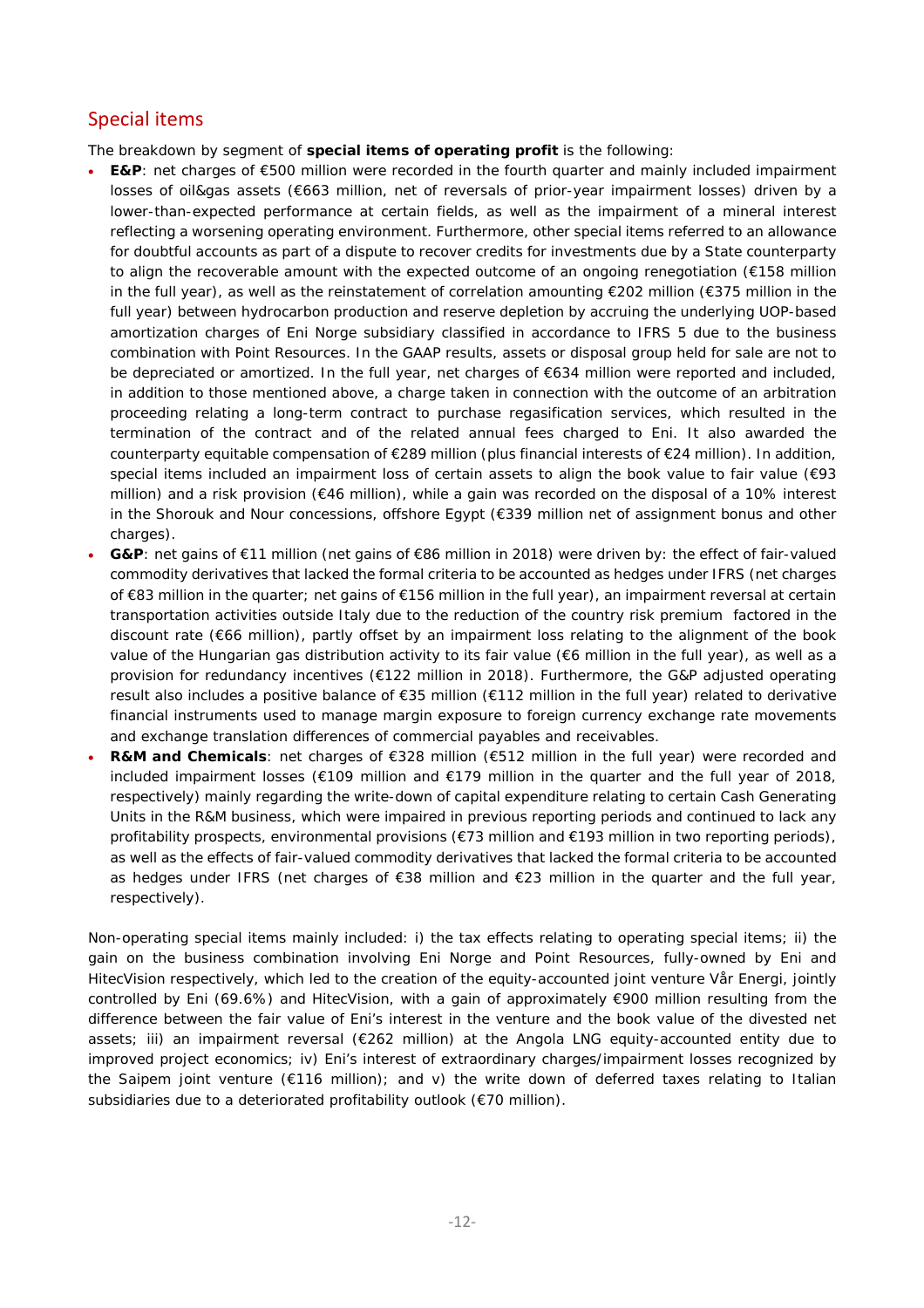## Special items

The breakdown by segment of **special items of operating profit** is the following:

- **E&P**: net charges of €500 million were recorded in the fourth quarter and mainly included impairment losses of oil&gas assets (€663 million, net of reversals of prior-year impairment losses) driven by a lower-than-expected performance at certain fields, as well as the impairment of a mineral interest reflecting a worsening operating environment. Furthermore, other special items referred to an allowance for doubtful accounts as part of a dispute to recover credits for investments due by a State counterparty to align the recoverable amount with the expected outcome of an ongoing renegotiation (€158 million in the full year), as well as the reinstatement of correlation amounting €202 million (€375 million in the full year) between hydrocarbon production and reserve depletion by accruing the underlying UOP-based amortization charges of Eni Norge subsidiary classified in accordance to IFRS 5 due to the business combination with Point Resources. In the GAAP results, assets or disposal group held for sale are not to be depreciated or amortized. In the full year, net charges of €634 million were reported and included, in addition to those mentioned above, a charge taken in connection with the outcome of an arbitration proceeding relating a long-term contract to purchase regasification services, which resulted in the termination of the contract and of the related annual fees charged to Eni. It also awarded the counterparty equitable compensation of €289 million (plus financial interests of €24 million). In addition, special items included an impairment loss of certain assets to align the book value to fair value (€93 million) and a risk provision (€46 million), while a gain was recorded on the disposal of a 10% interest in the Shorouk and Nour concessions, offshore Egypt (€339 million net of assignment bonus and other charges).
- **G&P**: net gains of €11 million (net gains of €86 million in 2018) were driven by: the effect of fair-valued commodity derivatives that lacked the formal criteria to be accounted as hedges under IFRS (net charges of €83 million in the quarter; net gains of €156 million in the full year), an impairment reversal at certain transportation activities outside Italy due to the reduction of the country risk premium factored in the discount rate (€66 million), partly offset by an impairment loss relating to the alignment of the book value of the Hungarian gas distribution activity to its fair value (€6 million in the full year), as well as a provision for redundancy incentives (€122 million in 2018). Furthermore, the G&P adjusted operating result also includes a positive balance of €35 million (€112 million in the full year) related to derivative financial instruments used to manage margin exposure to foreign currency exchange rate movements and exchange translation differences of commercial payables and receivables.
- **R&M and Chemicals**: net charges of €328 million (€512 million in the full year) were recorded and included impairment losses (€109 million and €179 million in the quarter and the full year of 2018, respectively) mainly regarding the write-down of capital expenditure relating to certain Cash Generating Units in the R&M business, which were impaired in previous reporting periods and continued to lack any profitability prospects, environmental provisions (€73 million and €193 million in two reporting periods), as well as the effects of fair-valued commodity derivatives that lacked the formal criteria to be accounted as hedges under IFRS (net charges of €38 million and €23 million in the quarter and the full year, respectively).

Non-operating special items mainly included: i) the tax effects relating to operating special items; ii) the gain on the business combination involving Eni Norge and Point Resources, fully-owned by Eni and HitecVision respectively, which led to the creation of the equity-accounted joint venture Vår Energi, jointly controlled by Eni (69.6%) and HitecVision, with a gain of approximately €900 million resulting from the difference between the fair value of Eni's interest in the venture and the book value of the divested net assets; iii) an impairment reversal (€262 million) at the Angola LNG equity-accounted entity due to improved project economics; iv) Eni's interest of extraordinary charges/impairment losses recognized by the Saipem joint venture (€116 million); and v) the write down of deferred taxes relating to Italian subsidiaries due to a deteriorated profitability outlook (€70 million).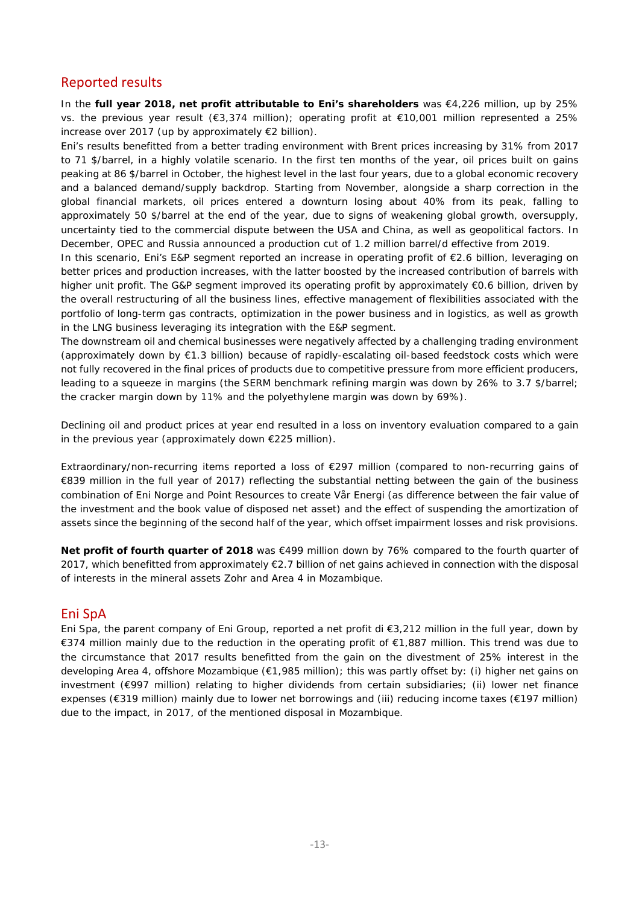## Reported results

In the **full year 2018, net profit attributable to Eni's shareholders** was €4,226 million, up by 25% vs. the previous year result (€3,374 million); operating profit at €10,001 million represented a 25% increase over 2017 (up by approximately €2 billion).

Eni's results benefitted from a better trading environment with Brent prices increasing by 31% from 2017 to 71 $/barrel, in a highly volatile scenario. In the first ten months of the year, oil prices built on gains peaking at 86 $/barrel in October, the highest level in the last four years, due to a global economic recovery and a balanced demand/supply backdrop. Starting from November, alongside a sharp correction in the global financial markets, oil prices entered a downturn losing about 40% from its peak, falling to approximately 50 $/barrel at the end of the year, due to signs of weakening global growth, oversupply, uncertainty tied to the commercial dispute between the USA and China, as well as geopolitical factors. In December, OPEC and Russia announced a production cut of 1.2 million barrel/d effective from 2019.

In this scenario, Eni's E&P segment reported an increase in operating profit of €2.6 billion, leveraging on better prices and production increases, with the latter boosted by the increased contribution of barrels with higher unit profit. The G&P segment improved its operating profit by approximately €0.6 billion, driven by the overall restructuring of all the business lines, effective management of flexibilities associated with the portfolio of long-term gas contracts, optimization in the power business and in logistics, as well as growth in the LNG business leveraging its integration with the E&P segment.

The downstream oil and chemical businesses were negatively affected by a challenging trading environment (approximately down by €1.3 billion) because of rapidly-escalating oil-based feedstock costs which were not fully recovered in the final prices of products due to competitive pressure from more efficient producers, leading to a squeeze in margins (the SERM benchmark refining margin was down by 26% to 3.7 $/barrel; the cracker margin down by 11% and the polyethylene margin was down by 69%).

Declining oil and product prices at year end resulted in a loss on inventory evaluation compared to a gain in the previous year (approximately down €225 million).

Extraordinary/non-recurring items reported a loss of €297 million (compared to non-recurring gains of €839 million in the full year of 2017) reflecting the substantial netting between the gain of the business combination of Eni Norge and Point Resources to create Vår Energi (as difference between the fair value of the investment and the book value of disposed net asset) and the effect of suspending the amortization of assets since the beginning of the second half of the year, which offset impairment losses and risk provisions.

**Net profit of fourth quarter of 2018** was €499 million down by 76% compared to the fourth quarter of 2017, which benefitted from approximately €2.7 billion of net gains achieved in connection with the disposal of interests in the mineral assets Zohr and Area 4 in Mozambique.

## Eni SpA

Eni Spa, the parent company of Eni Group, reported a net profit di €3,212 million in the full year, down by €374 million mainly due to the reduction in the operating profit of €1,887 million. This trend was due to the circumstance that 2017 results benefitted from the gain on the divestment of 25% interest in the developing Area 4, offshore Mozambique (€1,985 million); this was partly offset by: (i) higher net gains on investment (€997 million) relating to higher dividends from certain subsidiaries; (ii) lower net finance expenses (€319 million) mainly due to lower net borrowings and (iii) reducing income taxes (€197 million) due to the impact, in 2017, of the mentioned disposal in Mozambique.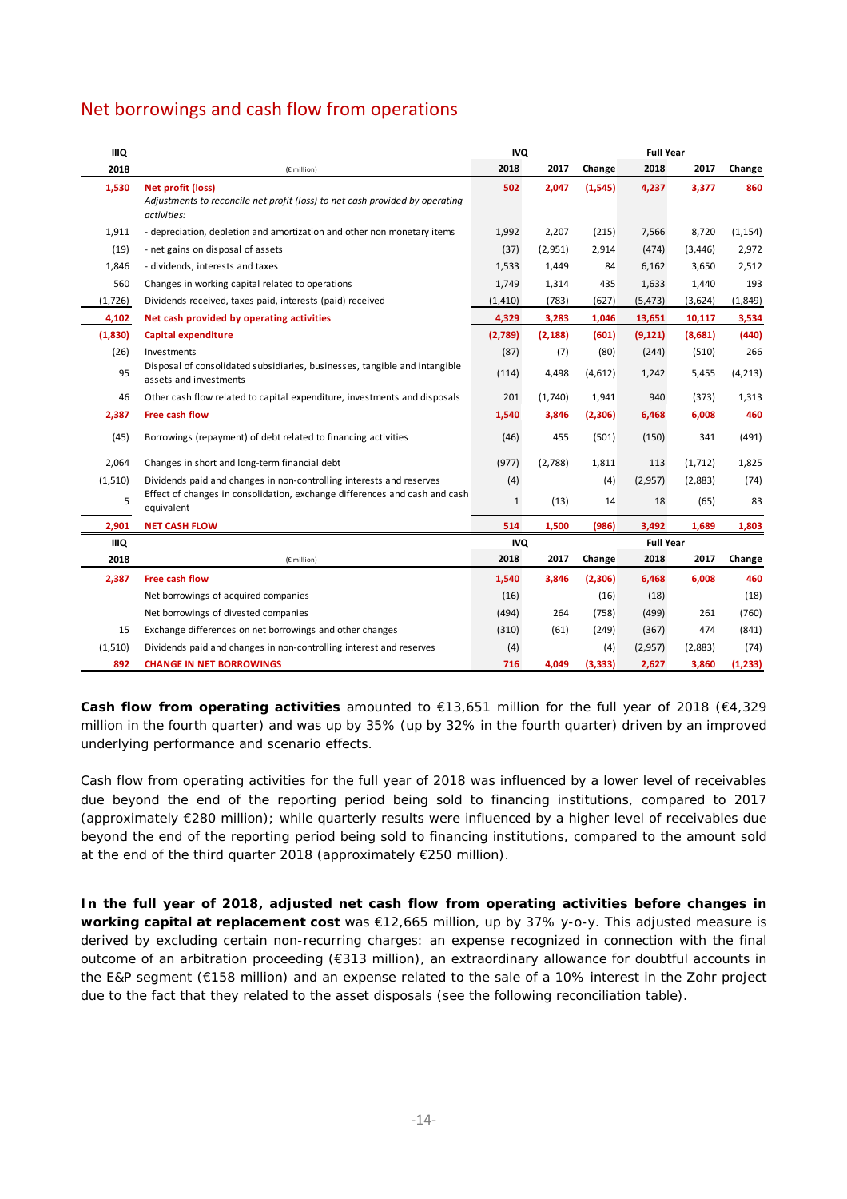## Net borrowings and cash flow from operations

| IIIQ | | IVQ | | | Full Year | | |
|---|---|---|---|---|---|---|---|
| 2018 | (€ million) | 2018 | 2017 | Change | 2018 | 2017 | Change |
| **1,530** | **Net profit (loss)** | **502** | **2,047** | **(1,545)** | **4,237** | **3,377** | **860** |
| | *Adjustments to reconcile net profit (loss) to net cash provided by operating activities:* | | | | | | |
| 1,911 | - depreciation, depletion and amortization and other non monetary items | 1,992 | 2,207 | (215) | 7,566 | 8,720 | (1,154) |
| (19) | - net gains on disposal of assets | (37) | (2,951) | 2,914 | (474) | (3,446) | 2,972 |
| 1,846 | - dividends, interests and taxes | 1,533 | 1,449 | 84 | 6,162 | 3,650 | 2,512 |
| 560 | Changes in working capital related to operations | 1,749 | 1,314 | 435 | 1,633 | 1,440 | 193 |
| (1,726) | Dividends received, taxes paid, interests (paid) received | (1,410) | (783) | (627) | (5,473) | (3,624) | (1,849) |
| **4,102** | **Net cash provided by operating activities** | **4,329** | **3,283** | **1,046** | **13,651** | **10,117** | **3,534** |
| **(1,830)** | **Capital expenditure** | **(2,789)** | **(2,188)** | **(601)** | **(9,121)** | **(8,681)** | **(440)** |
| (26) | Investments | (87) | (7) | (80) | (244) | (510) | 266 |
| 95 | Disposal of consolidated subsidiaries, businesses, tangible and intangible assets and investments | (114) | 4,498 | (4,612) | 1,242 | 5,455 | (4,213) |
| 46 | Other cash flow related to capital expenditure, investments and disposals | 201 | (1,740) | 1,941 | 940 | (373) | 1,313 |
| **2,387** | **Free cash flow** | **1,540** | **3,846** | **(2,306)** | **6,468** | **6,008** | **460** |
| (45) | Borrowings (repayment) of debt related to financing activities | (46) | 455 | (501) | (150) | 341 | (491) |
| 2,064 | Changes in short and long-term financial debt | (977) | (2,788) | 1,811 | 113 | (1,712) | 1,825 |
| (1,510) | Dividends paid and changes in non-controlling interests and reserves | (4) | | (4) | (2,957) | (2,883) | (74) |
| 5 | Effect of changes in consolidation, exchange differences and cash and cash equivalent | 1 | (13) | 14 | 18 | (65) | 83 |
| **2,901** | **NET CASH FLOW** | **514** | **1,500** | **(986)** | **3,492** | **1,689** | **1,803** |

| IIIQ | | IVQ | | | Full Year | | |
|---|---|---|---|---|---|---|---|
| 2018 | (€ million) | 2018 | 2017 | Change | 2018 | 2017 | Change |
| **2,387** | **Free cash flow** | **1,540** | **3,846** | **(2,306)** | **6,468** | **6,008** | **460** |
| | Net borrowings of acquired companies | (16) | | (16) | (18) | | (18) |
| | Net borrowings of divested companies | (494) | 264 | (758) | (499) | 261 | (760) |
| 15 | Exchange differences on net borrowings and other changes | (310) | (61) | (249) | (367) | 474 | (841) |
| (1,510) | Dividends paid and changes in non-controlling interest and reserves | (4) | | (4) | (2,957) | (2,883) | (74) |
| **892** | **CHANGE IN NET BORROWINGS** | **716** | **4,049** | **(3,333)** | **2,627** | **3,860** | **(1,233)** |

**Cash flow from operating activities** amounted to €13,651 million for the full year of 2018 (€4,329 million in the fourth quarter) and was up by 35% (up by 32% in the fourth quarter) driven by an improved underlying performance and scenario effects.

Cash flow from operating activities for the full year of 2018 was influenced by a lower level of receivables due beyond the end of the reporting period being sold to financing institutions, compared to 2017 (approximately €280 million); while quarterly results were influenced by a higher level of receivables due beyond the end of the reporting period being sold to financing institutions, compared to the amount sold at the end of the third quarter 2018 (approximately €250 million).

**In the full year of 2018, adjusted net cash flow from operating activities before changes in working capital at replacement cost** was €12,665 million, up by 37% y-o-y. This adjusted measure is derived by excluding certain non-recurring charges: an expense recognized in connection with the final outcome of an arbitration proceeding (€313 million), an extraordinary allowance for doubtful accounts in the E&P segment (€158 million) and an expense related to the sale of a 10% interest in the Zohr project due to the fact that they related to the asset disposals (see the following reconciliation table).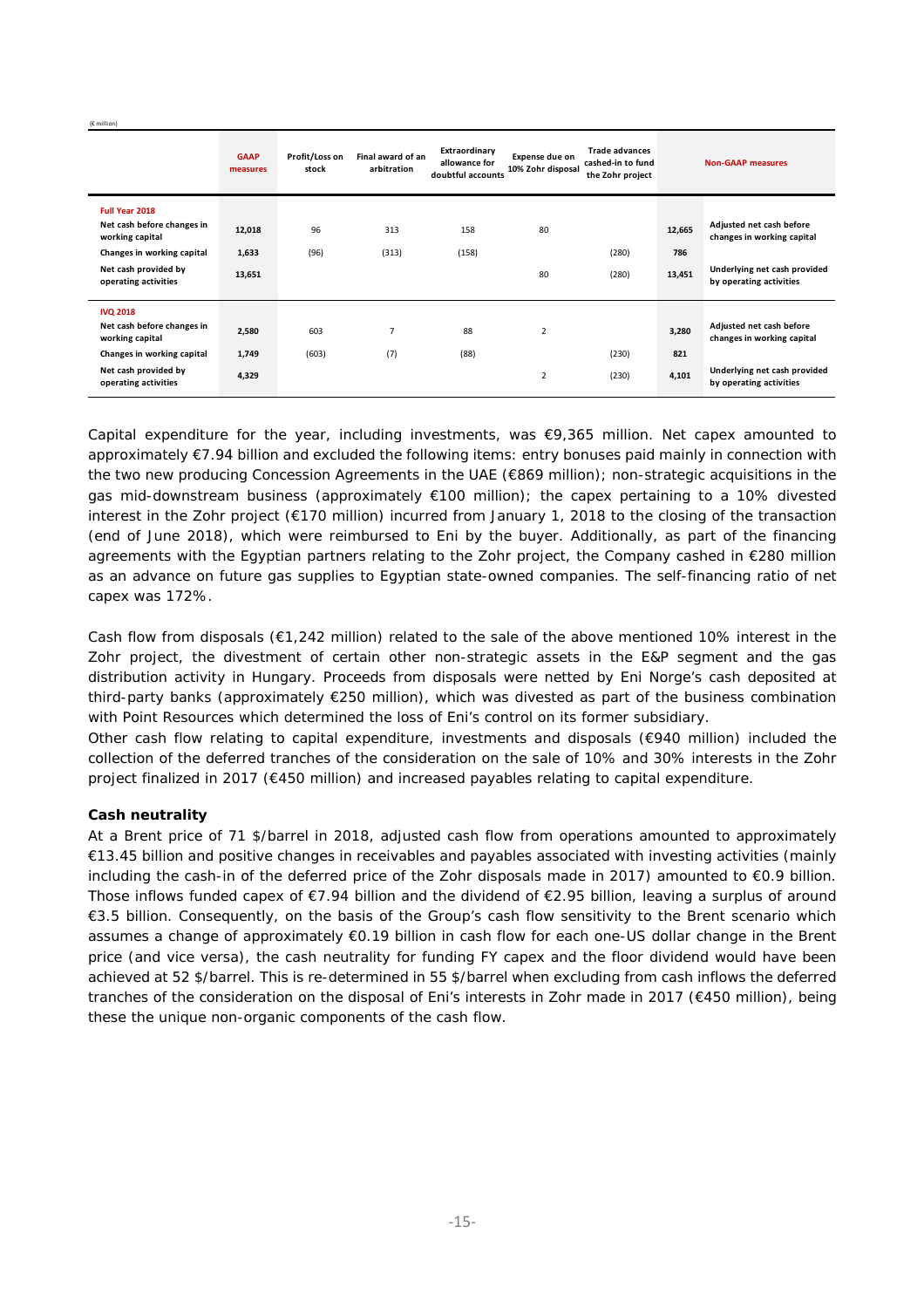(€ million)

| | GAAP measures | Profit/Loss on stock | Final award of an arbitration | Extraordinary allowance for doubtful accounts | Expense due on 10% Zohr disposal | Trade advances cashed-in to fund the Zohr project | | Non-GAAP measures |
|---|---|---|---|---|---|---|---|---|
| **Full Year 2018** | | | | | | | | |
| Net cash before changes in working capital | 12,018 | 96 | 313 | 158 | 80 | | 12,665 | Adjusted net cash before changes in working capital |
| Changes in working capital | 1,633 | (96) | (313) | (158) | | (280) | 786 | |
| Net cash provided by operating activities | 13,651 | | | | 80 | (280) | 13,451 | Underlying net cash provided by operating activities |
| **IVQ 2018** | | | | | | | | |
| Net cash before changes in working capital | 2,580 | 603 | 7 | 88 | 2 | | 3,280 | Adjusted net cash before changes in working capital |
| Changes in working capital | 1,749 | (603) | (7) | (88) | | (230) | 821 | |
| Net cash provided by operating activities | 4,329 | | | | 2 | (230) | 4,101 | Underlying net cash provided by operating activities |

Capital expenditure for the year, including investments, was €9,365 million. Net capex amounted to approximately €7.94 billion and excluded the following items: entry bonuses paid mainly in connection with the two new producing Concession Agreements in the UAE (€869 million); non-strategic acquisitions in the gas mid-downstream business (approximately €100 million); the capex pertaining to a 10% divested interest in the Zohr project (€170 million) incurred from January 1, 2018 to the closing of the transaction (end of June 2018), which were reimbursed to Eni by the buyer. Additionally, as part of the financing agreements with the Egyptian partners relating to the Zohr project, the Company cashed in €280 million as an advance on future gas supplies to Egyptian state-owned companies. The self-financing ratio of net capex was 172%.

Cash flow from disposals (€1,242 million) related to the sale of the above mentioned 10% interest in the Zohr project, the divestment of certain other non-strategic assets in the E&P segment and the gas distribution activity in Hungary. Proceeds from disposals were netted by Eni Norge's cash deposited at third-party banks (approximately €250 million), which was divested as part of the business combination with Point Resources which determined the loss of Eni's control on its former subsidiary.

Other cash flow relating to capital expenditure, investments and disposals (€940 million) included the collection of the deferred tranches of the consideration on the sale of 10% and 30% interests in the Zohr project finalized in 2017 (€450 million) and increased payables relating to capital expenditure.

**Cash neutrality**

At a Brent price of 71 $/barrel in 2018, adjusted cash flow from operations amounted to approximately €13.45 billion and positive changes in receivables and payables associated with investing activities (mainly including the cash-in of the deferred price of the Zohr disposals made in 2017) amounted to €0.9 billion. Those inflows funded capex of €7.94 billion and the dividend of €2.95 billion, leaving a surplus of around €3.5 billion. Consequently, on the basis of the Group's cash flow sensitivity to the Brent scenario which assumes a change of approximately €0.19 billion in cash flow for each one-US dollar change in the Brent price (and vice versa), the cash neutrality for funding FY capex and the floor dividend would have been achieved at 52 $/barrel. This is re-determined in 55 $/barrel when excluding from cash inflows the deferred tranches of the consideration on the disposal of Eni's interests in Zohr made in 2017 (€450 million), being these the unique non-organic components of the cash flow.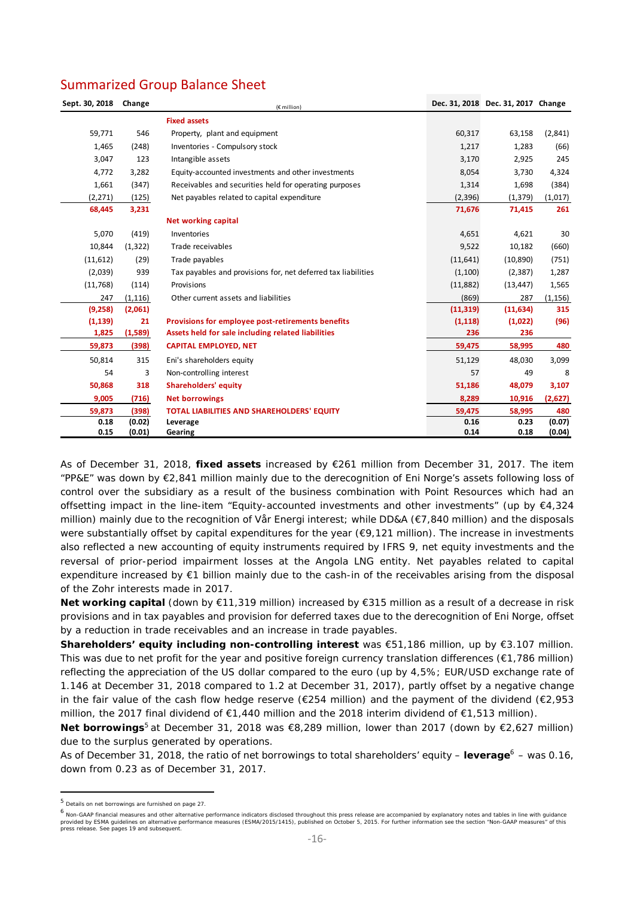## Summarized Group Balance Sheet

| Sept. 30, 2018 | Change | (€ million) | Dec. 31, 2018 | Dec. 31, 2017 | Change |
|---|---|---|---|---|---|
| | | **Fixed assets** | | | |
| 59,771 | 546 | Property, plant and equipment | 60,317 | 63,158 | (2,841) |
| 1,465 | (248) | Inventories - Compulsory stock | 1,217 | 1,283 | (66) |
| 3,047 | 123 | Intangible assets | 3,170 | 2,925 | 245 |
| 4,772 | 3,282 | Equity-accounted investments and other investments | 8,054 | 3,730 | 4,324 |
| 1,661 | (347) | Receivables and securities held for operating purposes | 1,314 | 1,698 | (384) |
| (2,271) | (125) | Net payables related to capital expenditure | (2,396) | (1,379) | (1,017) |
| **68,445** | **3,231** | | **71,676** | **71,415** | **261** |
| | | **Net working capital** | | | |
| 5,070 | (419) | Inventories | 4,651 | 4,621 | 30 |
| 10,844 | (1,322) | Trade receivables | 9,522 | 10,182 | (660) |
| (11,612) | (29) | Trade payables | (11,641) | (10,890) | (751) |
| (2,039) | 939 | Tax payables and provisions for, net deferred tax liabilities | (1,100) | (2,387) | 1,287 |
| (11,768) | (114) | Provisions | (11,882) | (13,447) | 1,565 |
| 247 | (1,116) | Other current assets and liabilities | (869) | 287 | (1,156) |
| **(9,258)** | **(2,061)** | | **(11,319)** | **(11,634)** | **315** |
| **(1,139)** | **21** | **Provisions for employee post-retirements benefits** | **(1,118)** | **(1,022)** | **(96)** |
| **1,825** | **(1,589)** | **Assets held for sale including related liabilities** | **236** | **236** | |
| **59,873** | **(398)** | **CAPITAL EMPLOYED, NET** | **59,475** | **58,995** | **480** |
| 50,814 | 315 | Eni's shareholders equity | 51,129 | 48,030 | 3,099 |
| 54 | 3 | Non-controlling interest | 57 | 49 | 8 |
| **50,868** | **318** | **Shareholders' equity** | **51,186** | **48,079** | **3,107** |
| **9,005** | **(716)** | **Net borrowings** | **8,289** | **10,916** | **(2,627)** |
| **59,873** | **(398)** | **TOTAL LIABILITIES AND SHAREHOLDERS' EQUITY** | **59,475** | **58,995** | **480** |
| **0.18** | **(0.02)** | **Leverage** | **0.16** | **0.23** | **(0.07)** |
| **0.15** | **(0.01)** | **Gearing** | **0.14** | **0.18** | **(0.04)** |

As of December 31, 2018, **fixed assets** increased by €261 million from December 31, 2017. The item "PP&E" was down by €2,841 million mainly due to the derecognition of Eni Norge's assets following loss of control over the subsidiary as a result of the business combination with Point Resources which had an offsetting impact in the line-item "Equity-accounted investments and other investments" (up by €4,324 million) mainly due to the recognition of Vår Energi interest; while DD&A (€7,840 million) and the disposals were substantially offset by capital expenditures for the year (€9,121 million). The increase in investments also reflected a new accounting of equity instruments required by IFRS 9, net equity investments and the reversal of prior-period impairment losses at the Angola LNG entity. Net payables related to capital expenditure increased by €1 billion mainly due to the cash-in of the receivables arising from the disposal of the Zohr interests made in 2017.

**Net working capital** (down by €11,319 million) increased by €315 million as a result of a decrease in risk provisions and in tax payables and provision for deferred taxes due to the derecognition of Eni Norge, offset by a reduction in trade receivables and an increase in trade payables.

**Shareholders' equity including non-controlling interest** was €51,186 million, up by €3.107 million. This was due to net profit for the year and positive foreign currency translation differences (€1,786 million) reflecting the appreciation of the US dollar compared to the euro (up by 4,5%; EUR/USD exchange rate of 1.146 at December 31, 2018 compared to 1.2 at December 31, 2017), partly offset by a negative change in the fair value of the cash flow hedge reserve (€254 million) and the payment of the dividend (€2,953 million, the 2017 final dividend of €1,440 million and the 2018 interim dividend of €1,513 million).

**Net borrowings**[5] at December 31, 2018 was €8,289 million, lower than 2017 (down by €2,627 million) due to the surplus generated by operations.

As of December 31, 2018, the ratio of net borrowings to total shareholders' equity – **leverage**[6] – was 0.16, down from 0.23 as of December 31, 2017.

---

[5] Details on net borrowings are furnished on page 27.

[6] Non-GAAP financial measures and other alternative performance indicators disclosed throughout this press release are accompanied by explanatory notes and tables in line with guidance provided by ESMA guidelines on alternative performance measures (ESMA/2015/1415), published on October 5, 2015. For further information see the section "Non-GAAP measures" of this press release. See pages 19 and subsequent.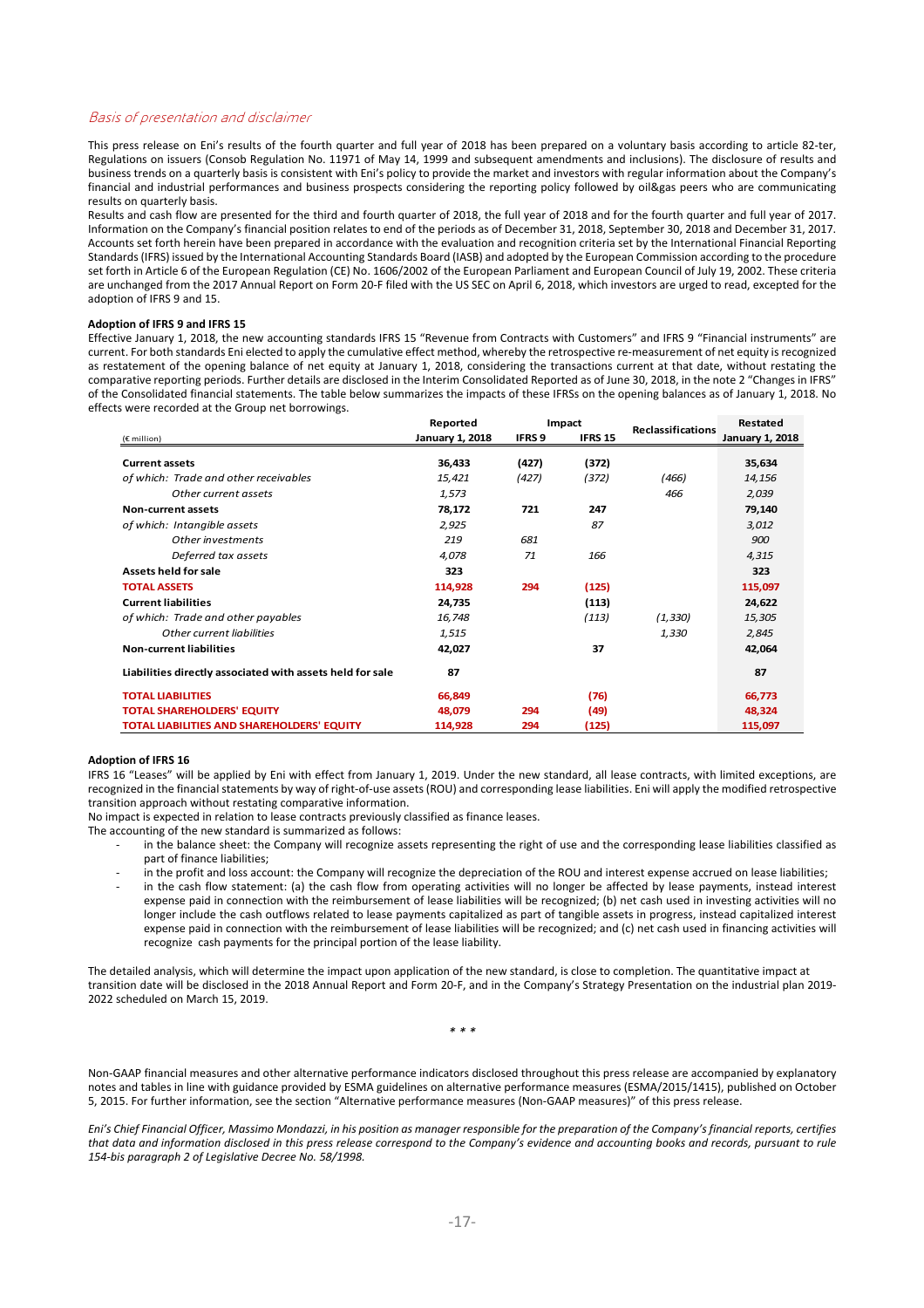## Basis of presentation and disclaimer

This press release on Eni's results of the fourth quarter and full year of 2018 has been prepared on a voluntary basis according to article 82-ter, Regulations on issuers (Consob Regulation No. 11971 of May 14, 1999 and subsequent amendments and inclusions). The disclosure of results and business trends on a quarterly basis is consistent with Eni's policy to provide the market and investors with regular information about the Company's financial and industrial performances and business prospects considering the reporting policy followed by oil&gas peers who are communicating results on quarterly basis.

Results and cash flow are presented for the third and fourth quarter of 2018, the full year of 2018 and for the fourth quarter and full year of 2017. Information on the Company's financial position relates to end of the periods as of December 31, 2018, September 30, 2018 and December 31, 2017. Accounts set forth herein have been prepared in accordance with the evaluation and recognition criteria set by the International Financial Reporting Standards (IFRS) issued by the International Accounting Standards Board (IASB) and adopted by the European Commission according to the procedure set forth in Article 6 of the European Regulation (CE) No. 1606/2002 of the European Parliament and European Council of July 19, 2002. These criteria are unchanged from the 2017 Annual Report on Form 20-F filed with the US SEC on April 6, 2018, which investors are urged to read, excepted for the adoption of IFRS 9 and 15.

**Adoption of IFRS 9 and IFRS 15**

Effective January 1, 2018, the new accounting standards IFRS 15 "Revenue from Contracts with Customers" and IFRS 9 "Financial instruments" are current. For both standards Eni elected to apply the cumulative effect method, whereby the retrospective re-measurement of net equity is recognized as restatement of the opening balance of net equity at January 1, 2018, considering the transactions current at that date, without restating the comparative reporting periods. Further details are disclosed in the Interim Consolidated Reported as of June 30, 2018, in the note 2 "Changes in IFRS" of the Consolidated financial statements. The table below summarizes the impacts of these IFRSs on the opening balances as of January 1, 2018. No effects were recorded at the Group net borrowings.

| (€ million) | Reported January 1, 2018 | Impact IFRS 9 | Impact IFRS 15 | Reclassifications | Restated January 1, 2018 |
|---|---|---|---|---|---|
| **Current assets** | **36,433** | **(427)** | **(372)** | | **35,634** |
| *of which: Trade and other receivables* | *15,421* | *(427)* | *(372)* | *(466)* | *14,156* |
| *Other current assets* | *1,573* | | | *466* | *2,039* |
| **Non-current assets** | **78,172** | **721** | **247** | | **79,140** |
| *of which: Intangible assets* | *2,925* | | *87* | | *3,012* |
| *Other investments* | *219* | *681* | | | *900* |
| *Deferred tax assets* | *4,078* | *71* | *166* | | *4,315* |
| **Assets held for sale** | **323** | | | | **323** |
| **TOTAL ASSETS** | **114,928** | **294** | **(125)** | | **115,097** |
| **Current liabilities** | **24,735** | | **(113)** | | **24,622** |
| *of which: Trade and other payables* | *16,748* | | *(113)* | *(1,330)* | *15,305* |
| *Other current liabilities* | *1,515* | | | *1,330* | *2,845* |
| **Non-current liabilities** | **42,027** | | **37** | | **42,064** |
| **Liabilities directly associated with assets held for sale** | **87** | | | | **87** |
| **TOTAL LIABILITIES** | **66,849** | | **(76)** | | **66,773** |
| **TOTAL SHAREHOLDERS' EQUITY** | **48,079** | **294** | **(49)** | | **48,324** |
| **TOTAL LIABILITIES AND SHAREHOLDERS' EQUITY** | **114,928** | **294** | **(125)** | | **115,097** |

**Adoption of IFRS 16**

IFRS 16 "Leases" will be applied by Eni with effect from January 1, 2019. Under the new standard, all lease contracts, with limited exceptions, are recognized in the financial statements by way of right-of-use assets (ROU) and corresponding lease liabilities. Eni will apply the modified retrospective transition approach without restating comparative information.

No impact is expected in relation to lease contracts previously classified as finance leases.

The accounting of the new standard is summarized as follows:

- in the balance sheet: the Company will recognize assets representing the right of use and the corresponding lease liabilities classified as part of finance liabilities;
- in the profit and loss account: the Company will recognize the depreciation of the ROU and interest expense accrued on lease liabilities;
- in the cash flow statement: (a) the cash flow from operating activities will no longer be affected by lease payments, instead interest expense paid in connection with the reimbursement of lease liabilities will be recognized; (b) net cash used in investing activities will no longer include the cash outflows related to lease payments capitalized as part of tangible assets in progress, instead capitalized interest expense paid in connection with the reimbursement of lease liabilities will be recognized; and (c) net cash used in financing activities will recognize cash payments for the principal portion of the lease liability.

The detailed analysis, which will determine the impact upon application of the new standard, is close to completion. The quantitative impact at transition date will be disclosed in the 2018 Annual Report and Form 20-F, and in the Company's Strategy Presentation on the industrial plan 2019-2022 scheduled on March 15, 2019.

\* \* \*

Non-GAAP financial measures and other alternative performance indicators disclosed throughout this press release are accompanied by explanatory notes and tables in line with guidance provided by ESMA guidelines on alternative performance measures (ESMA/2015/1415), published on October 5, 2015. For further information, see the section "Alternative performance measures (Non-GAAP measures)" of this press release.

*Eni's Chief Financial Officer, Massimo Mondazzi, in his position as manager responsible for the preparation of the Company's financial reports, certifies that data and information disclosed in this press release correspond to the Company's evidence and accounting books and records, pursuant to rule 154-bis paragraph 2 of Legislative Decree No. 58/1998.*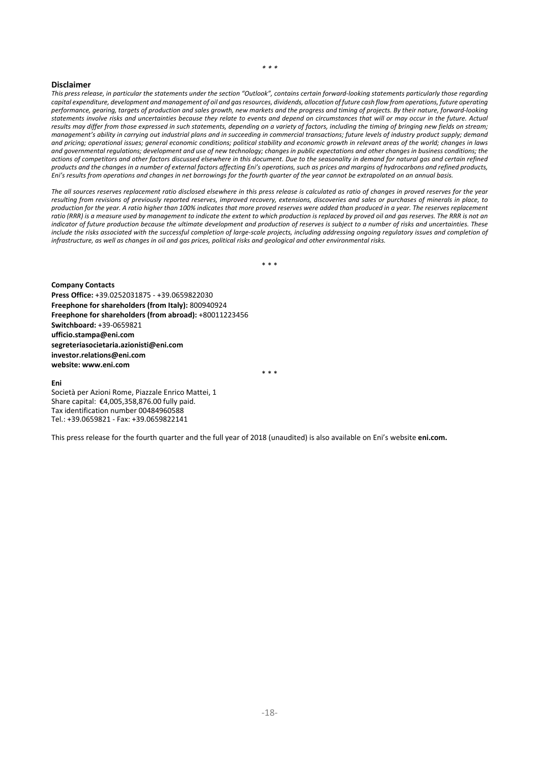\* \* \*

**Disclaimer**

*This press release, in particular the statements under the section "Outlook", contains certain forward-looking statements particularly those regarding capital expenditure, development and management of oil and gas resources, dividends, allocation of future cash flow from operations, future operating performance, gearing, targets of production and sales growth, new markets and the progress and timing of projects. By their nature, forward-looking statements involve risks and uncertainties because they relate to events and depend on circumstances that will or may occur in the future. Actual results may differ from those expressed in such statements, depending on a variety of factors, including the timing of bringing new fields on stream; management's ability in carrying out industrial plans and in succeeding in commercial transactions; future levels of industry product supply; demand and pricing; operational issues; general economic conditions; political stability and economic growth in relevant areas of the world; changes in laws and governmental regulations; development and use of new technology; changes in public expectations and other changes in business conditions; the actions of competitors and other factors discussed elsewhere in this document. Due to the seasonality in demand for natural gas and certain refined products and the changes in a number of external factors affecting Eni's operations, such as prices and margins of hydrocarbons and refined products, Eni's results from operations and changes in net borrowings for the fourth quarter of the year cannot be extrapolated on an annual basis.*

*The all sources reserves replacement ratio disclosed elsewhere in this press release is calculated as ratio of changes in proved reserves for the year resulting from revisions of previously reported reserves, improved recovery, extensions, discoveries and sales or purchases of minerals in place, to production for the year. A ratio higher than 100% indicates that more proved reserves were added than produced in a year. The reserves replacement ratio (RRR) is a measure used by management to indicate the extent to which production is replaced by proved oil and gas reserves. The RRR is not an indicator of future production because the ultimate development and production of reserves is subject to a number of risks and uncertainties. These include the risks associated with the successful completion of large-scale projects, including addressing ongoing regulatory issues and completion of infrastructure, as well as changes in oil and gas prices, political risks and geological and other environmental risks.*

\* \* \*

**Company Contacts**
**Press Office:** +39.0252031875 - +39.0659822030
**Freephone for shareholders (from Italy):** 800940924
**Freephone for shareholders (from abroad):** +80011223456
**Switchboard:** +39-0659821
**ufficio.stampa@eni.com**
**segreteriasocietaria.azionisti@eni.com**
**investor.relations@eni.com**
**website: www.eni.com**

\* \* \*

**Eni**
Società per Azioni Rome, Piazzale Enrico Mattei, 1
Share capital: €4,005,358,876.00 fully paid.
Tax identification number 00484960588
Tel.: +39.0659821 - Fax: +39.0659822141

This press release for the fourth quarter and the full year of 2018 (unaudited) is also available on Eni's website **eni.com.**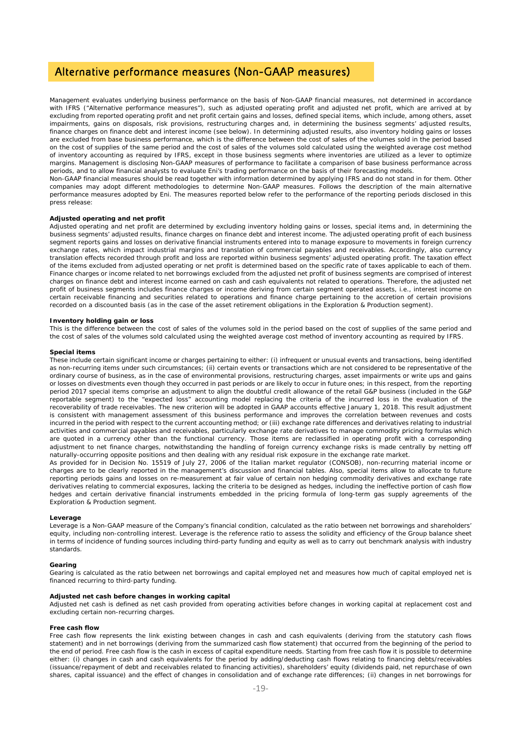# Alternative performance measures (Non-GAAP measures)

Management evaluates underlying business performance on the basis of Non-GAAP financial measures, not determined in accordance with IFRS ("Alternative performance measures"), such as adjusted operating profit and adjusted net profit, which are arrived at by excluding from reported operating profit and net profit certain gains and losses, defined special items, which include, among others, asset impairments, gains on disposals, risk provisions, restructuring charges and, in determining the business segments' adjusted results, finance charges on finance debt and interest income (see below). In determining adjusted results, also inventory holding gains or losses are excluded from base business performance, which is the difference between the cost of sales of the volumes sold in the period based on the cost of supplies of the same period and the cost of sales of the volumes sold calculated using the weighted average cost method of inventory accounting as required by IFRS, except in those business segments where inventories are utilized as a lever to optimize margins. Management is disclosing Non-GAAP measures of performance to facilitate a comparison of base business performance across periods, and to allow financial analysts to evaluate Eni's trading performance on the basis of their forecasting models.

Non-GAAP financial measures should be read together with information determined by applying IFRS and do not stand in for them. Other companies may adopt different methodologies to determine Non-GAAP measures. Follows the description of the main alternative performance measures adopted by Eni. The measures reported below refer to the performance of the reporting periods disclosed in this press release:

**Adjusted operating and net profit**

Adjusted operating and net profit are determined by excluding inventory holding gains or losses, special items and, in determining the business segments' adjusted results, finance charges on finance debt and interest income. The adjusted operating profit of each business segment reports gains and losses on derivative financial instruments entered into to manage exposure to movements in foreign currency exchange rates, which impact industrial margins and translation of commercial payables and receivables. Accordingly, also currency translation effects recorded through profit and loss are reported within business segments' adjusted operating profit. The taxation effect of the items excluded from adjusted operating or net profit is determined based on the specific rate of taxes applicable to each of them. Finance charges or income related to net borrowings excluded from the adjusted net profit of business segments are comprised of interest charges on finance debt and interest income earned on cash and cash equivalents not related to operations. Therefore, the adjusted net profit of business segments includes finance charges or income deriving from certain segment operated assets, i.e., interest income on certain receivable financing and securities related to operations and finance charge pertaining to the accretion of certain provisions recorded on a discounted basis (as in the case of the asset retirement obligations in the Exploration & Production segment).

**Inventory holding gain or loss**

This is the difference between the cost of sales of the volumes sold in the period based on the cost of supplies of the same period and the cost of sales of the volumes sold calculated using the weighted average cost method of inventory accounting as required by IFRS.

**Special items**

These include certain significant income or charges pertaining to either: (i) infrequent or unusual events and transactions, being identified as non-recurring items under such circumstances; (ii) certain events or transactions which are not considered to be representative of the ordinary course of business, as in the case of environmental provisions, restructuring charges, asset impairments or write ups and gains or losses on divestments even though they occurred in past periods or are likely to occur in future ones; in this respect, from the reporting period 2017 special items comprise an adjustment to align the doubtful credit allowance of the retail G&P business (included in the G&P reportable segment) to the "expected loss" accounting model replacing the criteria of the incurred loss in the evaluation of the recoverability of trade receivables. The new criterion will be adopted in GAAP accounts effective January 1, 2018. This result adjustment is consistent with management assessment of this business performance and improves the correlation between revenues and costs incurred in the period with respect to the current accounting method; or (iii) exchange rate differences and derivatives relating to industrial activities and commercial payables and receivables, particularly exchange rate derivatives to manage commodity pricing formulas which are quoted in a currency other than the functional currency. Those items are reclassified in operating profit with a corresponding adjustment to net finance charges, notwithstanding the handling of foreign currency exchange risks is made centrally by netting off naturally-occurring opposite positions and then dealing with any residual risk exposure in the exchange rate market.

As provided for in Decision No. 15519 of July 27, 2006 of the Italian market regulator (CONSOB), non-recurring material income or charges are to be clearly reported in the management's discussion and financial tables. Also, special items allow to allocate to future reporting periods gains and losses on re-measurement at fair value of certain non hedging commodity derivatives and exchange rate derivatives relating to commercial exposures, lacking the criteria to be designed as hedges, including the ineffective portion of cash flow hedges and certain derivative financial instruments embedded in the pricing formula of long-term gas supply agreements of the Exploration & Production segment.

**Leverage**

Leverage is a Non-GAAP measure of the Company's financial condition, calculated as the ratio between net borrowings and shareholders' equity, including non-controlling interest. Leverage is the reference ratio to assess the solidity and efficiency of the Group balance sheet in terms of incidence of funding sources including third-party funding and equity as well as to carry out benchmark analysis with industry standards.

**Gearing**

Gearing is calculated as the ratio between net borrowings and capital employed net and measures how much of capital employed net is financed recurring to third-party funding.

**Adjusted net cash before changes in working capital**

Adjusted net cash is defined as net cash provided from operating activities before changes in working capital at replacement cost and excluding certain non-recurring charges.

**Free cash flow**

Free cash flow represents the link existing between changes in cash and cash equivalents (deriving from the statutory cash flows statement) and in net borrowings (deriving from the summarized cash flow statement) that occurred from the beginning of the period to the end of period. Free cash flow is the cash in excess of capital expenditure needs. Starting from free cash flow it is possible to determine either: (i) changes in cash and cash equivalents for the period by adding/deducting cash flows relating to financing debts/receivables (issuance/repayment of debt and receivables related to financing activities), shareholders' equity (dividends paid, net repurchase of own shares, capital issuance) and the effect of changes in consolidation and of exchange rate differences; (ii) changes in net borrowings for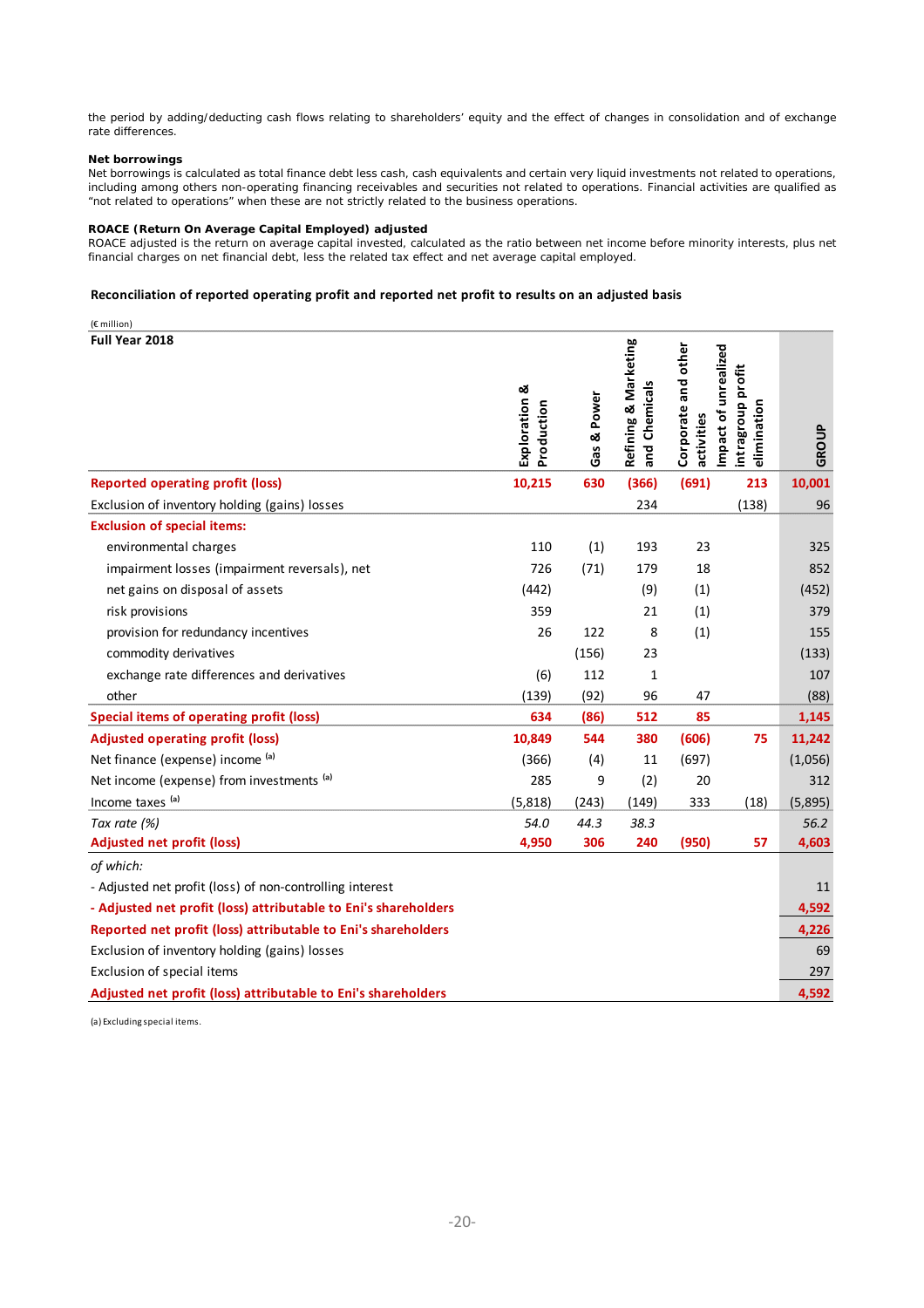the period by adding/deducting cash flows relating to shareholders' equity and the effect of changes in consolidation and of exchange rate differences.

**Net borrowings**

Net borrowings is calculated as total finance debt less cash, cash equivalents and certain very liquid investments not related to operations, including among others non-operating financing receivables and securities not related to operations. Financial activities are qualified as "not related to operations" when these are not strictly related to the business operations.

**ROACE (Return On Average Capital Employed) adjusted**

ROACE adjusted is the return on average capital invested, calculated as the ratio between net income before minority interests, plus net financial charges on net financial debt, less the related tax effect and net average capital employed.

**Reconciliation of reported operating profit and reported net profit to results on an adjusted basis**

(€ million)

| Full Year 2018 | Exploration & Production | Gas & Power | Refining & Marketing and Chemicals | Corporate and other activities | Impact of unrealized intragroup profit elimination | GROUP |
|---|---|---|---|---|---|---|
| **Reported operating profit (loss)** | **10,215** | **630** | **(366)** | **(691)** | **213** | **10,001** |
| Exclusion of inventory holding (gains) losses | | | 234 | | (138) | 96 |
| **Exclusion of special items:** | | | | | | |
| environmental charges | 110 | (1) | 193 | 23 | | 325 |
| impairment losses (impairment reversals), net | 726 | (71) | 179 | 18 | | 852 |
| net gains on disposal of assets | (442) | | (9) | (1) | | (452) |
| risk provisions | 359 | | 21 | (1) | | 379 |
| provision for redundancy incentives | 26 | 122 | 8 | (1) | | 155 |
| commodity derivatives | | (156) | 23 | | | (133) |
| exchange rate differences and derivatives | (6) | 112 | 1 | | | 107 |
| other | (139) | (92) | 96 | 47 | | (88) |
| **Special items of operating profit (loss)** | **634** | **(86)** | **512** | **85** | | **1,145** |
| **Adjusted operating profit (loss)** | **10,849** | **544** | **380** | **(606)** | **75** | **11,242** |
| Net finance (expense) income [(a)] | (366) | (4) | 11 | (697) | | (1,056) |
| Net income (expense) from investments [(a)] | 285 | 9 | (2) | 20 | | 312 |
| Income taxes [(a)] | (5,818) | (243) | (149) | 333 | (18) | (5,895) |
| *Tax rate (%)* | *54.0* | *44.3* | *38.3* | | | *56.2* |
| **Adjusted net profit (loss)** | **4,950** | **306** | **240** | **(950)** | **57** | **4,603** |
| *of which:* | | | | | | |
| - Adjusted net profit (loss) of non-controlling interest | | | | | | 11 |
| **- Adjusted net profit (loss) attributable to Eni's shareholders** | | | | | | **4,592** |
| **Reported net profit (loss) attributable to Eni's shareholders** | | | | | | **4,226** |
| Exclusion of inventory holding (gains) losses | | | | | | 69 |
| Exclusion of special items | | | | | | 297 |
| **Adjusted net profit (loss) attributable to Eni's shareholders** | | | | | | **4,592** |

(a) Excluding special items.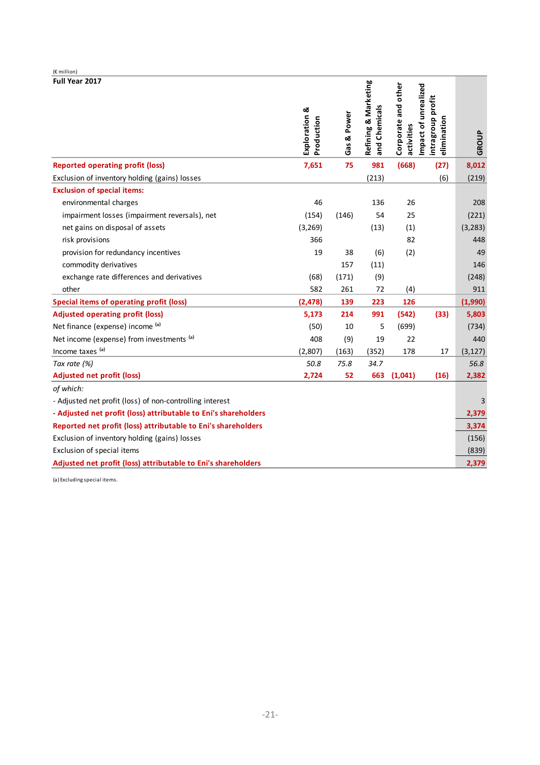(€ million)

| Full Year 2017 | Exploration & Production | Gas & Power | Refining & Marketing and Chemicals | Corporate and other activities | Impact of unrealized intragroup profit elimination | GROUP |
|---|---|---|---|---|---|---|
| **Reported operating profit (loss)** | **7,651** | **75** | **981** | **(668)** | **(27)** | **8,012** |
| Exclusion of inventory holding (gains) losses | | | (213) | | (6) | (219) |
| **Exclusion of special items:** | | | | | | |
| environmental charges | 46 | | 136 | 26 | | 208 |
| impairment losses (impairment reversals), net | (154) | (146) | 54 | 25 | | (221) |
| net gains on disposal of assets | (3,269) | | (13) | (1) | | (3,283) |
| risk provisions | 366 | | | 82 | | 448 |
| provision for redundancy incentives | 19 | 38 | (6) | (2) | | 49 |
| commodity derivatives | | 157 | (11) | | | 146 |
| exchange rate differences and derivatives | (68) | (171) | (9) | | | (248) |
| other | 582 | 261 | 72 | (4) | | 911 |
| **Special items of operating profit (loss)** | **(2,478)** | **139** | **223** | **126** | | **(1,990)** |
| **Adjusted operating profit (loss)** | **5,173** | **214** | **991** | **(542)** | **(33)** | **5,803** |
| Net finance (expense) income [(a)] | (50) | 10 | 5 | (699) | | (734) |
| Net income (expense) from investments [(a)] | 408 | (9) | 19 | 22 | | 440 |
| Income taxes [(a)] | (2,807) | (163) | (352) | 178 | 17 | (3,127) |
| *Tax rate (%)* | *50.8* | *75.8* | *34.7* | | | *56.8* |
| **Adjusted net profit (loss)** | **2,724** | **52** | **663** | **(1,041)** | **(16)** | **2,382** |
| *of which:* | | | | | | |
| - Adjusted net profit (loss) of non-controlling interest | | | | | | 3 |
| **- Adjusted net profit (loss) attributable to Eni's shareholders** | | | | | | **2,379** |
| **Reported net profit (loss) attributable to Eni's shareholders** | | | | | | **3,374** |
| Exclusion of inventory holding (gains) losses | | | | | | (156) |
| Exclusion of special items | | | | | | (839) |
| **Adjusted net profit (loss) attributable to Eni's shareholders** | | | | | | **2,379** |

(a) Excluding special items.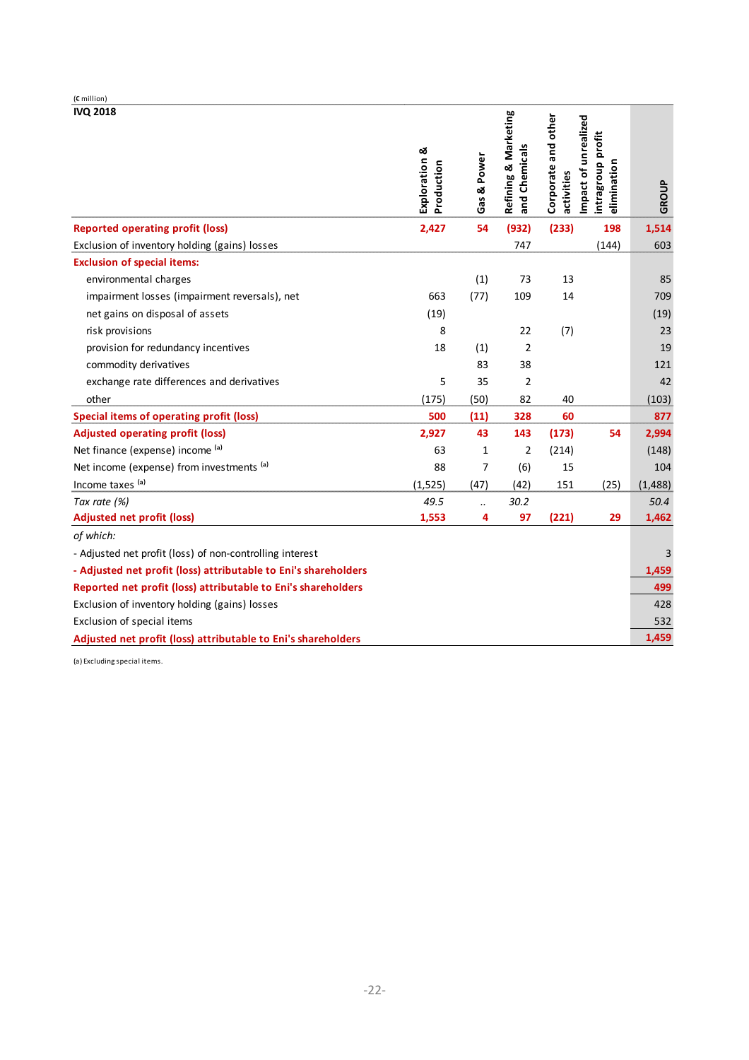(€ million)

| IVQ 2018 | Exploration & Production | Gas & Power | Refining & Marketing and Chemicals | Corporate and other activities | Impact of unrealized intragroup profit elimination | GROUP |
|---|---|---|---|---|---|---|
| **Reported operating profit (loss)** | **2,427** | **54** | **(932)** | **(233)** | **198** | **1,514** |
| Exclusion of inventory holding (gains) losses | | | 747 | | (144) | 603 |
| **Exclusion of special items:** | | | | | | |
| environmental charges | | (1) | 73 | 13 | | 85 |
| impairment losses (impairment reversals), net | 663 | (77) | 109 | 14 | | 709 |
| net gains on disposal of assets | (19) | | | | | (19) |
| risk provisions | 8 | | 22 | (7) | | 23 |
| provision for redundancy incentives | 18 | (1) | 2 | | | 19 |
| commodity derivatives | | 83 | 38 | | | 121 |
| exchange rate differences and derivatives | 5 | 35 | 2 | | | 42 |
| other | (175) | (50) | 82 | 40 | | (103) |
| **Special items of operating profit (loss)** | **500** | **(11)** | **328** | **60** | | **877** |
| **Adjusted operating profit (loss)** | **2,927** | **43** | **143** | **(173)** | **54** | **2,994** |
| Net finance (expense) income [(a)] | 63 | 1 | 2 | (214) | | (148) |
| Net income (expense) from investments [(a)] | 88 | 7 | (6) | 15 | | 104 |
| Income taxes [(a)] | (1,525) | (47) | (42) | 151 | (25) | (1,488) |
| *Tax rate (%)* | *49.5* | *..* | *30.2* | | | *50.4* |
| **Adjusted net profit (loss)** | **1,553** | **4** | **97** | **(221)** | **29** | **1,462** |
| *of which:* | | | | | | |
| - Adjusted net profit (loss) of non-controlling interest | | | | | | 3 |
| **- Adjusted net profit (loss) attributable to Eni's shareholders** | | | | | | **1,459** |
| **Reported net profit (loss) attributable to Eni's shareholders** | | | | | | **499** |
| Exclusion of inventory holding (gains) losses | | | | | | 428 |
| Exclusion of special items | | | | | | 532 |
| **Adjusted net profit (loss) attributable to Eni's shareholders** | | | | | | **1,459** |

(a) Excluding special items.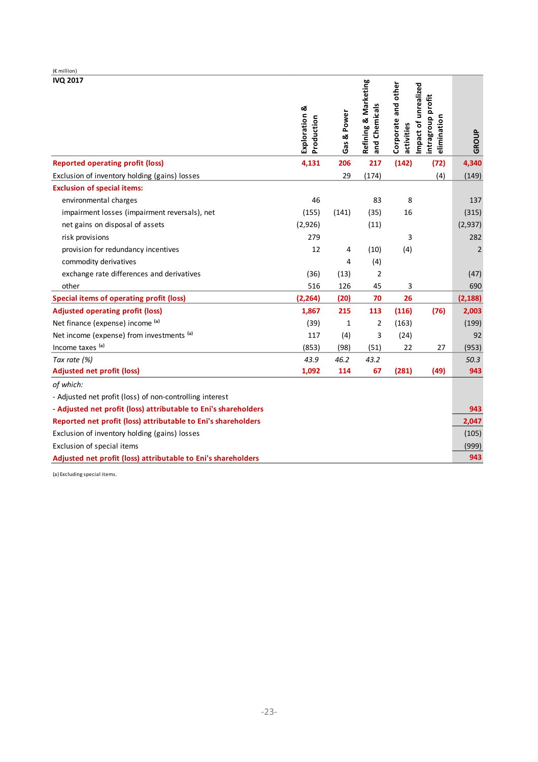(€ million)

| IVQ 2017 | Exploration & Production | Gas & Power | Refining & Marketing and Chemicals | Corporate and other activities | Impact of unrealized intragroup profit elimination | GROUP |
|---|---|---|---|---|---|---|
| **Reported operating profit (loss)** | **4,131** | **206** | **217** | **(142)** | **(72)** | **4,340** |
| Exclusion of inventory holding (gains) losses | | 29 | (174) | | (4) | (149) |
| **Exclusion of special items:** | | | | | | |
| environmental charges | 46 | | 83 | 8 | | 137 |
| impairment losses (impairment reversals), net | (155) | (141) | (35) | 16 | | (315) |
| net gains on disposal of assets | (2,926) | | (11) | | | (2,937) |
| risk provisions | 279 | | | 3 | | 282 |
| provision for redundancy incentives | 12 | 4 | (10) | (4) | | 2 |
| commodity derivatives | | 4 | (4) | | | |
| exchange rate differences and derivatives | (36) | (13) | 2 | | | (47) |
| other | 516 | 126 | 45 | 3 | | 690 |
| **Special items of operating profit (loss)** | **(2,264)** | **(20)** | **70** | **26** | | **(2,188)** |
| **Adjusted operating profit (loss)** | **1,867** | **215** | **113** | **(116)** | **(76)** | **2,003** |
| Net finance (expense) income [(a)] | (39) | 1 | 2 | (163) | | (199) |
| Net income (expense) from investments [(a)] | 117 | (4) | 3 | (24) | | 92 |
| Income taxes [(a)] | (853) | (98) | (51) | 22 | 27 | (953) |
| *Tax rate (%)* | *43.9* | *46.2* | *43.2* | | | *50.3* |
| **Adjusted net profit (loss)** | **1,092** | **114** | **67** | **(281)** | **(49)** | **943** |
| *of which:* | | | | | | |
| - Adjusted net profit (loss) of non-controlling interest | | | | | | |
| **- Adjusted net profit (loss) attributable to Eni's shareholders** | | | | | | **943** |
| **Reported net profit (loss) attributable to Eni's shareholders** | | | | | | **2,047** |
| Exclusion of inventory holding (gains) losses | | | | | | (105) |
| Exclusion of special items | | | | | | (999) |
| **Adjusted net profit (loss) attributable to Eni's shareholders** | | | | | | **943** |

(a) Excluding special items.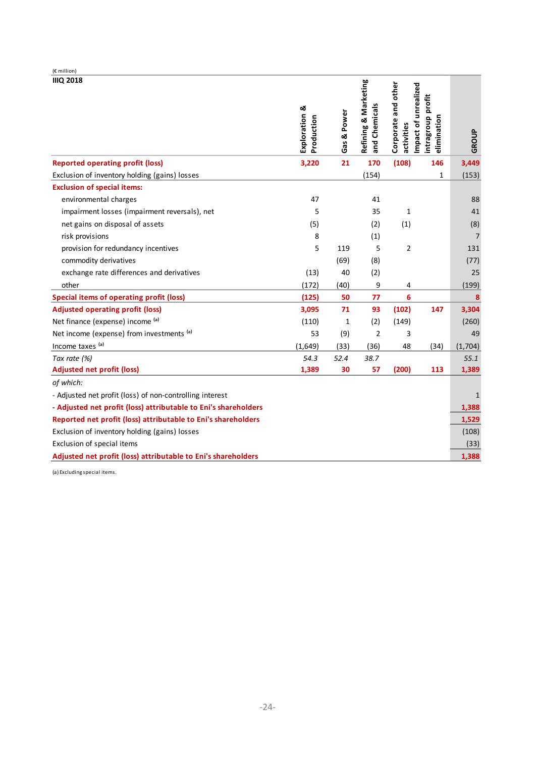(€ million)

| IIIQ 2018 | Exploration & Production | Gas & Power | Refining & Marketing and Chemicals | Corporate and other activities | Impact of unrealized intragroup profit elimination | GROUP |
|---|---|---|---|---|---|---|
| **Reported operating profit (loss)** | **3,220** | **21** | **170** | **(108)** | **146** | **3,449** |
| Exclusion of inventory holding (gains) losses | | | (154) | | 1 | (153) |
| **Exclusion of special items:** | | | | | | |
| environmental charges | 47 | | 41 | | | 88 |
| impairment losses (impairment reversals), net | 5 | | 35 | 1 | | 41 |
| net gains on disposal of assets | (5) | | (2) | (1) | | (8) |
| risk provisions | 8 | | (1) | | | 7 |
| provision for redundancy incentives | 5 | 119 | 5 | 2 | | 131 |
| commodity derivatives | | (69) | (8) | | | (77) |
| exchange rate differences and derivatives | (13) | 40 | (2) | | | 25 |
| other | (172) | (40) | 9 | 4 | | (199) |
| **Special items of operating profit (loss)** | **(125)** | **50** | **77** | **6** | | **8** |
| **Adjusted operating profit (loss)** | **3,095** | **71** | **93** | **(102)** | **147** | **3,304** |
| Net finance (expense) income [(a)] | (110) | 1 | (2) | (149) | | (260) |
| Net income (expense) from investments [(a)] | 53 | (9) | 2 | 3 | | 49 |
| Income taxes [(a)] | (1,649) | (33) | (36) | 48 | (34) | (1,704) |
| *Tax rate (%)* | *54.3* | *52.4* | *38.7* | | | *55.1* |
| **Adjusted net profit (loss)** | **1,389** | **30** | **57** | **(200)** | **113** | **1,389** |
| *of which:* | | | | | | |
| - Adjusted net profit (loss) of non-controlling interest | | | | | | 1 |
| **- Adjusted net profit (loss) attributable to Eni's shareholders** | | | | | | **1,388** |
| **Reported net profit (loss) attributable to Eni's shareholders** | | | | | | **1,529** |
| Exclusion of inventory holding (gains) losses | | | | | | (108) |
| Exclusion of special items | | | | | | (33) |
| **Adjusted net profit (loss) attributable to Eni's shareholders** | | | | | | **1,388** |

(a) Excluding special items.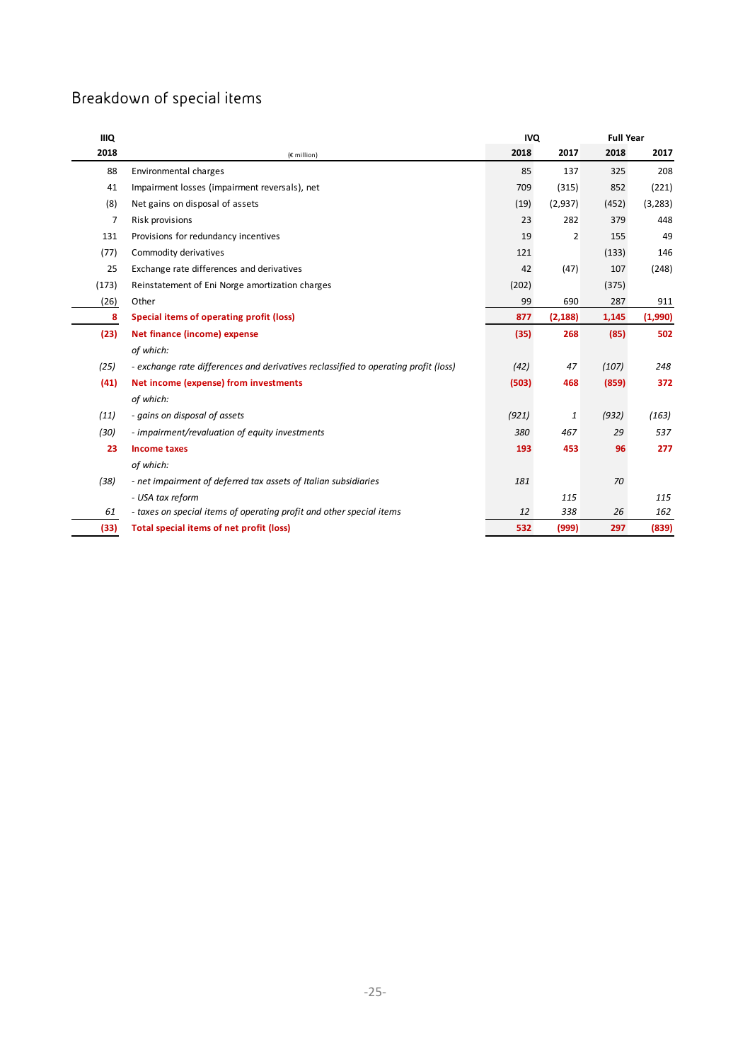## Breakdown of special items

| IIIQ 2018 | (€ million) | IVQ 2018 | IVQ 2017 | Full Year 2018 | Full Year 2017 |
|---|---|---|---|---|---|
| 88 | Environmental charges | 85 | 137 | 325 | 208 |
| 41 | Impairment losses (impairment reversals), net | 709 | (315) | 852 | (221) |
| (8) | Net gains on disposal of assets | (19) | (2,937) | (452) | (3,283) |
| 7 | Risk provisions | 23 | 282 | 379 | 448 |
| 131 | Provisions for redundancy incentives | 19 | 2 | 155 | 49 |
| (77) | Commodity derivatives | 121 | | (133) | 146 |
| 25 | Exchange rate differences and derivatives | 42 | (47) | 107 | (248) |
| (173) | Reinstatement of Eni Norge amortization charges | (202) | | (375) | |
| (26) | Other | 99 | 690 | 287 | 911 |
| **8** | **Special items of operating profit (loss)** | **877** | **(2,188)** | **1,145** | **(1,990)** |
| **(23)** | **Net finance (income) expense** | **(35)** | **268** | **(85)** | **502** |
| | *of which:* | | | | |
| *(25)* | *- exchange rate differences and derivatives reclassified to operating profit (loss)* | *(42)* | *47* | *(107)* | *248* |
| **(41)** | **Net income (expense) from investments** | **(503)** | **468** | **(859)** | **372** |
| | *of which:* | | | | |
| *(11)* | *- gains on disposal of assets* | *(921)* | *1* | *(932)* | *(163)* |
| *(30)* | *- impairment/revaluation of equity investments* | *380* | *467* | *29* | *537* |
| **23** | **Income taxes** | **193** | **453** | **96** | **277** |
| | *of which:* | | | | |
| *(38)* | *- net impairment of deferred tax assets of Italian subsidiaries* | *181* | | *70* | |
| | *- USA tax reform* | | *115* | | *115* |
| *61* | *- taxes on special items of operating profit and other special items* | *12* | *338* | *26* | *162* |
| **(33)** | **Total special items of net profit (loss)** | **532** | **(999)** | **297** | **(839)** |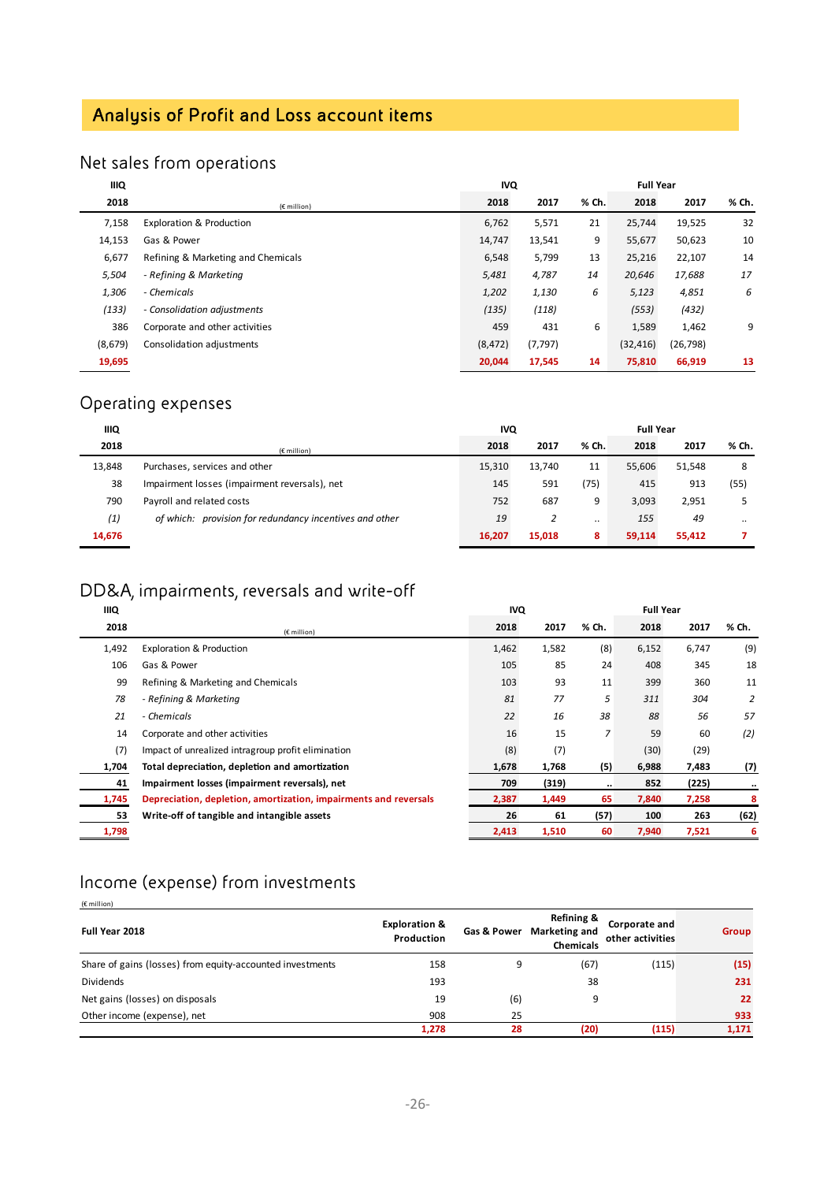# Analysis of Profit and Loss account items

## Net sales from operations

| IIIQ 2018 | (€ million) | IVQ 2018 | IVQ 2017 | % Ch. | Full Year 2018 | Full Year 2017 | % Ch. |
|---|---|---|---|---|---|---|---|
| 7,158 | Exploration & Production | 6,762 | 5,571 | 21 | 25,744 | 19,525 | 32 |
| 14,153 | Gas & Power | 14,747 | 13,541 | 9 | 55,677 | 50,623 | 10 |
| 6,677 | Refining & Marketing and Chemicals | 6,548 | 5,799 | 13 | 25,216 | 22,107 | 14 |
| *5,504* | *- Refining & Marketing* | *5,481* | *4,787* | *14* | *20,646* | *17,688* | *17* |
| *1,306* | *- Chemicals* | *1,202* | *1,130* | *6* | *5,123* | *4,851* | *6* |
| *(133)* | *- Consolidation adjustments* | *(135)* | *(118)* | | *(553)* | *(432)* | |
| 386 | Corporate and other activities | 459 | 431 | 6 | 1,589 | 1,462 | 9 |
| (8,679) | Consolidation adjustments | (8,472) | (7,797) | | (32,416) | (26,798) | |
| **19,695** | | **20,044** | **17,545** | **14** | **75,810** | **66,919** | **13** |

## Operating expenses

| IIIQ 2018 | (€ million) | IVQ 2018 | IVQ 2017 | % Ch. | Full Year 2018 | Full Year 2017 | % Ch. |
|---|---|---|---|---|---|---|---|
| 13,848 | Purchases, services and other | 15,310 | 13,740 | 11 | 55,606 | 51,548 | 8 |
| 38 | Impairment losses (impairment reversals), net | 145 | 591 | (75) | 415 | 913 | (55) |
| 790 | Payroll and related costs | 752 | 687 | 9 | 3,093 | 2,951 | 5 |
| *(1)* | *of which: provision for redundancy incentives and other* | *19* | *2* | .. | *155* | *49* | .. |
| **14,676** | | **16,207** | **15,018** | **8** | **59,114** | **55,412** | **7** |

## DD&A, impairments, reversals and write-off

| IIIQ 2018 | (€ million) | IVQ 2018 | IVQ 2017 | % Ch. | Full Year 2018 | Full Year 2017 | % Ch. |
|---|---|---|---|---|---|---|---|
| 1,492 | Exploration & Production | 1,462 | 1,582 | (8) | 6,152 | 6,747 | (9) |
| 106 | Gas & Power | 105 | 85 | 24 | 408 | 345 | 18 |
| 99 | Refining & Marketing and Chemicals | 103 | 93 | 11 | 399 | 360 | 11 |
| *78* | *- Refining & Marketing* | *81* | *77* | *5* | *311* | *304* | *2* |
| *21* | *- Chemicals* | *22* | *16* | *38* | *88* | *56* | *57* |
| 14 | Corporate and other activities | 16 | 15 | *7* | 59 | 60 | *(2)* |
| (7) | Impact of unrealized intragroup profit elimination | (8) | (7) | | (30) | (29) | |
| **1,704** | **Total depreciation, depletion and amortization** | **1,678** | **1,768** | **(5)** | **6,988** | **7,483** | **(7)** |
| **41** | **Impairment losses (impairment reversals), net** | **709** | **(319)** | **..** | **852** | **(225)** | **..** |
| **1,745** | **Depreciation, depletion, amortization, impairments and reversals** | **2,387** | **1,449** | **65** | **7,840** | **7,258** | **8** |
| **53** | **Write-off of tangible and intangible assets** | **26** | **61** | **(57)** | **100** | **263** | **(62)** |
| **1,798** | | **2,413** | **1,510** | **60** | **7,940** | **7,521** | **6** |

## Income (expense) from investments

(€ million)

| Full Year 2018 | Exploration & Production | Gas & Power | Refining & Marketing and Chemicals | Corporate and other activities | Group |
|---|---|---|---|---|---|
| Share of gains (losses) from equity-accounted investments | 158 | 9 | (67) | (115) | **(15)** |
| Dividends | 193 | | 38 | | **231** |
| Net gains (losses) on disposals | 19 | (6) | 9 | | **22** |
| Other income (expense), net | 908 | 25 | | | **933** |
| | **1,278** | **28** | **(20)** | **(115)** | **1,171** |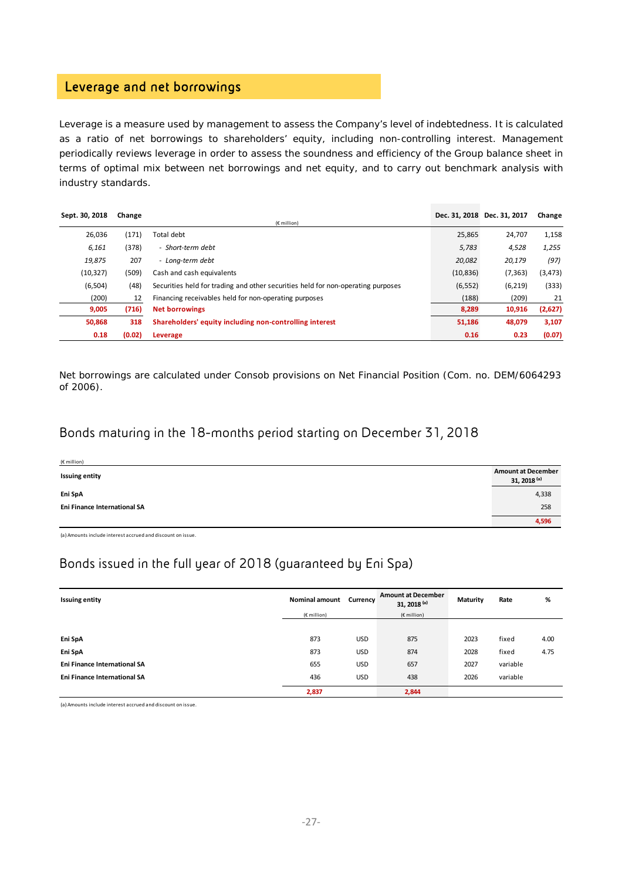## Leverage and net borrowings

Leverage is a measure used by management to assess the Company's level of indebtedness. It is calculated as a ratio of net borrowings to shareholders' equity, including non-controlling interest. Management periodically reviews leverage in order to assess the soundness and efficiency of the Group balance sheet in terms of optimal mix between net borrowings and net equity, and to carry out benchmark analysis with industry standards.

| Sept. 30, 2018 | Change | (€ million) | Dec. 31, 2018 | Dec. 31, 2017 | Change |
|---|---|---|---|---|---|
| 26,036 | (171) | Total debt | 25,865 | 24,707 | 1,158 |
| *6,161* | *(378)* | - *Short-term debt* | *5,783* | *4,528* | *1,255* |
| *19,875* | *207* | - *Long-term debt* | *20,082* | *20,179* | *(97)* |
| (10,327) | (509) | Cash and cash equivalents | (10,836) | (7,363) | (3,473) |
| (6,504) | (48) | Securities held for trading and other securities held for non-operating purposes | (6,552) | (6,219) | (333) |
| (200) | 12 | Financing receivables held for non-operating purposes | (188) | (209) | 21 |
| **9,005** | **(716)** | **Net borrowings** | **8,289** | **10,916** | **(2,627)** |
| **50,868** | **318** | **Shareholders' equity including non-controlling interest** | **51,186** | **48,079** | **3,107** |
| **0.18** | **(0.02)** | **Leverage** | **0.16** | **0.23** | **(0.07)** |

Net borrowings are calculated under Consob provisions on Net Financial Position (Com. no. DEM/6064293 of 2006).

## Bonds maturing in the 18-months period starting on December 31, 2018

(€ million)

| Issuing entity | Amount at December 31, 2018 [a] |
|---|---|
| **Eni SpA** | 4,338 |
| **Eni Finance International SA** | 258 |
| | **4,596** |

(a) Amounts include interest accrued and discount on issue.

## Bonds issued in the full year of 2018 (guaranteed by Eni Spa)

| Issuing entity | Nominal amount (€ million) | Currency | Amount at December 31, 2018 [a] (€ million) | Maturity | Rate | % |
|---|---|---|---|---|---|---|
| **Eni SpA** | 873 | USD | 875 | 2023 | fixed | 4.00 |
| **Eni SpA** | 873 | USD | 874 | 2028 | fixed | 4.75 |
| **Eni Finance International SA** | 655 | USD | 657 | 2027 | variable | |
| **Eni Finance International SA** | 436 | USD | 438 | 2026 | variable | |
| | **2,837** | | **2,844** | | | |

(a) Amounts include interest accrued and discount on issue.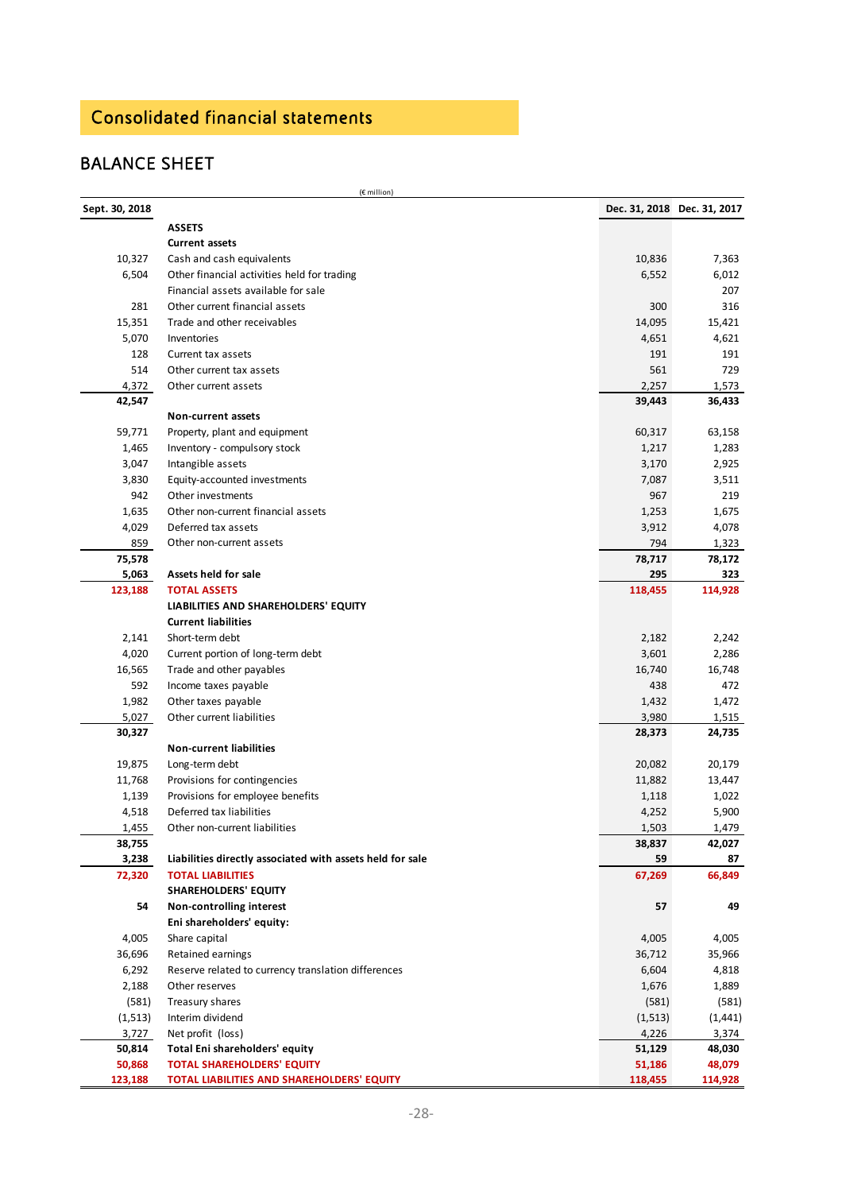## Consolidated financial statements

## BALANCE SHEET

(€ million)

| Sept. 30, 2018 | | Dec. 31, 2018 | Dec. 31, 2017 |
|---|---|---|---|
| | **ASSETS** | | |
| | **Current assets** | | |
| 10,327 | Cash and cash equivalents | 10,836 | 7,363 |
| 6,504 | Other financial activities held for trading | 6,552 | 6,012 |
| | Financial assets available for sale | | 207 |
| 281 | Other current financial assets | 300 | 316 |
| 15,351 | Trade and other receivables | 14,095 | 15,421 |
| 5,070 | Inventories | 4,651 | 4,621 |
| 128 | Current tax assets | 191 | 191 |
| 514 | Other current tax assets | 561 | 729 |
| 4,372 | Other current assets | 2,257 | 1,573 |
| **42,547** | | **39,443** | **36,433** |
| | **Non-current assets** | | |
| 59,771 | Property, plant and equipment | 60,317 | 63,158 |
| 1,465 | Inventory - compulsory stock | 1,217 | 1,283 |
| 3,047 | Intangible assets | 3,170 | 2,925 |
| 3,830 | Equity-accounted investments | 7,087 | 3,511 |
| 942 | Other investments | 967 | 219 |
| 1,635 | Other non-current financial assets | 1,253 | 1,675 |
| 4,029 | Deferred tax assets | 3,912 | 4,078 |
| 859 | Other non-current assets | 794 | 1,323 |
| **75,578** | | **78,717** | **78,172** |
| **5,063** | **Assets held for sale** | **295** | **323** |
| **123,188** | **TOTAL ASSETS** | **118,455** | **114,928** |
| | **LIABILITIES AND SHAREHOLDERS' EQUITY** | | |
| | **Current liabilities** | | |
| 2,141 | Short-term debt | 2,182 | 2,242 |
| 4,020 | Current portion of long-term debt | 3,601 | 2,286 |
| 16,565 | Trade and other payables | 16,740 | 16,748 |
| 592 | Income taxes payable | 438 | 472 |
| 1,982 | Other taxes payable | 1,432 | 1,472 |
| 5,027 | Other current liabilities | 3,980 | 1,515 |
| **30,327** | | **28,373** | **24,735** |
| | **Non-current liabilities** | | |
| 19,875 | Long-term debt | 20,082 | 20,179 |
| 11,768 | Provisions for contingencies | 11,882 | 13,447 |
| 1,139 | Provisions for employee benefits | 1,118 | 1,022 |
| 4,518 | Deferred tax liabilities | 4,252 | 5,900 |
| 1,455 | Other non-current liabilities | 1,503 | 1,479 |
| **38,755** | | **38,837** | **42,027** |
| **3,238** | **Liabilities directly associated with assets held for sale** | **59** | **87** |
| **72,320** | **TOTAL LIABILITIES** | **67,269** | **66,849** |
| | **SHAREHOLDERS' EQUITY** | | |
| **54** | **Non-controlling interest** | **57** | **49** |
| | **Eni shareholders' equity:** | | |
| 4,005 | Share capital | 4,005 | 4,005 |
| 36,696 | Retained earnings | 36,712 | 35,966 |
| 6,292 | Reserve related to currency translation differences | 6,604 | 4,818 |
| 2,188 | Other reserves | 1,676 | 1,889 |
| (581) | Treasury shares | (581) | (581) |
| (1,513) | Interim dividend | (1,513) | (1,441) |
| 3,727 | Net profit (loss) | 4,226 | 3,374 |
| **50,814** | **Total Eni shareholders' equity** | **51,129** | **48,030** |
| **50,868** | **TOTAL SHAREHOLDERS' EQUITY** | **51,186** | **48,079** |
| **123,188** | **TOTAL LIABILITIES AND SHAREHOLDERS' EQUITY** | **118,455** | **114,928** |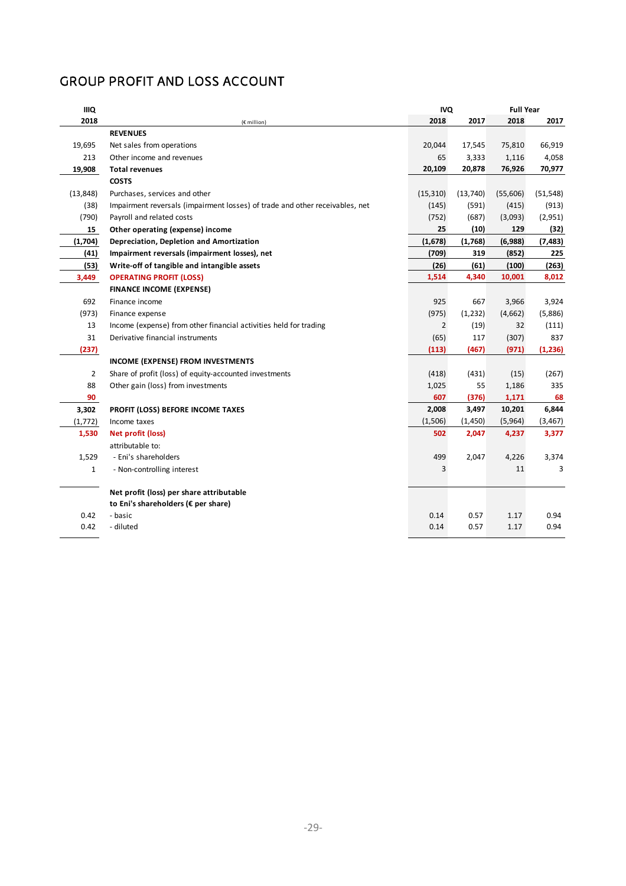## GROUP PROFIT AND LOSS ACCOUNT

| IIIQ 2018 | (€ million) | IVQ 2018 | IVQ 2017 | Full Year 2018 | Full Year 2017 |
|---|---|---|---|---|---|
| | **REVENUES** | | | | |
| 19,695 | Net sales from operations | 20,044 | 17,545 | 75,810 | 66,919 |
| 213 | Other income and revenues | 65 | 3,333 | 1,116 | 4,058 |
| **19,908** | **Total revenues** | **20,109** | **20,878** | **76,926** | **70,977** |
| | **COSTS** | | | | |
| (13,848) | Purchases, services and other | (15,310) | (13,740) | (55,606) | (51,548) |
| (38) | Impairment reversals (impairment losses) of trade and other receivables, net | (145) | (591) | (415) | (913) |
| (790) | Payroll and related costs | (752) | (687) | (3,093) | (2,951) |
| **15** | **Other operating (expense) income** | **25** | **(10)** | **129** | **(32)** |
| **(1,704)** | **Depreciation, Depletion and Amortization** | **(1,678)** | **(1,768)** | **(6,988)** | **(7,483)** |
| **(41)** | **Impairment reversals (impairment losses), net** | **(709)** | **319** | **(852)** | **225** |
| **(53)** | **Write-off of tangible and intangible assets** | **(26)** | **(61)** | **(100)** | **(263)** |
| **3,449** | **OPERATING PROFIT (LOSS)** | **1,514** | **4,340** | **10,001** | **8,012** |
| | **FINANCE INCOME (EXPENSE)** | | | | |
| 692 | Finance income | 925 | 667 | 3,966 | 3,924 |
| (973) | Finance expense | (975) | (1,232) | (4,662) | (5,886) |
| 13 | Income (expense) from other financial activities held for trading | 2 | (19) | 32 | (111) |
| 31 | Derivative financial instruments | (65) | 117 | (307) | 837 |
| **(237)** | | **(113)** | **(467)** | **(971)** | **(1,236)** |
| | **INCOME (EXPENSE) FROM INVESTMENTS** | | | | |
| 2 | Share of profit (loss) of equity-accounted investments | (418) | (431) | (15) | (267) |
| 88 | Other gain (loss) from investments | 1,025 | 55 | 1,186 | 335 |
| **90** | | **607** | **(376)** | **1,171** | **68** |
| **3,302** | **PROFIT (LOSS) BEFORE INCOME TAXES** | **2,008** | **3,497** | **10,201** | **6,844** |
| (1,772) | Income taxes | (1,506) | (1,450) | (5,964) | (3,467) |
| **1,530** | **Net profit (loss)** | **502** | **2,047** | **4,237** | **3,377** |
| | attributable to: | | | | |
| 1,529 | - Eni's shareholders | 499 | 2,047 | 4,226 | 3,374 |
| 1 | - Non-controlling interest | 3 | | 11 | 3 |
| | **Net profit (loss) per share attributable to Eni's shareholders (€ per share)** | | | | |
| 0.42 | - basic | 0.14 | 0.57 | 1.17 | 0.94 |
| 0.42 | - diluted | 0.14 | 0.57 | 1.17 | 0.94 |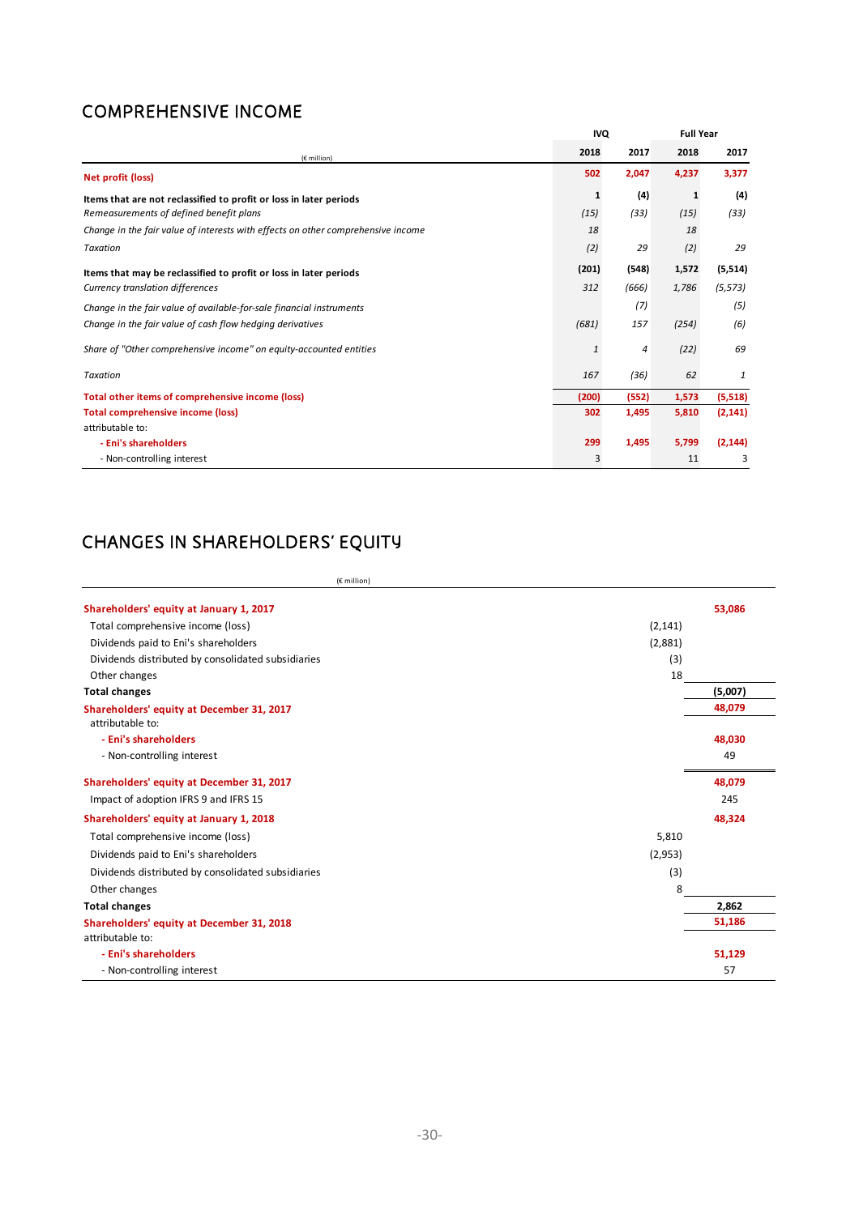## COMPREHENSIVE INCOME

| (€ million) | IVQ | | Full Year | |
|---|---|---|---|---|
| | 2018 | 2017 | 2018 | 2017 |
| **Net profit (loss)** | **502** | **2,047** | **4,237** | **3,377** |
| **Items that are not reclassified to profit or loss in later periods** | **1** | **(4)** | **1** | **(4)** |
| *Remeasurements of defined benefit plans* | *(15)* | *(33)* | *(15)* | *(33)* |
| *Change in the fair value of interests with effects on other comprehensive income* | *18* | | *18* | |
| *Taxation* | *(2)* | *29* | *(2)* | *29* |
| **Items that may be reclassified to profit or loss in later periods** | **(201)** | **(548)** | **1,572** | **(5,514)** |
| *Currency translation differences* | *312* | *(666)* | *1,786* | *(5,573)* |
| *Change in the fair value of available-for-sale financial instruments* | | *(7)* | | *(5)* |
| *Change in the fair value of cash flow hedging derivatives* | *(681)* | *157* | *(254)* | *(6)* |
| *Share of "Other comprehensive income" on equity-accounted entities* | *1* | *4* | *(22)* | *69* |
| *Taxation* | *167* | *(36)* | *62* | *1* |
| **Total other items of comprehensive income (loss)** | **(200)** | **(552)** | **1,573** | **(5,518)** |
| **Total comprehensive income (loss)** | **302** | **1,495** | **5,810** | **(2,141)** |
| attributable to: | | | | |
| **- Eni's shareholders** | **299** | **1,495** | **5,799** | **(2,144)** |
| - Non-controlling interest | 3 | | 11 | 3 |

## CHANGES IN SHAREHOLDERS' EQUITY

| (€ million) | | |
|---|---|---|
| **Shareholders' equity at January 1, 2017** | | **53,086** |
| Total comprehensive income (loss) | (2,141) | |
| Dividends paid to Eni's shareholders | (2,881) | |
| Dividends distributed by consolidated subsidiaries | (3) | |
| Other changes | 18 | |
| **Total changes** | | **(5,007)** |
| **Shareholders' equity at December 31, 2017** | | **48,079** |
| attributable to: | | |
| **- Eni's shareholders** | | **48,030** |
| - Non-controlling interest | | 49 |
| **Shareholders' equity at December 31, 2017** | | **48,079** |
| Impact of adoption IFRS 9 and IFRS 15 | | 245 |
| **Shareholders' equity at January 1, 2018** | | **48,324** |
| Total comprehensive income (loss) | 5,810 | |
| Dividends paid to Eni's shareholders | (2,953) | |
| Dividends distributed by consolidated subsidiaries | (3) | |
| Other changes | 8 | |
| **Total changes** | | **2,862** |
| **Shareholders' equity at December 31, 2018** | | **51,186** |
| attributable to: | | |
| **- Eni's shareholders** | | **51,129** |
| - Non-controlling interest | | 57 |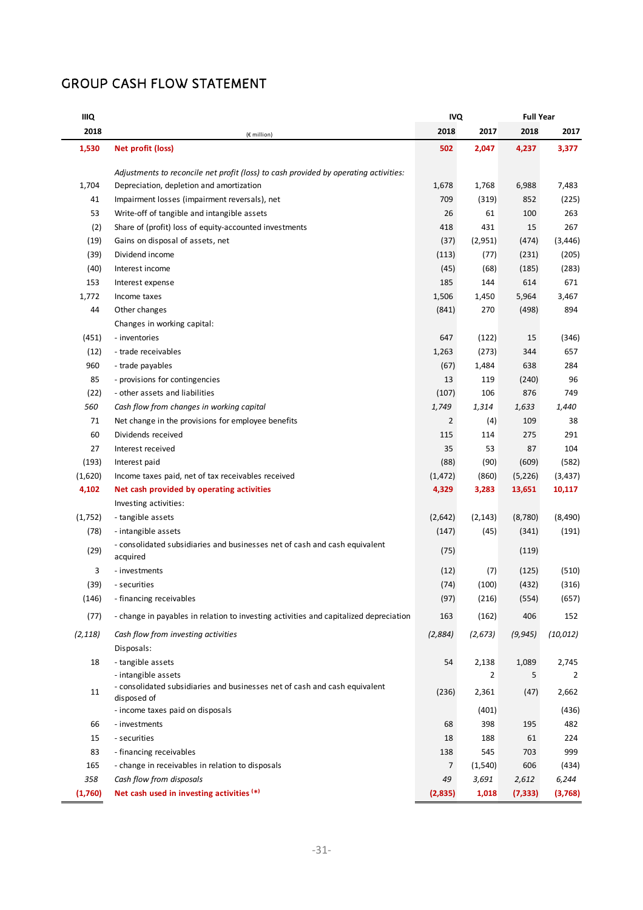# GROUP CASH FLOW STATEMENT

| IIIQ | | IVQ | | Full Year | |
|---|---|---|---|---|---|
| 2018 | (€ million) | 2018 | 2017 | 2018 | 2017 |
| **1,530** | **Net profit (loss)** | **502** | **2,047** | **4,237** | **3,377** |
| | *Adjustments to reconcile net profit (loss) to cash provided by operating activities:* | | | | |
| 1,704 | Depreciation, depletion and amortization | 1,678 | 1,768 | 6,988 | 7,483 |
| 41 | Impairment losses (impairment reversals), net | 709 | (319) | 852 | (225) |
| 53 | Write-off of tangible and intangible assets | 26 | 61 | 100 | 263 |
| (2) | Share of (profit) loss of equity-accounted investments | 418 | 431 | 15 | 267 |
| (19) | Gains on disposal of assets, net | (37) | (2,951) | (474) | (3,446) |
| (39) | Dividend income | (113) | (77) | (231) | (205) |
| (40) | Interest income | (45) | (68) | (185) | (283) |
| 153 | Interest expense | 185 | 144 | 614 | 671 |
| 1,772 | Income taxes | 1,506 | 1,450 | 5,964 | 3,467 |
| 44 | Other changes | (841) | 270 | (498) | 894 |
| | Changes in working capital: | | | | |
| (451) | - inventories | 647 | (122) | 15 | (346) |
| (12) | - trade receivables | 1,263 | (273) | 344 | 657 |
| 960 | - trade payables | (67) | 1,484 | 638 | 284 |
| 85 | - provisions for contingencies | 13 | 119 | (240) | 96 |
| (22) | - other assets and liabilities | (107) | 106 | 876 | 749 |
| *560* | *Cash flow from changes in working capital* | *1,749* | *1,314* | *1,633* | *1,440* |
| 71 | Net change in the provisions for employee benefits | 2 | (4) | 109 | 38 |
| 60 | Dividends received | 115 | 114 | 275 | 291 |
| 27 | Interest received | 35 | 53 | 87 | 104 |
| (193) | Interest paid | (88) | (90) | (609) | (582) |
| (1,620) | Income taxes paid, net of tax receivables received | (1,472) | (860) | (5,226) | (3,437) |
| **4,102** | **Net cash provided by operating activities** | **4,329** | **3,283** | **13,651** | **10,117** |
| | Investing activities: | | | | |
| (1,752) | - tangible assets | (2,642) | (2,143) | (8,780) | (8,490) |
| (78) | - intangible assets | (147) | (45) | (341) | (191) |
| (29) | - consolidated subsidiaries and businesses net of cash and cash equivalent acquired | (75) | | (119) | |
| 3 | - investments | (12) | (7) | (125) | (510) |
| (39) | - securities | (74) | (100) | (432) | (316) |
| (146) | - financing receivables | (97) | (216) | (554) | (657) |
| (77) | - change in payables in relation to investing activities and capitalized depreciation | 163 | (162) | 406 | 152 |
| *(2,118)* | *Cash flow from investing activities* | *(2,884)* | *(2,673)* | *(9,945)* | *(10,012)* |
| | Disposals: | | | | |
| 18 | - tangible assets | 54 | 2,138 | 1,089 | 2,745 |
| | - intangible assets | | 2 | 5 | 2 |
| 11 | - consolidated subsidiaries and businesses net of cash and cash equivalent disposed of | (236) | 2,361 | (47) | 2,662 |
| | - income taxes paid on disposals | | (401) | | (436) |
| 66 | - investments | 68 | 398 | 195 | 482 |
| 15 | - securities | 18 | 188 | 61 | 224 |
| 83 | - financing receivables | 138 | 545 | 703 | 999 |
| 165 | - change in receivables in relation to disposals | 7 | (1,540) | 606 | (434) |
| *358* | *Cash flow from disposals* | *49* | *3,691* | *2,612* | *6,244* |
| **(1,760)** | **Net cash used in investing activities (*)** | **(2,835)** | **1,018** | **(7,333)** | **(3,768)** |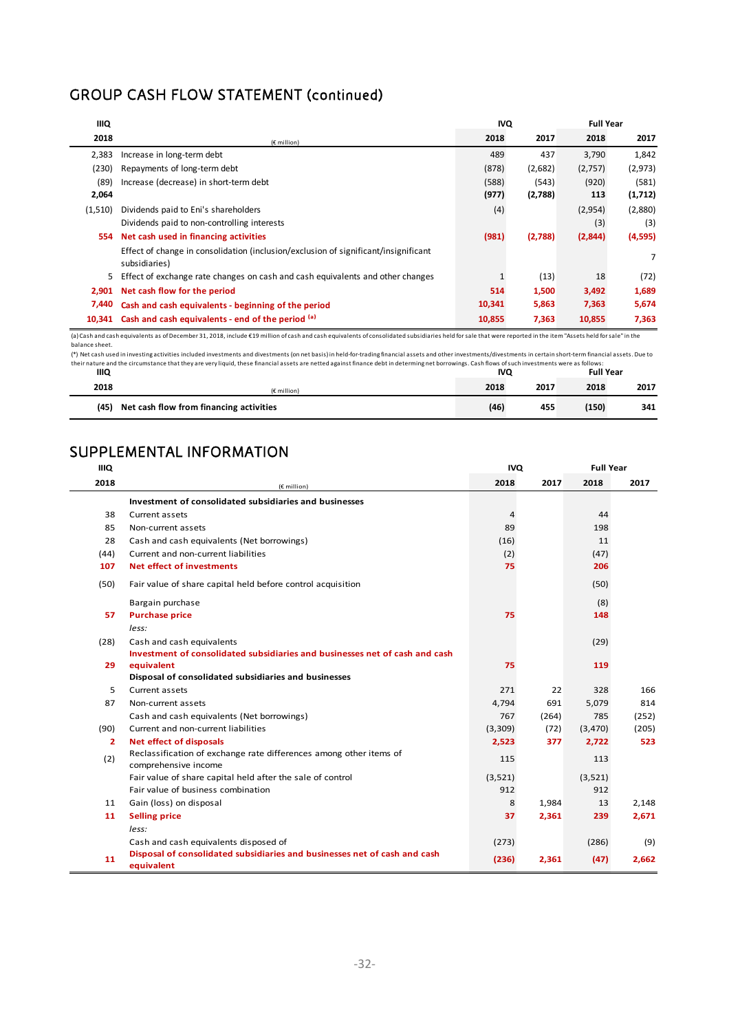## GROUP CASH FLOW STATEMENT (continued)

| IIIQ 2018 | (€ million) | IVQ 2018 | IVQ 2017 | Full Year 2018 | Full Year 2017 |
|---|---|---|---|---|---|
| 2,383 | Increase in long-term debt | 489 | 437 | 3,790 | 1,842 |
| (230) | Repayments of long-term debt | (878) | (2,682) | (2,757) | (2,973) |
| (89) | Increase (decrease) in short-term debt | (588) | (543) | (920) | (581) |
| **2,064** | | **(977)** | **(2,788)** | **113** | **(1,712)** |
| (1,510) | Dividends paid to Eni's shareholders | (4) | | (2,954) | (2,880) |
| | Dividends paid to non-controlling interests | | | (3) | (3) |
| **554** | **Net cash used in financing activities** | **(981)** | **(2,788)** | **(2,844)** | **(4,595)** |
| | Effect of change in consolidation (inclusion/exclusion of significant/insignificant subsidiaries) | | | | 7 |
| 5 | Effect of exchange rate changes on cash and cash equivalents and other changes | 1 | (13) | 18 | (72) |
| **2,901** | **Net cash flow for the period** | **514** | **1,500** | **3,492** | **1,689** |
| **7,440** | **Cash and cash equivalents - beginning of the period** | **10,341** | **5,863** | **7,363** | **5,674** |
| **10,341** | **Cash and cash equivalents - end of the period (a)** | **10,855** | **7,363** | **10,855** | **7,363** |

(a) Cash and cash equivalents as of December 31, 2018, include €19 million of cash and cash equivalents of consolidated subsidiaries held for sale that were reported in the item "Assets held for sale" in the balance sheet.

(*) Net cash used in investing activities included investments and divestments (on net basis) in held-for-trading financial assets and other investments/divestments in certain short-term financial assets. Due to their nature and the circumstance that they are very liquid, these financial assets are netted against finance debt in determing net borrowings. Cash flows of such investments were as follows:

| IIIQ 2018 | (€ million) | IVQ 2018 | IVQ 2017 | Full Year 2018 | Full Year 2017 |
|---|---|---|---|---|---|
| (45) | **Net cash flow from financing activities** | **(46)** | **455** | **(150)** | **341** |

## SUPPLEMENTAL INFORMATION

| IIIQ 2018 | (€ million) | IVQ 2018 | IVQ 2017 | Full Year 2018 | Full Year 2017 |
|---|---|---|---|---|---|
| | **Investment of consolidated subsidiaries and businesses** | | | | |
| 38 | Current assets | 4 | | 44 | |
| 85 | Non-current assets | 89 | | 198 | |
| 28 | Cash and cash equivalents (Net borrowings) | (16) | | 11 | |
| (44) | Current and non-current liabilities | (2) | | (47) | |
| **107** | **Net effect of investments** | **75** | | **206** | |
| (50) | Fair value of share capital held before control acquisition | | | (50) | |
| | Bargain purchase | | | (8) | |
| **57** | **Purchase price** | **75** | | **148** | |
| | *less:* | | | | |
| (28) | Cash and cash equivalents | | | (29) | |
| **29** | **Investment of consolidated subsidiaries and businesses net of cash and cash equivalent** | **75** | | **119** | |
| | **Disposal of consolidated subsidiaries and businesses** | | | | |
| 5 | Current assets | 271 | 22 | 328 | 166 |
| 87 | Non-current assets | 4,794 | 691 | 5,079 | 814 |
| | Cash and cash equivalents (Net borrowings) | 767 | (264) | 785 | (252) |
| (90) | Current and non-current liabilities | (3,309) | (72) | (3,470) | (205) |
| **2** | **Net effect of disposals** | **2,523** | **377** | **2,722** | **523** |
| (2) | Reclassification of exchange rate differences among other items of comprehensive income | 115 | | 113 | |
| | Fair value of share capital held after the sale of control | (3,521) | | (3,521) | |
| | Fair value of business combination | 912 | | 912 | |
| 11 | Gain (loss) on disposal | 8 | 1,984 | 13 | 2,148 |
| **11** | **Selling price** | **37** | **2,361** | **239** | **2,671** |
| | *less:* | | | | |
| | Cash and cash equivalents disposed of | (273) | | (286) | (9) |
| **11** | **Disposal of consolidated subsidiaries and businesses net of cash and cash equivalent** | **(236)** | **2,361** | **(47)** | **2,662** |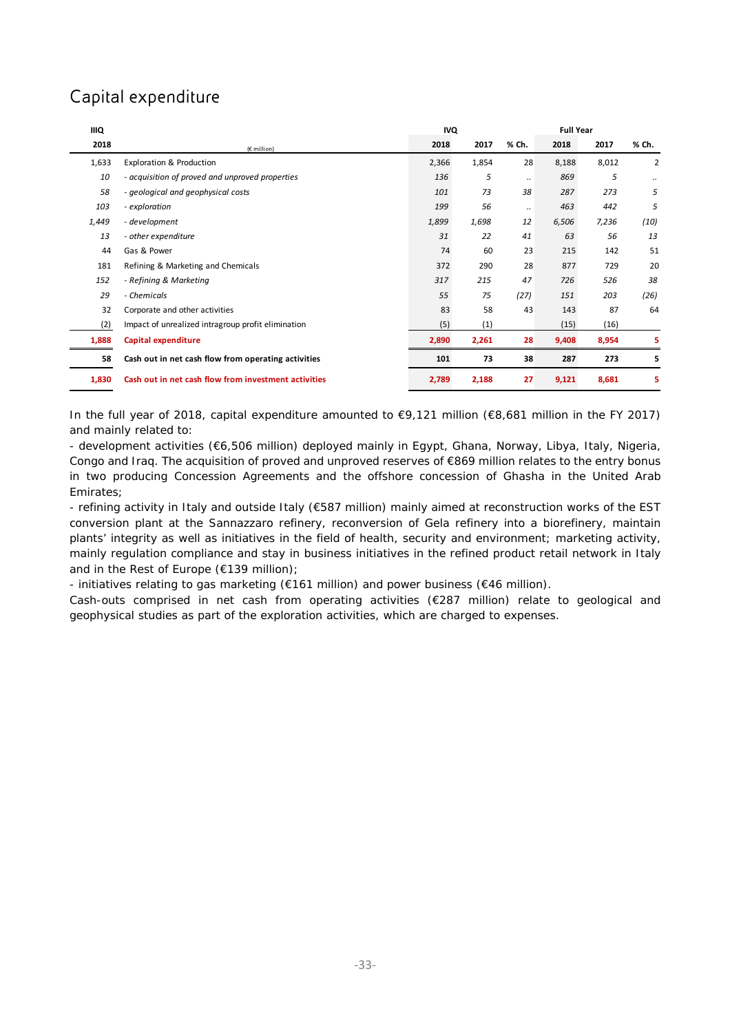## Capital expenditure

| IIIQ | | IVQ | | | Full Year | | |
|---|---|---|---|---|---|---|---|
| 2018 | (€ million) | 2018 | 2017 | % Ch. | 2018 | 2017 | % Ch. |
| 1,633 | Exploration & Production | 2,366 | 1,854 | 28 | 8,188 | 8,012 | 2 |
| *10* | *- acquisition of proved and unproved properties* | *136* | *5* | *..* | *869* | *5* | *..* |
| *58* | *- geological and geophysical costs* | *101* | *73* | *38* | *287* | *273* | *5* |
| *103* | *- exploration* | *199* | *56* | *..* | *463* | *442* | *5* |
| *1,449* | *- development* | *1,899* | *1,698* | *12* | *6,506* | *7,236* | *(10)* |
| *13* | *- other expenditure* | *31* | *22* | *41* | *63* | *56* | *13* |
| 44 | Gas & Power | 74 | 60 | 23 | 215 | 142 | 51 |
| 181 | Refining & Marketing and Chemicals | 372 | 290 | 28 | 877 | 729 | 20 |
| *152* | *- Refining & Marketing* | *317* | *215* | *47* | *726* | *526* | *38* |
| *29* | *- Chemicals* | *55* | *75* | *(27)* | *151* | *203* | *(26)* |
| 32 | Corporate and other activities | 83 | 58 | 43 | 143 | 87 | 64 |
| (2) | Impact of unrealized intragroup profit elimination | (5) | (1) | | (15) | (16) | |
| **1,888** | **Capital expenditure** | **2,890** | **2,261** | **28** | **9,408** | **8,954** | **5** |
| **58** | **Cash out in net cash flow from operating activities** | **101** | **73** | **38** | **287** | **273** | **5** |
| **1,830** | **Cash out in net cash flow from investment activities** | **2,789** | **2,188** | **27** | **9,121** | **8,681** | **5** |

In the full year of 2018, capital expenditure amounted to €9,121 million (€8,681 million in the FY 2017) and mainly related to:

- development activities (€6,506 million) deployed mainly in Egypt, Ghana, Norway, Libya, Italy, Nigeria, Congo and Iraq. The acquisition of proved and unproved reserves of €869 million relates to the entry bonus in two producing Concession Agreements and the offshore concession of Ghasha in the United Arab Emirates;
- refining activity in Italy and outside Italy (€587 million) mainly aimed at reconstruction works of the EST conversion plant at the Sannazzaro refinery, reconversion of Gela refinery into a biorefinery, maintain plants' integrity as well as initiatives in the field of health, security and environment; marketing activity, mainly regulation compliance and stay in business initiatives in the refined product retail network in Italy and in the Rest of Europe (€139 million);
- initiatives relating to gas marketing (€161 million) and power business (€46 million).

Cash-outs comprised in net cash from operating activities (€287 million) relate to geological and geophysical studies as part of the exploration activities, which are charged to expenses.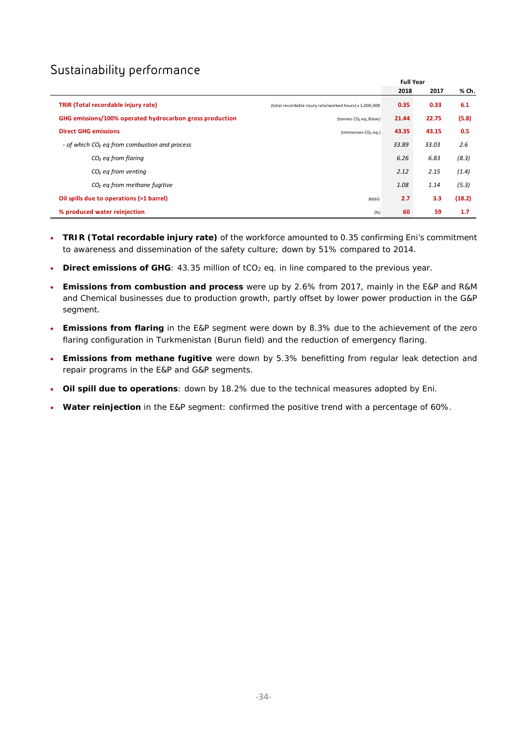## Sustainability performance

| | | Full Year | | |
|---|---|---|---|---|
| | | 2018 | 2017 | % Ch. |
| **TRIR (Total recordable injury rate)** | (total recordable injury rate/worked hours) x 1,000,000 | **0.35** | **0.33** | **6.1** |
| **GHG emissions/100% operated hydrocarbon gross production** | (tonnes $CO_2$ eq./kboe) | **21.44** | **22.75** | **(5.8)** |
| **Direct GHG emissions** | (mmtonnes $CO_2$ eq.) | **43.35** | **43.15** | **0.5** |
| *- of which $CO_2$ eq from combustion and process* | | *33.89* | *33.03* | *2.6* |
| *$CO_2$ eq from flaring* | | *6.26* | *6.83* | *(8.3)* |
| *$CO_2$ eq from venting* | | *2.12* | *2.15* | *(1.4)* |
| *$CO_2$ eq from methane fugitive* | | *1.08* | *1.14* | *(5.3)* |
| **Oil spills due to operations (>1 barrel)** | (kbbl) | **2.7** | **3.3** | **(18.2)** |
| **% produced water reinjection** | (%) | **60** | **59** | **1.7** |

- **TRIR (Total recordable injury rate)** of the workforce amounted to 0.35 confirming Eni's commitment to awareness and dissemination of the safety culture; down by 51% compared to 2014.
- **Direct emissions of GHG**: 43.35 million of $tCO_2$ eq. in line compared to the previous year.
- **Emissions from combustion and process** were up by 2.6% from 2017, mainly in the E&P and R&M and Chemical businesses due to production growth, partly offset by lower power production in the G&P segment.
- **Emissions from flaring** in the E&P segment were down by 8.3% due to the achievement of the zero flaring configuration in Turkmenistan (Burun field) and the reduction of emergency flaring.
- **Emissions from methane fugitive** were down by 5.3% benefitting from regular leak detection and repair programs in the E&P and G&P segments.
- **Oil spill due to operations**: down by 18.2% due to the technical measures adopted by Eni.
- **Water reinjection** in the E&P segment: confirmed the positive trend with a percentage of 60%.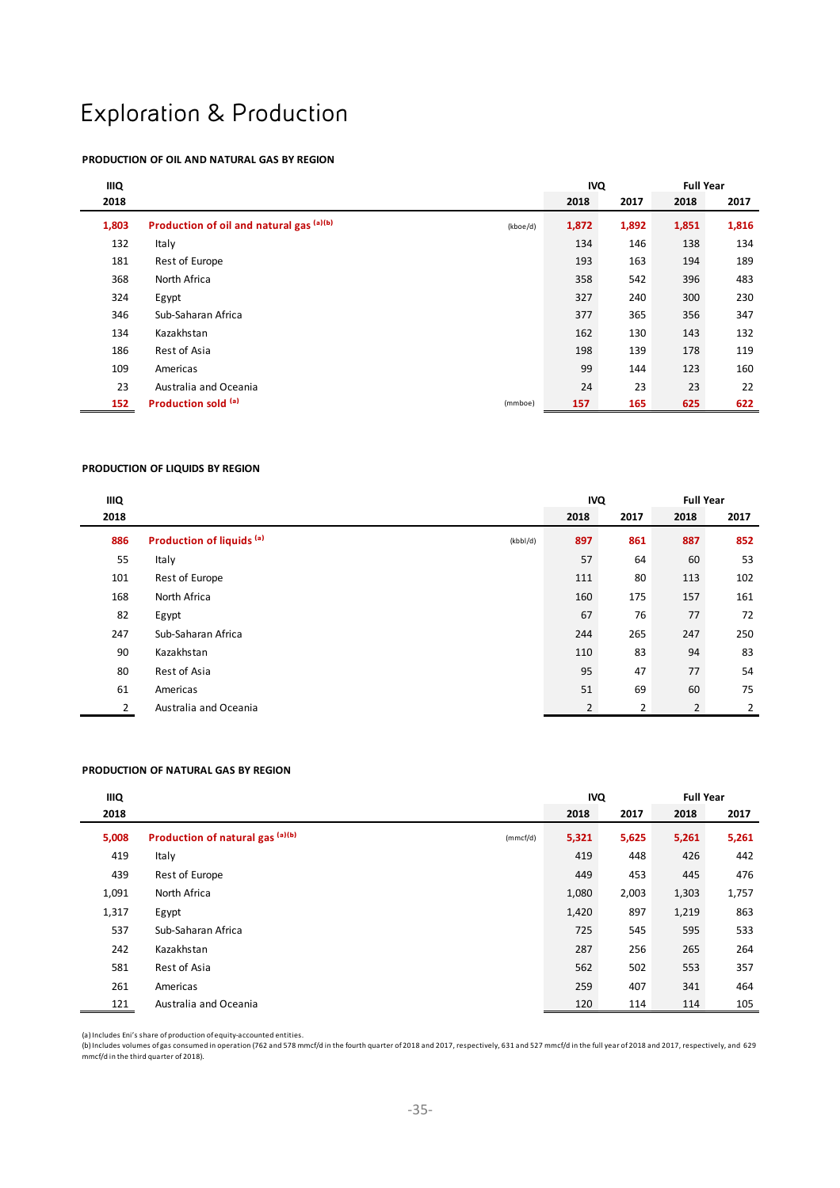# Exploration & Production

**PRODUCTION OF OIL AND NATURAL GAS BY REGION**

| IIIQ 2018 | | | IVQ 2018 | IVQ 2017 | Full Year 2018 | Full Year 2017 |
|---|---|---|---|---|---|---|
| **1,803** | **Production of oil and natural gas [(a)(b)]** | (kboe/d) | **1,872** | **1,892** | **1,851** | **1,816** |
| 132 | Italy | | 134 | 146 | 138 | 134 |
| 181 | Rest of Europe | | 193 | 163 | 194 | 189 |
| 368 | North Africa | | 358 | 542 | 396 | 483 |
| 324 | Egypt | | 327 | 240 | 300 | 230 |
| 346 | Sub-Saharan Africa | | 377 | 365 | 356 | 347 |
| 134 | Kazakhstan | | 162 | 130 | 143 | 132 |
| 186 | Rest of Asia | | 198 | 139 | 178 | 119 |
| 109 | Americas | | 99 | 144 | 123 | 160 |
| 23 | Australia and Oceania | | 24 | 23 | 23 | 22 |
| **152** | **Production sold [(a)]** | (mmboe) | **157** | **165** | **625** | **622** |

**PRODUCTION OF LIQUIDS BY REGION**

| IIIQ 2018 | | | IVQ 2018 | IVQ 2017 | Full Year 2018 | Full Year 2017 |
|---|---|---|---|---|---|---|
| **886** | **Production of liquids [(a)]** | (kbbl/d) | **897** | **861** | **887** | **852** |
| 55 | Italy | | 57 | 64 | 60 | 53 |
| 101 | Rest of Europe | | 111 | 80 | 113 | 102 |
| 168 | North Africa | | 160 | 175 | 157 | 161 |
| 82 | Egypt | | 67 | 76 | 77 | 72 |
| 247 | Sub-Saharan Africa | | 244 | 265 | 247 | 250 |
| 90 | Kazakhstan | | 110 | 83 | 94 | 83 |
| 80 | Rest of Asia | | 95 | 47 | 77 | 54 |
| 61 | Americas | | 51 | 69 | 60 | 75 |
| 2 | Australia and Oceania | | 2 | 2 | 2 | 2 |

**PRODUCTION OF NATURAL GAS BY REGION**

| IIIQ 2018 | | | IVQ 2018 | IVQ 2017 | Full Year 2018 | Full Year 2017 |
|---|---|---|---|---|---|---|
| **5,008** | **Production of natural gas [(a)(b)]** | (mmcf/d) | **5,321** | **5,625** | **5,261** | **5,261** |
| 419 | Italy | | 419 | 448 | 426 | 442 |
| 439 | Rest of Europe | | 449 | 453 | 445 | 476 |
| 1,091 | North Africa | | 1,080 | 2,003 | 1,303 | 1,757 |
| 1,317 | Egypt | | 1,420 | 897 | 1,219 | 863 |
| 537 | Sub-Saharan Africa | | 725 | 545 | 595 | 533 |
| 242 | Kazakhstan | | 287 | 256 | 265 | 264 |
| 581 | Rest of Asia | | 562 | 502 | 553 | 357 |
| 261 | Americas | | 259 | 407 | 341 | 464 |
| 121 | Australia and Oceania | | 120 | 114 | 114 | 105 |

(a) Includes Eni's share of production of equity-accounted entities.
(b) Includes volumes of gas consumed in operation (762 and 578 mmcf/d in the fourth quarter of 2018 and 2017, respectively, 631 and 527 mmcf/d in the full year of 2018 and 2017, respectively, and 629 mmcf/d in the third quarter of 2018).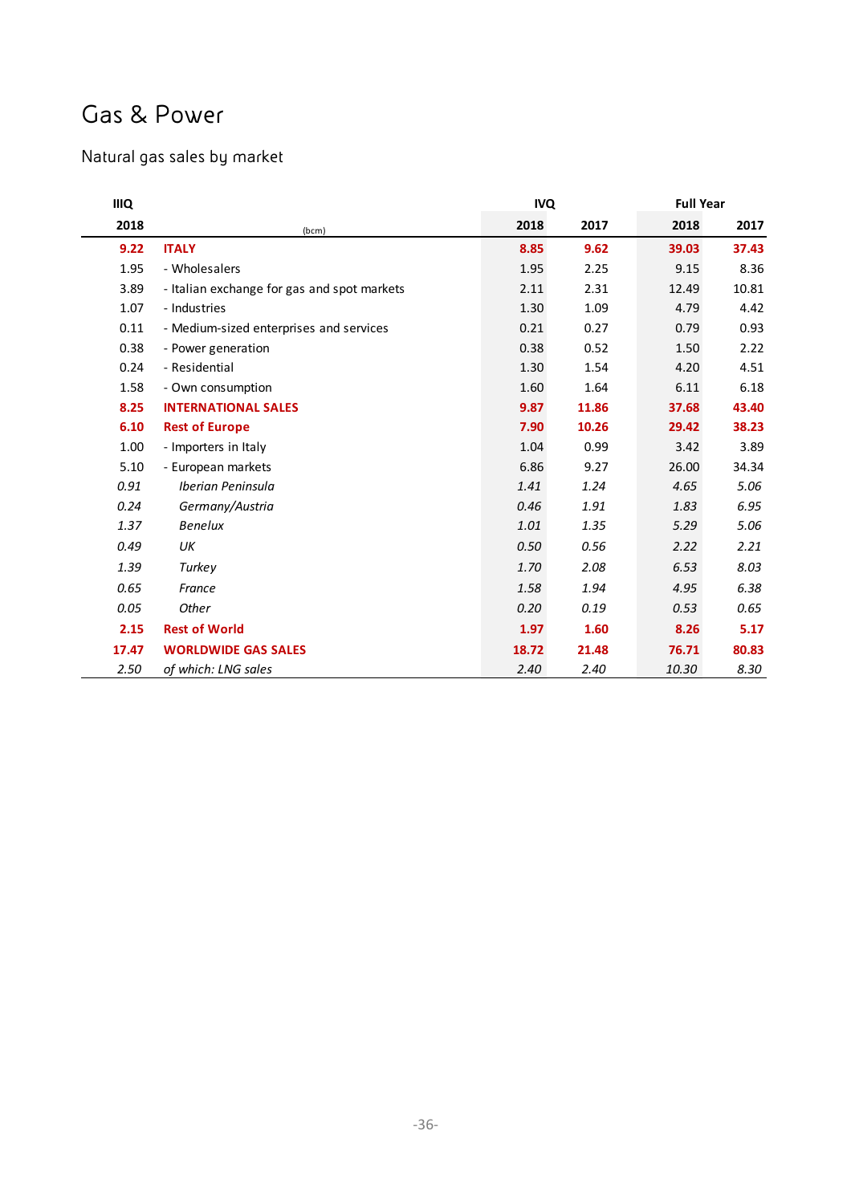# Gas & Power

## Natural gas sales by market

| IIIQ | | IVQ | | Full Year | |
|---|---|---|---|---|---|
| 2018 | (bcm) | 2018 | 2017 | 2018 | 2017 |
| **9.22** | **ITALY** | **8.85** | **9.62** | **39.03** | **37.43** |
| 1.95 | - Wholesalers | 1.95 | 2.25 | 9.15 | 8.36 |
| 3.89 | - Italian exchange for gas and spot markets | 2.11 | 2.31 | 12.49 | 10.81 |
| 1.07 | - Industries | 1.30 | 1.09 | 4.79 | 4.42 |
| 0.11 | - Medium-sized enterprises and services | 0.21 | 0.27 | 0.79 | 0.93 |
| 0.38 | - Power generation | 0.38 | 0.52 | 1.50 | 2.22 |
| 0.24 | - Residential | 1.30 | 1.54 | 4.20 | 4.51 |
| 1.58 | - Own consumption | 1.60 | 1.64 | 6.11 | 6.18 |
| **8.25** | **INTERNATIONAL SALES** | **9.87** | **11.86** | **37.68** | **43.40** |
| **6.10** | **Rest of Europe** | **7.90** | **10.26** | **29.42** | **38.23** |
| 1.00 | - Importers in Italy | 1.04 | 0.99 | 3.42 | 3.89 |
| 5.10 | - European markets | 6.86 | 9.27 | 26.00 | 34.34 |
| *0.91* | *Iberian Peninsula* | *1.41* | *1.24* | *4.65* | *5.06* |
| *0.24* | *Germany/Austria* | *0.46* | *1.91* | *1.83* | *6.95* |
| *1.37* | *Benelux* | *1.01* | *1.35* | *5.29* | *5.06* |
| *0.49* | *UK* | *0.50* | *0.56* | *2.22* | *2.21* |
| *1.39* | *Turkey* | *1.70* | *2.08* | *6.53* | *8.03* |
| *0.65* | *France* | *1.58* | *1.94* | *4.95* | *6.38* |
| *0.05* | *Other* | *0.20* | *0.19* | *0.53* | *0.65* |
| **2.15** | **Rest of World** | **1.97** | **1.60** | **8.26** | **5.17** |
| **17.47** | **WORLDWIDE GAS SALES** | **18.72** | **21.48** | **76.71** | **80.83** |
| *2.50* | *of which: LNG sales* | *2.40* | *2.40* | *10.30* | *8.30* |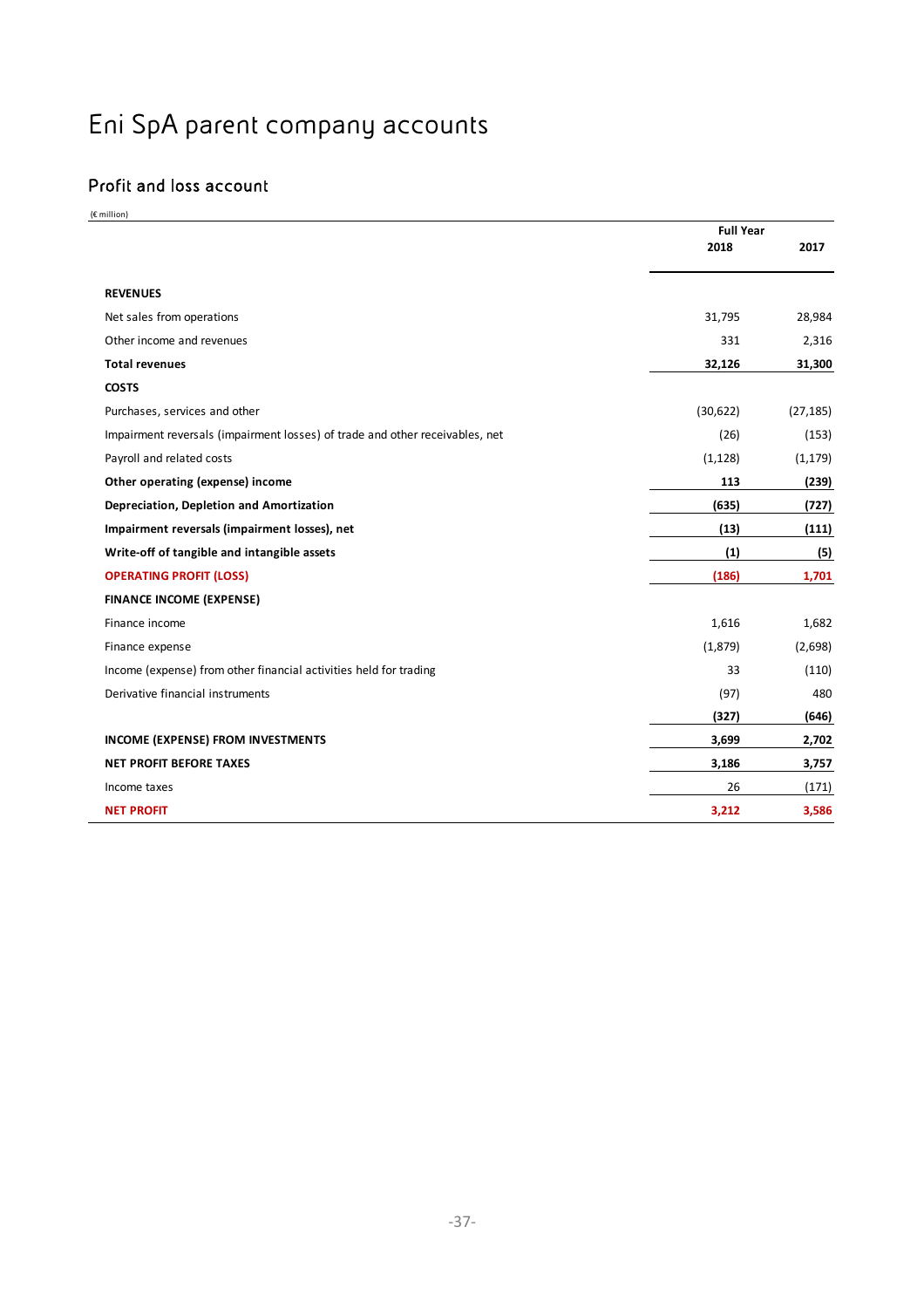# Eni SpA parent company accounts

## Profit and loss account

(€ million)

| | Full Year | |
|---|---|---|
| | 2018 | 2017 |
| **REVENUES** | | |
| Net sales from operations | 31,795 | 28,984 |
| Other income and revenues | 331 | 2,316 |
| **Total revenues** | **32,126** | **31,300** |
| **COSTS** | | |
| Purchases, services and other | (30,622) | (27,185) |
| Impairment reversals (impairment losses) of trade and other receivables, net | (26) | (153) |
| Payroll and related costs | (1,128) | (1,179) |
| **Other operating (expense) income** | **113** | **(239)** |
| **Depreciation, Depletion and Amortization** | **(635)** | **(727)** |
| **Impairment reversals (impairment losses), net** | **(13)** | **(111)** |
| **Write-off of tangible and intangible assets** | **(1)** | **(5)** |
| **OPERATING PROFIT (LOSS)** | **(186)** | **1,701** |
| **FINANCE INCOME (EXPENSE)** | | |
| Finance income | 1,616 | 1,682 |
| Finance expense | (1,879) | (2,698) |
| Income (expense) from other financial activities held for trading | 33 | (110) |
| Derivative financial instruments | (97) | 480 |
| | **(327)** | **(646)** |
| **INCOME (EXPENSE) FROM INVESTMENTS** | **3,699** | **2,702** |
| **NET PROFIT BEFORE TAXES** | **3,186** | **3,757** |
| Income taxes | 26 | (171) |
| **NET PROFIT** | **3,212** | **3,586** |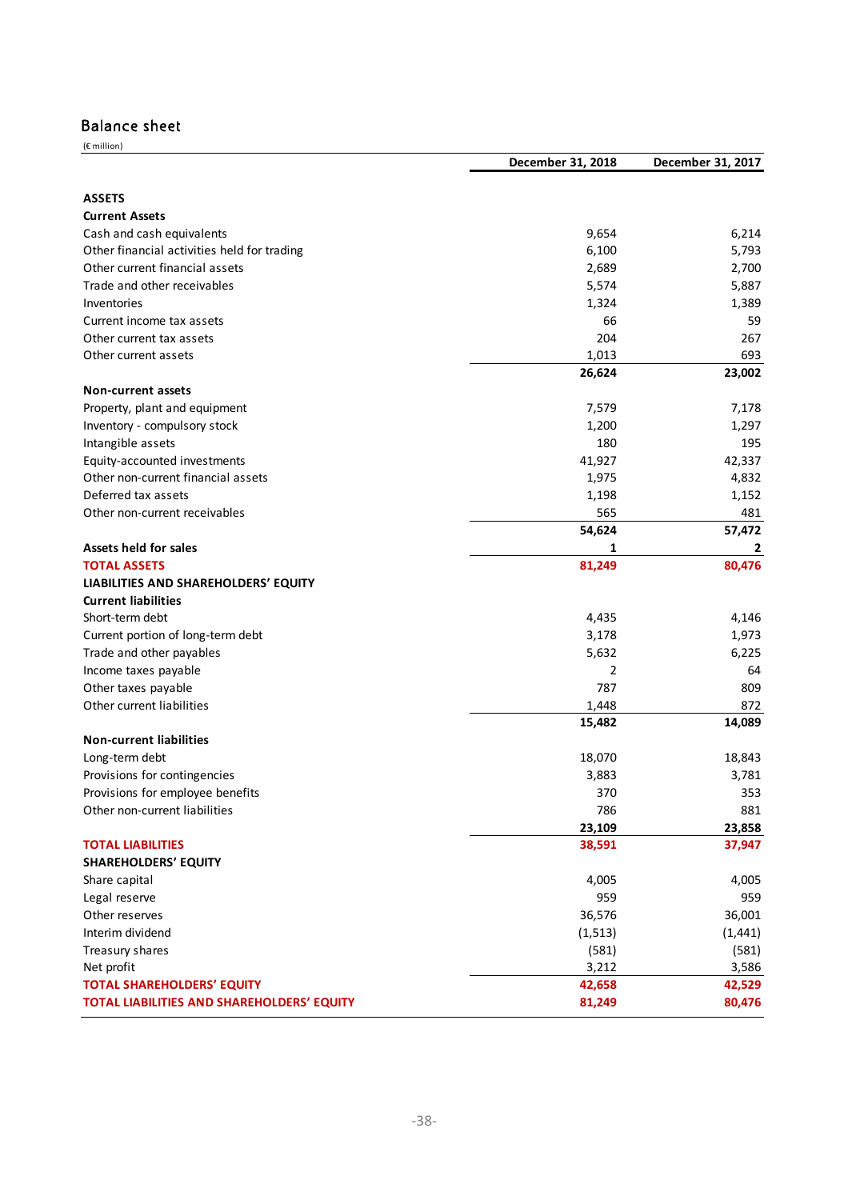## Balance sheet

(€ million)

| | December 31, 2018 | December 31, 2017 |
|---|---|---|
| **ASSETS** | | |
| **Current Assets** | | |
| Cash and cash equivalents | 9,654 | 6,214 |
| Other financial activities held for trading | 6,100 | 5,793 |
| Other current financial assets | 2,689 | 2,700 |
| Trade and other receivables | 5,574 | 5,887 |
| Inventories | 1,324 | 1,389 |
| Current income tax assets | 66 | 59 |
| Other current tax assets | 204 | 267 |
| Other current assets | 1,013 | 693 |
| | **26,624** | **23,002** |
| **Non-current assets** | | |
| Property, plant and equipment | 7,579 | 7,178 |
| Inventory - compulsory stock | 1,200 | 1,297 |
| Intangible assets | 180 | 195 |
| Equity-accounted investments | 41,927 | 42,337 |
| Other non-current financial assets | 1,975 | 4,832 |
| Deferred tax assets | 1,198 | 1,152 |
| Other non-current receivables | 565 | 481 |
| | **54,624** | **57,472** |
| **Assets held for sales** | **1** | **2** |
| **TOTAL ASSETS** | **81,249** | **80,476** |
| **LIABILITIES AND SHAREHOLDERS' EQUITY** | | |
| **Current liabilities** | | |
| Short-term debt | 4,435 | 4,146 |
| Current portion of long-term debt | 3,178 | 1,973 |
| Trade and other payables | 5,632 | 6,225 |
| Income taxes payable | 2 | 64 |
| Other taxes payable | 787 | 809 |
| Other current liabilities | 1,448 | 872 |
| | **15,482** | **14,089** |
| **Non-current liabilities** | | |
| Long-term debt | 18,070 | 18,843 |
| Provisions for contingencies | 3,883 | 3,781 |
| Provisions for employee benefits | 370 | 353 |
| Other non-current liabilities | 786 | 881 |
| | **23,109** | **23,858** |
| **TOTAL LIABILITIES** | **38,591** | **37,947** |
| **SHAREHOLDERS' EQUITY** | | |
| Share capital | 4,005 | 4,005 |
| Legal reserve | 959 | 959 |
| Other reserves | 36,576 | 36,001 |
| Interim dividend | (1,513) | (1,441) |
| Treasury shares | (581) | (581) |
| Net profit | 3,212 | 3,586 |
| **TOTAL SHAREHOLDERS' EQUITY** | **42,658** | **42,529** |
| **TOTAL LIABILITIES AND SHAREHOLDERS' EQUITY** | **81,249** | **80,476** |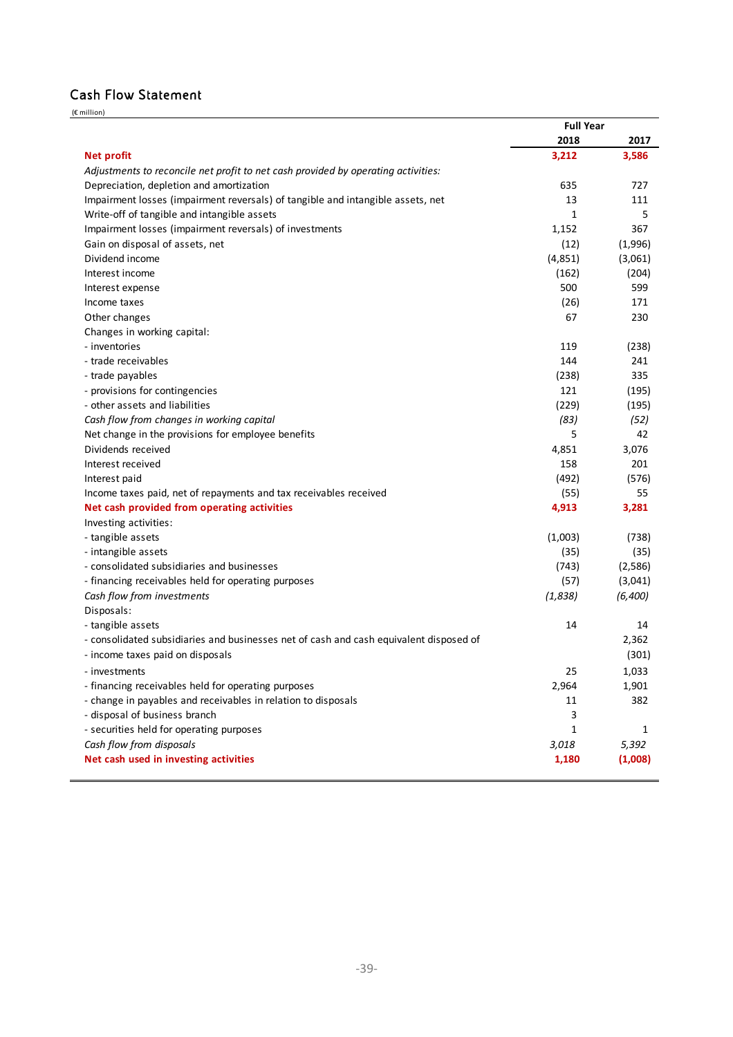## Cash Flow Statement

(€ million)

| | Full Year | |
|---|---|---|
| | **2018** | **2017** |
| **Net profit** | **3,212** | **3,586** |
| *Adjustments to reconcile net profit to net cash provided by operating activities:* | | |
| Depreciation, depletion and amortization | 635 | 727 |
| Impairment losses (impairment reversals) of tangible and intangible assets, net | 13 | 111 |
| Write-off of tangible and intangible assets | 1 | 5 |
| Impairment losses (impairment reversals) of investments | 1,152 | 367 |
| Gain on disposal of assets, net | (12) | (1,996) |
| Dividend income | (4,851) | (3,061) |
| Interest income | (162) | (204) |
| Interest expense | 500 | 599 |
| Income taxes | (26) | 171 |
| Other changes | 67 | 230 |
| Changes in working capital: | | |
| - inventories | 119 | (238) |
| - trade receivables | 144 | 241 |
| - trade payables | (238) | 335 |
| - provisions for contingencies | 121 | (195) |
| - other assets and liabilities | (229) | (195) |
| *Cash flow from changes in working capital* | *(83)* | *(52)* |
| Net change in the provisions for employee benefits | 5 | 42 |
| Dividends received | 4,851 | 3,076 |
| Interest received | 158 | 201 |
| Interest paid | (492) | (576) |
| Income taxes paid, net of repayments and tax receivables received | (55) | 55 |
| **Net cash provided from operating activities** | **4,913** | **3,281** |
| Investing activities: | | |
| - tangible assets | (1,003) | (738) |
| - intangible assets | (35) | (35) |
| - consolidated subsidiaries and businesses | (743) | (2,586) |
| - financing receivables held for operating purposes | (57) | (3,041) |
| *Cash flow from investments* | *(1,838)* | *(6,400)* |
| Disposals: | | |
| - tangible assets | 14 | 14 |
| - consolidated subsidiaries and businesses net of cash and cash equivalent disposed of | | 2,362 |
| - income taxes paid on disposals | | (301) |
| - investments | 25 | 1,033 |
| - financing receivables held for operating purposes | 2,964 | 1,901 |
| - change in payables and receivables in relation to disposals | 11 | 382 |
| - disposal of business branch | 3 | |
| - securities held for operating purposes | 1 | 1 |
| *Cash flow from disposals* | *3,018* | *5,392* |
| **Net cash used in investing activities** | **1,180** | **(1,008)** |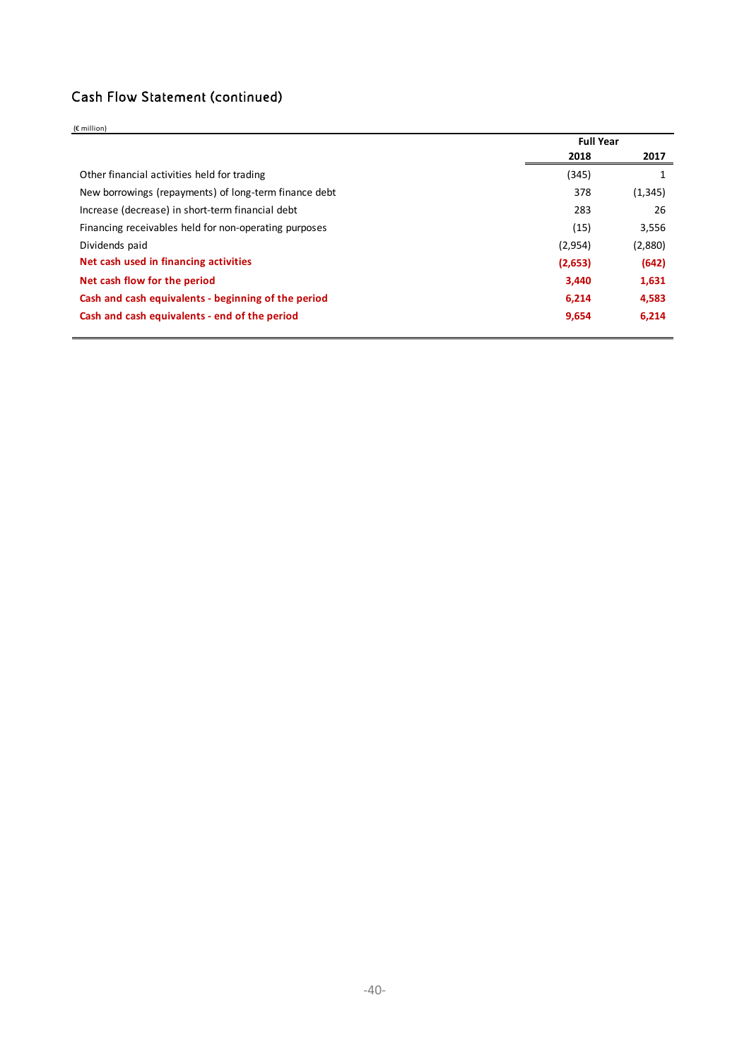## Cash Flow Statement (continued)

(€ million)

| | Full Year | |
|---|---|---|
| | 2018 | 2017 |
| Other financial activities held for trading | (345) | 1 |
| New borrowings (repayments) of long-term finance debt | 378 | (1,345) |
| Increase (decrease) in short-term financial debt | 283 | 26 |
| Financing receivables held for non-operating purposes | (15) | 3,556 |
| Dividends paid | (2,954) | (2,880) |
| **Net cash used in financing activities** | **(2,653)** | **(642)** |
| **Net cash flow for the period** | **3,440** | **1,631** |
| **Cash and cash equivalents - beginning of the period** | **6,214** | **4,583** |
| **Cash and cash equivalents - end of the period** | **9,654** | **6,214** |